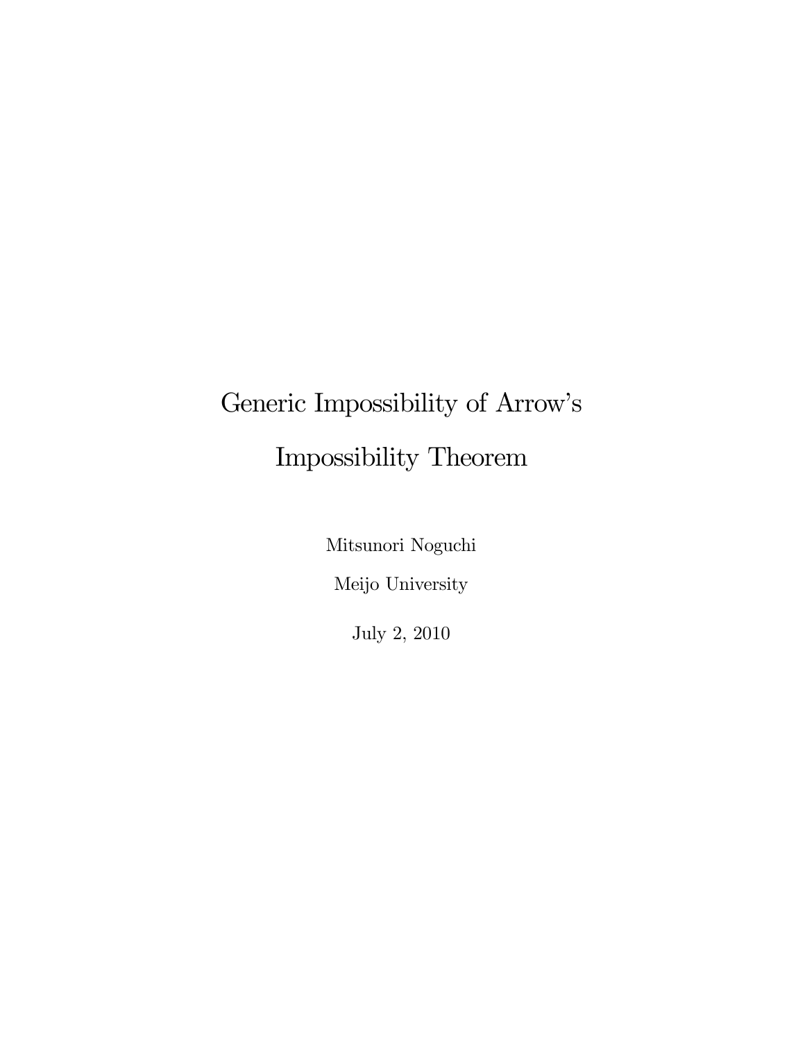# Generic Impossibility of Arrow's Impossibility Theorem

Mitsunori Noguchi

Meijo University

July 2, 2010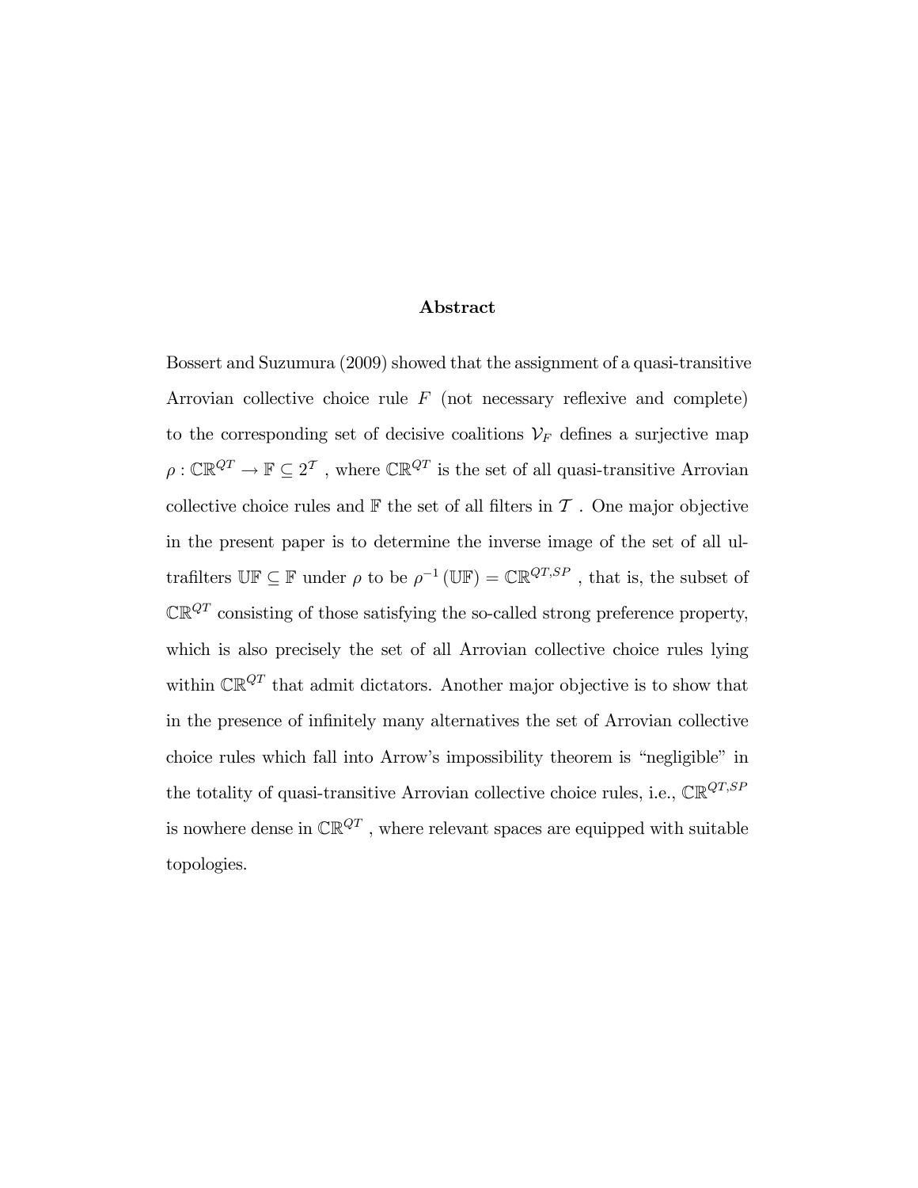## Abstract

Bossert and Suzumura (2009) showed that the assignment of a quasi-transitive Arrovian collective choice rule $F$ (not necessary reflexive and complete) to the corresponding set of decisive coalitions $\mathcal{V}_F$ defines a surjective map $\rho : \mathbb{CR}^{QT} \to \mathbb{F} \subseteq 2^{\mathcal{T}}$ , where $\mathbb{CR}^{QT}$ is the set of all quasi-transitive Arrovian collective choice rules and $\mathbb{F}$ the set of all filters in $\mathcal{T}$ . One major objective in the present paper is to determine the inverse image of the set of all ultrafilters $\mathbb{UF} \subseteq \mathbb{F}$ under $\rho$ to be $\rho^{-1}(\mathbb{UF}) = \mathbb{CR}^{QT,SP}$ , that is, the subset of $\mathbb{CR}^{QT}$ consisting of those satisfying the so-called strong preference property, which is also precisely the set of all Arrovian collective choice rules lying within $\mathbb{CR}^{QT}$ that admit dictators. Another major objective is to show that in the presence of infinitely many alternatives the set of Arrovian collective choice rules which fall into Arrow's impossibility theorem is "negligible" in the totality of quasi-transitive Arrovian collective choice rules, i.e., $\mathbb{CR}^{QT,SP}$ is nowhere dense in $\mathbb{CR}^{QT}$ , where relevant spaces are equipped with suitable topologies.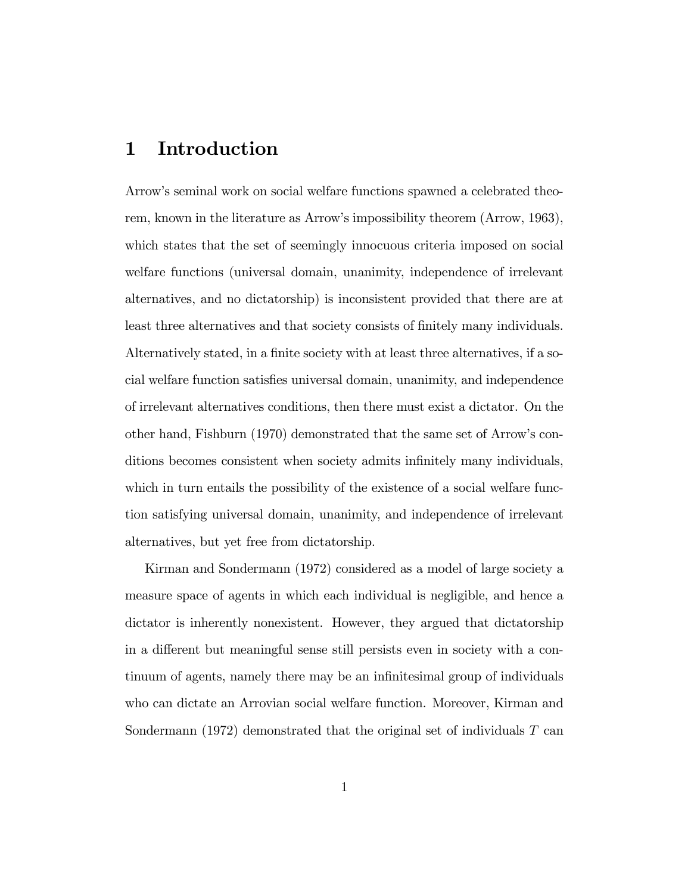# 1 Introduction

Arrow's seminal work on social welfare functions spawned a celebrated theorem, known in the literature as Arrow's impossibility theorem (Arrow, 1963), which states that the set of seemingly innocuous criteria imposed on social welfare functions (universal domain, unanimity, independence of irrelevant alternatives, and no dictatorship) is inconsistent provided that there are at least three alternatives and that society consists of finitely many individuals. Alternatively stated, in a finite society with at least three alternatives, if a social welfare function satisfies universal domain, unanimity, and independence of irrelevant alternatives conditions, then there must exist a dictator. On the other hand, Fishburn (1970) demonstrated that the same set of Arrow's conditions becomes consistent when society admits infinitely many individuals, which in turn entails the possibility of the existence of a social welfare function satisfying universal domain, unanimity, and independence of irrelevant alternatives, but yet free from dictatorship.

Kirman and Sondermann (1972) considered as a model of large society a measure space of agents in which each individual is negligible, and hence a dictator is inherently nonexistent. However, they argued that dictatorship in a different but meaningful sense still persists even in society with a continuum of agents, namely there may be an infinitesimal group of individuals who can dictate an Arrovian social welfare function. Moreover, Kirman and Sondermann (1972) demonstrated that the original set of individuals $T$ can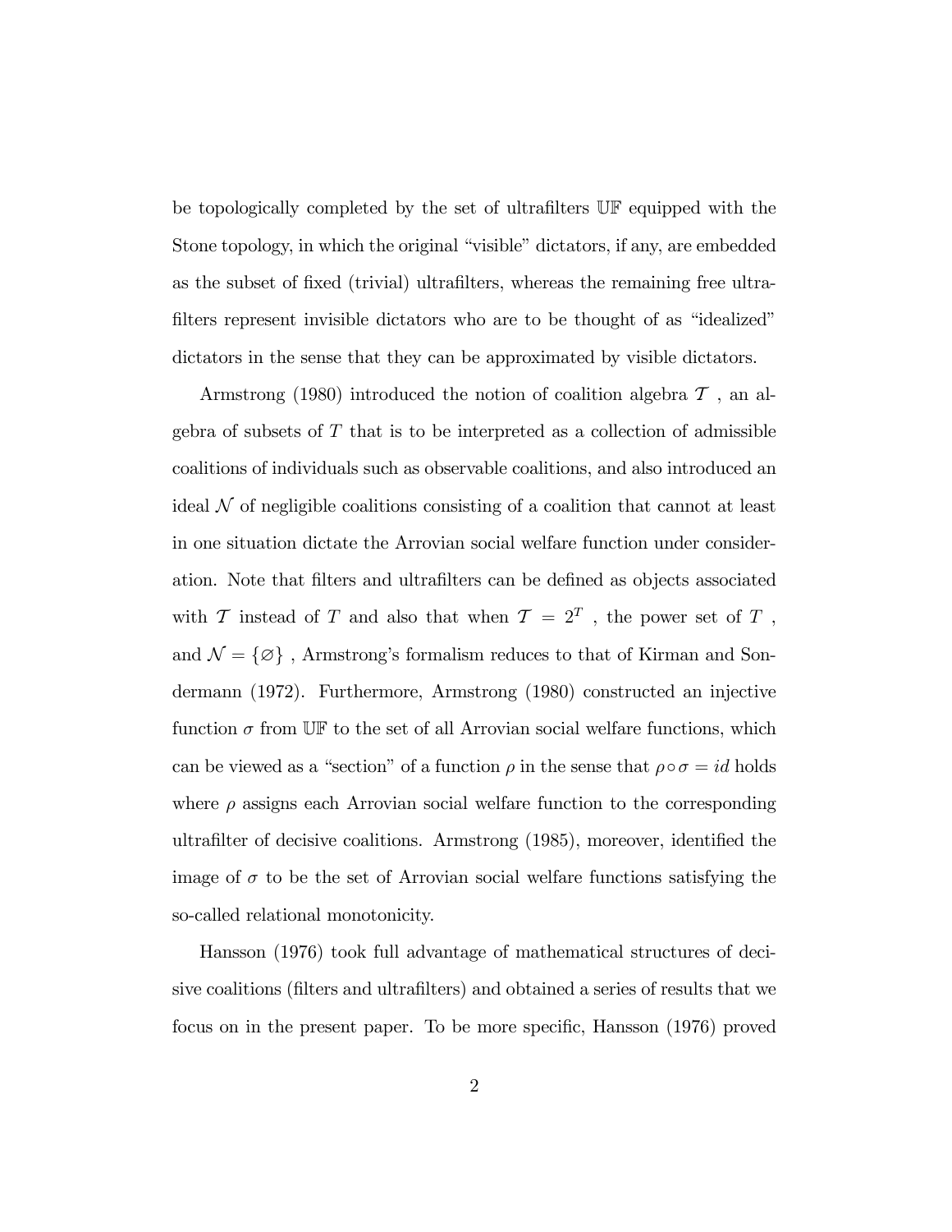be topologically completed by the set of ultrafilters $\mathbb{UF}$ equipped with the Stone topology, in which the original "visible" dictators, if any, are embedded as the subset of fixed (trivial) ultrafilters, whereas the remaining free ultrafilters represent invisible dictators who are to be thought of as "idealized" dictators in the sense that they can be approximated by visible dictators.

Armstrong (1980) introduced the notion of coalition algebra $\mathcal{T}$ , an algebra of subsets of $T$ that is to be interpreted as a collection of admissible coalitions of individuals such as observable coalitions, and also introduced an ideal $\mathcal{N}$ of negligible coalitions consisting of a coalition that cannot at least in one situation dictate the Arrovian social welfare function under consideration. Note that filters and ultrafilters can be defined as objects associated with $\mathcal{T}$ instead of $T$ and also that when $\mathcal{T} = 2^T$ , the power set of $T$ , and $\mathcal{N} = \{\varnothing\}$ , Armstrong's formalism reduces to that of Kirman and Sondermann (1972). Furthermore, Armstrong (1980) constructed an injective function $\sigma$ from $\mathbb{UF}$ to the set of all Arrovian social welfare functions, which can be viewed as a "section" of a function $\rho$ in the sense that $\rho \circ \sigma = id$ holds where $\rho$ assigns each Arrovian social welfare function to the corresponding ultrafilter of decisive coalitions. Armstrong (1985), moreover, identified the image of $\sigma$ to be the set of Arrovian social welfare functions satisfying the so-called relational monotonicity.

Hansson (1976) took full advantage of mathematical structures of decisive coalitions (filters and ultrafilters) and obtained a series of results that we focus on in the present paper. To be more specific, Hansson (1976) proved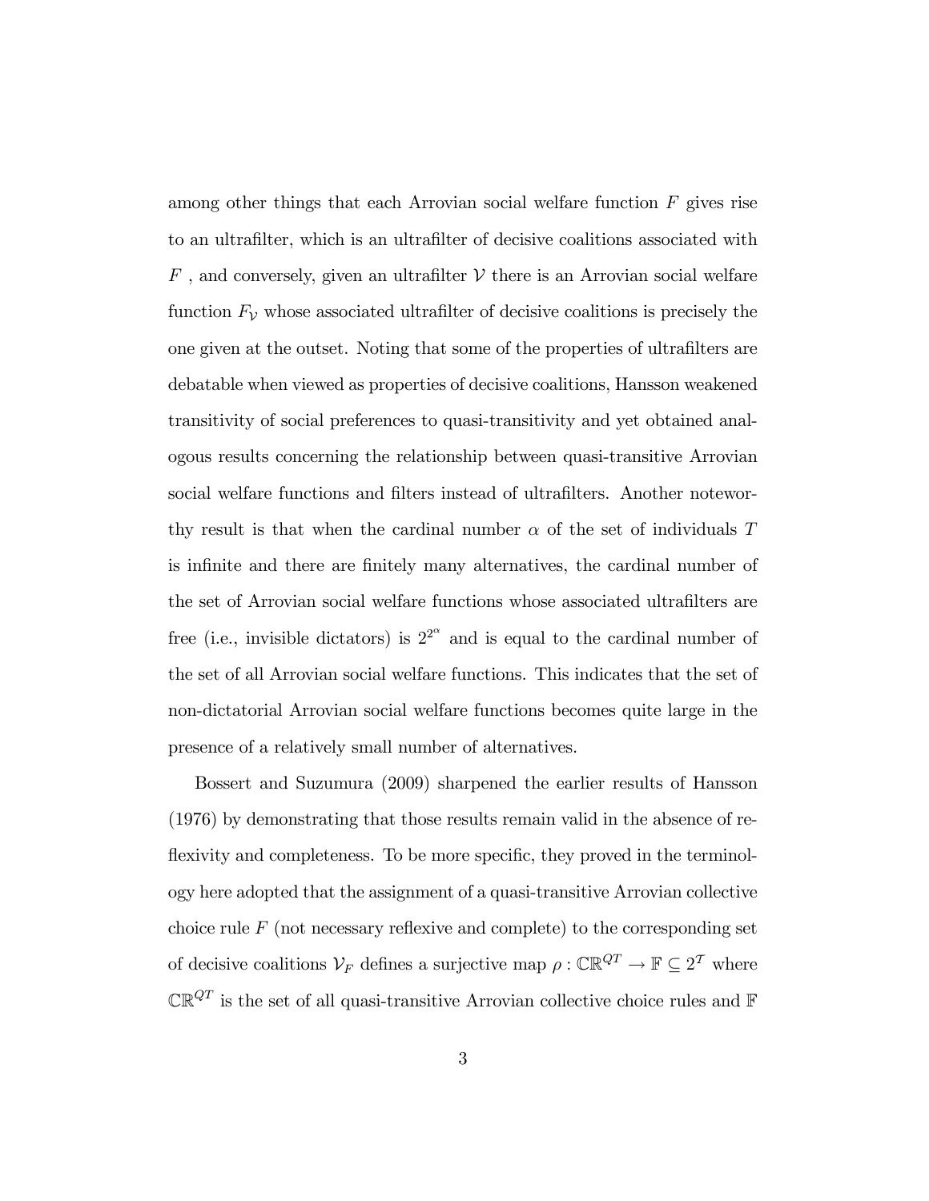among other things that each Arrovian social welfare function $F$ gives rise to an ultrafilter, which is an ultrafilter of decisive coalitions associated with $F$ , and conversely, given an ultrafilter $\mathcal{V}$ there is an Arrovian social welfare function $F_{\mathcal{V}}$ whose associated ultrafilter of decisive coalitions is precisely the one given at the outset. Noting that some of the properties of ultrafilters are debatable when viewed as properties of decisive coalitions, Hansson weakened transitivity of social preferences to quasi-transitivity and yet obtained analogous results concerning the relationship between quasi-transitive Arrovian social welfare functions and filters instead of ultrafilters. Another noteworthy result is that when the cardinal number $\alpha$ of the set of individuals $T$ is infinite and there are finitely many alternatives, the cardinal number of the set of Arrovian social welfare functions whose associated ultrafilters are free (i.e., invisible dictators) is $2^{2^{\alpha}}$ and is equal to the cardinal number of the set of all Arrovian social welfare functions. This indicates that the set of non-dictatorial Arrovian social welfare functions becomes quite large in the presence of a relatively small number of alternatives.

Bossert and Suzumura (2009) sharpened the earlier results of Hansson (1976) by demonstrating that those results remain valid in the absence of reflexivity and completeness. To be more specific, they proved in the terminology here adopted that the assignment of a quasi-transitive Arrovian collective choice rule $F$ (not necessary reflexive and complete) to the corresponding set of decisive coalitions $\mathcal{V}_F$ defines a surjective map $\rho : \mathbb{CR}^{QT} \rightarrow \mathbb{F} \subseteq 2^{\mathcal{T}}$ where $\mathbb{CR}^{QT}$ is the set of all quasi-transitive Arrovian collective choice rules and $\mathbb{F}$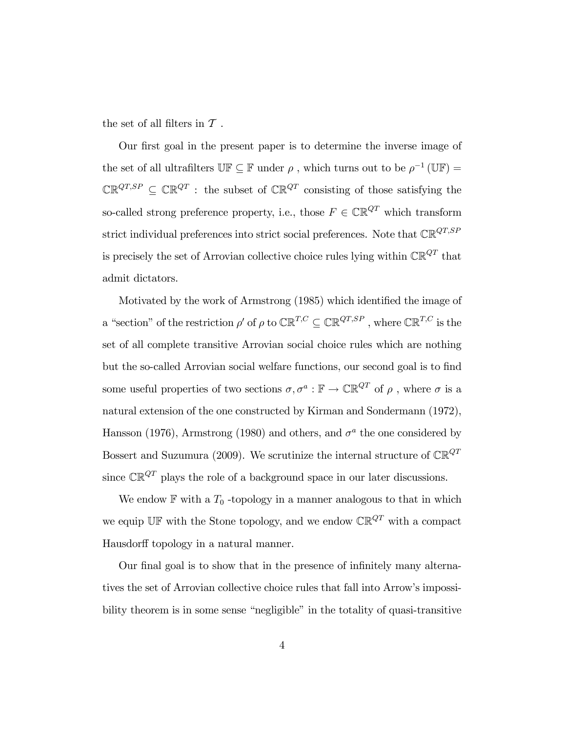the set of all filters in $\mathcal{T}$ .

Our first goal in the present paper is to determine the inverse image of the set of all ultrafilters $\mathbb{UF} \subseteq \mathbb{F}$ under $\rho$ , which turns out to be $\rho^{-1}(\mathbb{UF}) = \mathbb{CR}^{QT,SP} \subseteq \mathbb{CR}^{QT}$ : the subset of $\mathbb{CR}^{QT}$ consisting of those satisfying the so-called strong preference property, i.e., those $F \in \mathbb{CR}^{QT}$ which transform strict individual preferences into strict social preferences. Note that $\mathbb{CR}^{QT,SP}$ is precisely the set of Arrovian collective choice rules lying within $\mathbb{CR}^{QT}$ that admit dictators.

Motivated by the work of Armstrong (1985) which identified the image of a "section" of the restriction $\rho'$ of $\rho$ to $\mathbb{CR}^{T,C} \subseteq \mathbb{CR}^{QT,SP}$ , where $\mathbb{CR}^{T,C}$ is the set of all complete transitive Arrovian social choice rules which are nothing but the so-called Arrovian social welfare functions, our second goal is to find some useful properties of two sections $\sigma, \sigma^a : \mathbb{F} \to \mathbb{CR}^{QT}$ of $\rho$ , where $\sigma$ is a natural extension of the one constructed by Kirman and Sondermann (1972), Hansson (1976), Armstrong (1980) and others, and $\sigma^a$ the one considered by Bossert and Suzumura (2009). We scrutinize the internal structure of $\mathbb{CR}^{QT}$ since $\mathbb{CR}^{QT}$ plays the role of a background space in our later discussions.

We endow $\mathbb{F}$ with a $T_0$ -topology in a manner analogous to that in which we equip $\mathbb{UF}$ with the Stone topology, and we endow $\mathbb{CR}^{QT}$ with a compact Hausdorff topology in a natural manner.

Our final goal is to show that in the presence of infinitely many alternatives the set of Arrovian collective choice rules that fall into Arrow's impossibility theorem is in some sense "negligible" in the totality of quasi-transitive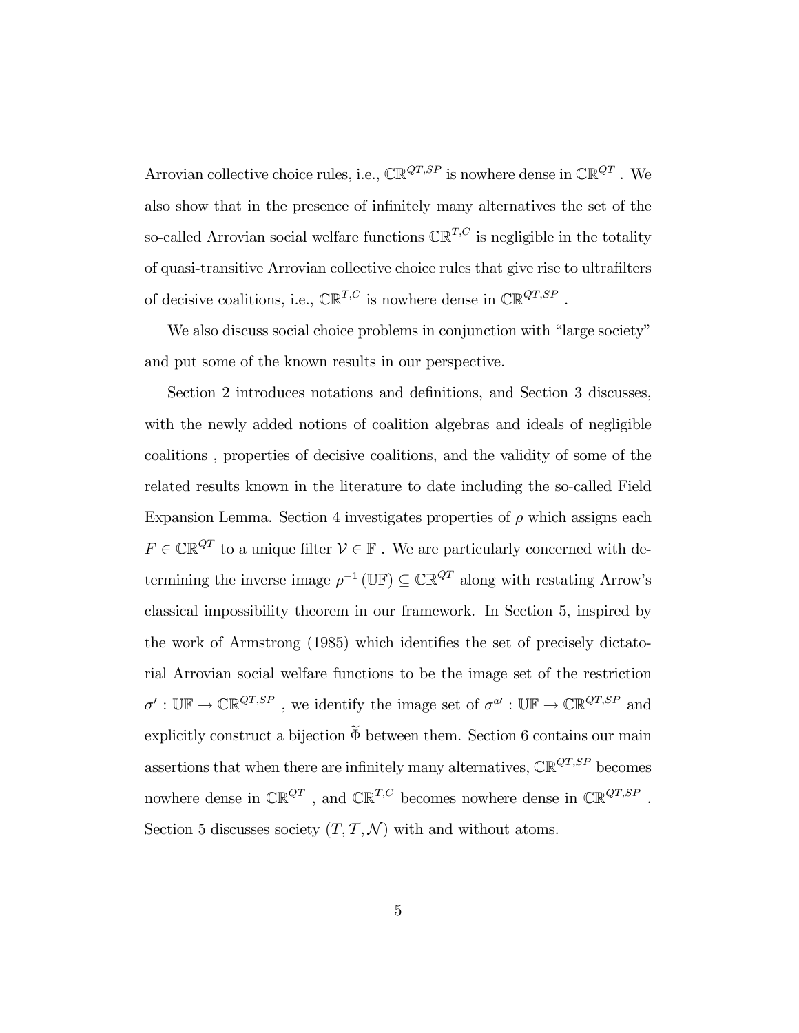Arrovian collective choice rules, i.e., $\mathbb{CR}^{QT,SP}$ is nowhere dense in $\mathbb{CR}^{QT}$ . We also show that in the presence of infinitely many alternatives the set of the so-called Arrovian social welfare functions $\mathbb{CR}^{T,C}$ is negligible in the totality of quasi-transitive Arrovian collective choice rules that give rise to ultrafilters of decisive coalitions, i.e., $\mathbb{CR}^{T,C}$ is nowhere dense in $\mathbb{CR}^{QT,SP}$ .

We also discuss social choice problems in conjunction with "large society" and put some of the known results in our perspective.

Section 2 introduces notations and definitions, and Section 3 discusses, with the newly added notions of coalition algebras and ideals of negligible coalitions , properties of decisive coalitions, and the validity of some of the related results known in the literature to date including the so-called Field Expansion Lemma. Section 4 investigates properties of $\rho$ which assigns each $F \in \mathbb{CR}^{QT}$ to a unique filter $\mathcal{V} \in \mathbb{F}$ . We are particularly concerned with determining the inverse image $\rho^{-1}(\mathbb{UF}) \subseteq \mathbb{CR}^{QT}$ along with restating Arrow's classical impossibility theorem in our framework. In Section 5, inspired by the work of Armstrong (1985) which identifies the set of precisely dictatorial Arrovian social welfare functions to be the image set of the restriction $\sigma' : \mathbb{UF} \to \mathbb{CR}^{QT,SP}$ , we identify the image set of $\sigma^{a\prime} : \mathbb{UF} \to \mathbb{CR}^{QT,SP}$ and explicitly construct a bijection $\widetilde{\Phi}$ between them. Section 6 contains our main assertions that when there are infinitely many alternatives, $\mathbb{CR}^{QT,SP}$ becomes nowhere dense in $\mathbb{CR}^{QT}$ , and $\mathbb{CR}^{T,C}$ becomes nowhere dense in $\mathbb{CR}^{QT,SP}$ . Section 5 discusses society $(T, \mathcal{T}, \mathcal{N})$ with and without atoms.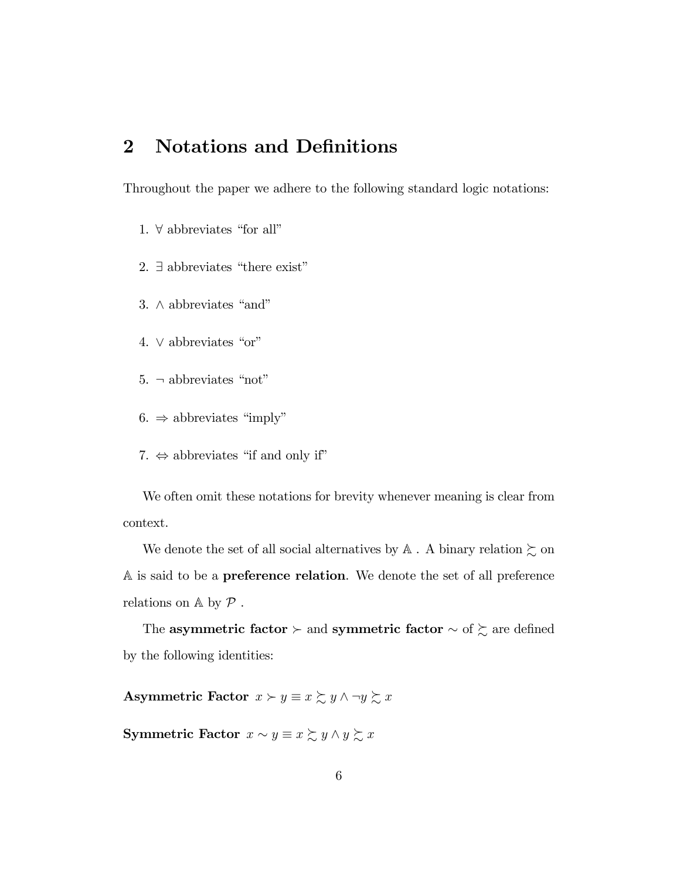## 2 Notations and Definitions

Throughout the paper we adhere to the following standard logic notations:

1. $\forall$ abbreviates "for all"
2. $\exists$ abbreviates "there exist"
3. $\wedge$ abbreviates "and"
4. $\vee$ abbreviates "or"
5. $\neg$ abbreviates "not"
6. $\Rightarrow$ abbreviates "imply"
7. $\Leftrightarrow$ abbreviates "if and only if"

We often omit these notations for brevity whenever meaning is clear from context.

We denote the set of all social alternatives by $\mathbb{A}$ . A binary relation $\succsim$ on $\mathbb{A}$ is said to be a **preference relation**. We denote the set of all preference relations on $\mathbb{A}$ by $\mathcal{P}$ .

The **asymmetric factor** $\succ$ and **symmetric factor** $\sim$ of $\succsim$ are defined by the following identities:

**Asymmetric Factor** $x \succ y \equiv x \succsim y \wedge \neg y \succsim x$

**Symmetric Factor** $x \sim y \equiv x \succsim y \wedge y \succsim x$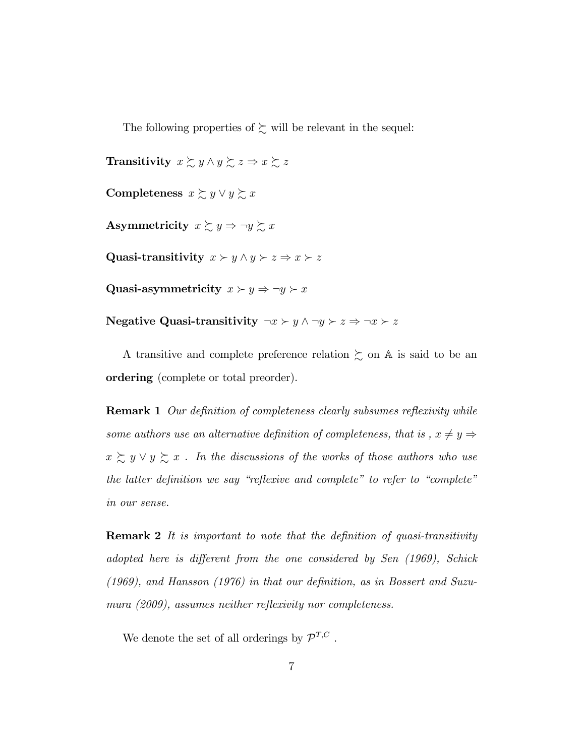The following properties of $\succsim$ will be relevant in the sequel:

**Transitivity** $x \succsim y \wedge y \succsim z \Rightarrow x \succsim z$

**Completeness** $x \succsim y \vee y \succsim x$

**Asymmetricity** $x \succsim y \Rightarrow \neg y \succsim x$

**Quasi-transitivity** $x \succ y \wedge y \succ z \Rightarrow x \succ z$

**Quasi-asymmetricity** $x \succ y \Rightarrow \neg y \succ x$

**Negative Quasi-transitivity** $\neg x \succ y \wedge \neg y \succ z \Rightarrow \neg x \succ z$

A transitive and complete preference relation $\succsim$ on $\mathbb{A}$ is said to be an **ordering** (complete or total preorder).

**Remark 1** *Our definition of completeness clearly subsumes reflexivity while some authors use an alternative definition of completeness, that is , $x \neq y \Rightarrow x \succsim y \vee y \succsim x$ . In the discussions of the works of those authors who use the latter definition we say "reflexive and complete" to refer to "complete" in our sense.*

**Remark 2** *It is important to note that the definition of quasi-transitivity adopted here is different from the one considered by Sen (1969), Schick (1969), and Hansson (1976) in that our definition, as in Bossert and Suzumura (2009), assumes neither reflexivity nor completeness.*

We denote the set of all orderings by $\mathcal{P}^{T,C}$ .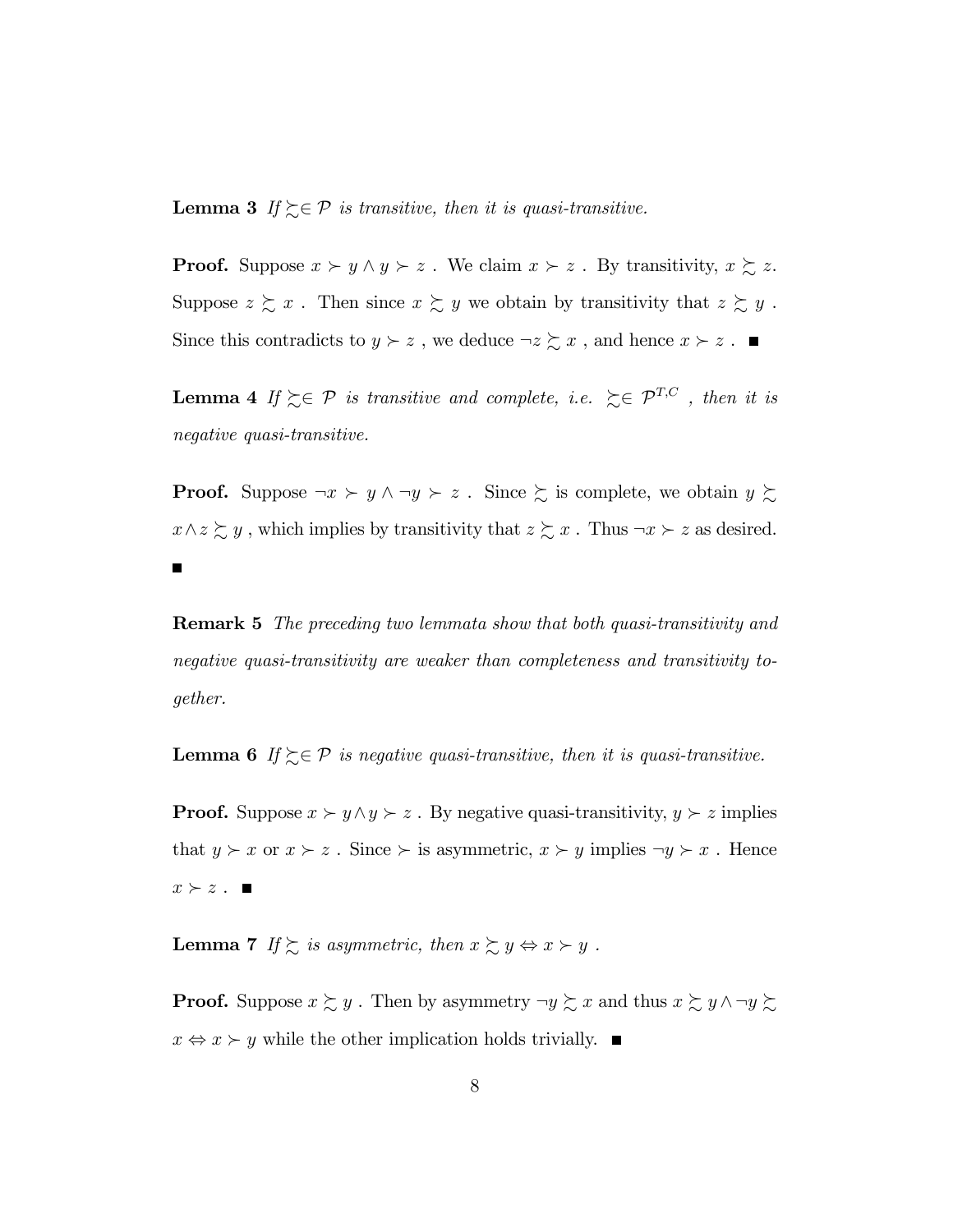**Lemma 3** *If $\succsim \in \mathcal{P}$ is transitive, then it is quasi-transitive.*

**Proof.** Suppose $x \succ y \wedge y \succ z$ . We claim $x \succ z$ . By transitivity, $x \succsim z$. Suppose $z \succsim x$ . Then since $x \succsim y$ we obtain by transitivity that $z \succsim y$ . Since this contradicts to $y \succ z$ , we deduce $\neg z \succsim x$ , and hence $x \succ z$ . ∎

**Lemma 4** *If $\succsim \in \mathcal{P}$ is transitive and complete, i.e. $\succsim \in \mathcal{P}^{T,C}$ , then it is negative quasi-transitive.*

**Proof.** Suppose $\neg x \succ y \wedge \neg y \succ z$ . Since $\succsim$ is complete, we obtain $y \succsim x \wedge z \succsim y$ , which implies by transitivity that $z \succsim x$ . Thus $\neg x \succ z$ as desired. ∎

**Remark 5** *The preceding two lemmata show that both quasi-transitivity and negative quasi-transitivity are weaker than completeness and transitivity together.*

**Lemma 6** *If $\succsim \in \mathcal{P}$ is negative quasi-transitive, then it is quasi-transitive.*

**Proof.** Suppose $x \succ y \wedge y \succ z$ . By negative quasi-transitivity, $y \succ z$ implies that $y \succ x$ or $x \succ z$ . Since $\succ$ is asymmetric, $x \succ y$ implies $\neg y \succ x$ . Hence $x \succ z$ . ∎

**Lemma 7** *If $\succsim$ is asymmetric, then $x \succsim y \Leftrightarrow x \succ y$ .*

**Proof.** Suppose $x \succsim y$ . Then by asymmetry $\neg y \succsim x$ and thus $x \succsim y \wedge \neg y \succsim x \Leftrightarrow x \succ y$ while the other implication holds trivially. ∎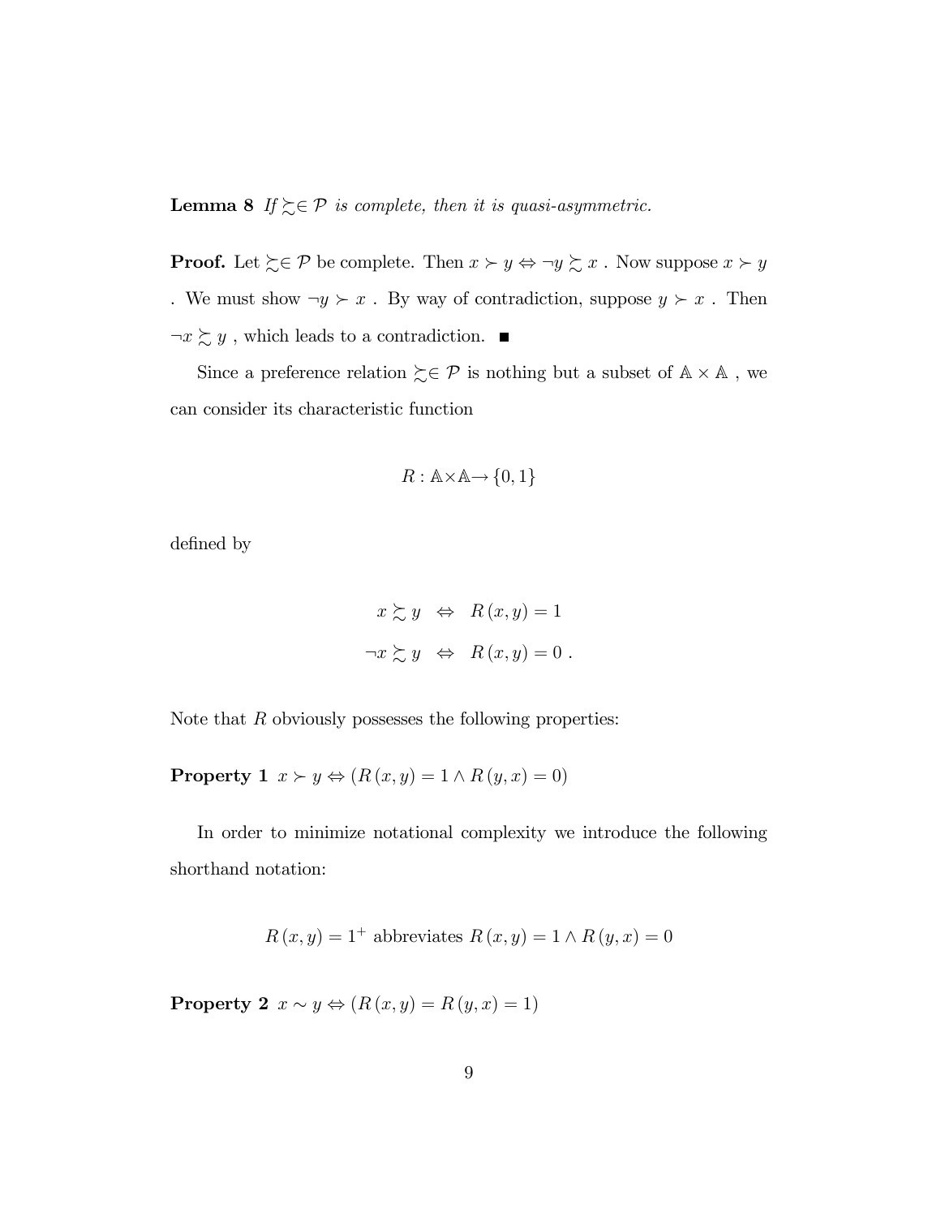**Lemma 8** *If $\succsim \in \mathcal{P}$ is complete, then it is quasi-asymmetric.*

**Proof.** Let $\succsim \in \mathcal{P}$ be complete. Then $x \succ y \Leftrightarrow \neg y \succsim x$ . Now suppose $x \succ y$ . We must show $\neg y \succ x$ . By way of contradiction, suppose $y \succ x$ . Then $\neg x \succsim y$ , which leads to a contradiction. ■

Since a preference relation $\succsim \in \mathcal{P}$ is nothing but a subset of $\mathbb{A} \times \mathbb{A}$ , we can consider its characteristic function

$$R : \mathbb{A} \times \mathbb{A} \rightarrow \{0, 1\}$$

defined by

$$\begin{aligned} x \succsim y \quad &\Leftrightarrow \quad R(x, y) = 1 \\ \neg x \succsim y \quad &\Leftrightarrow \quad R(x, y) = 0 \ . \end{aligned}$$

Note that $R$ obviously possesses the following properties:

**Property 1** $x \succ y \Leftrightarrow (R(x, y) = 1 \wedge R(y, x) = 0)$

In order to minimize notational complexity we introduce the following shorthand notation:

$$R(x, y) = 1^{+} \text{ abbreviates } R(x, y) = 1 \wedge R(y, x) = 0$$

**Property 2** $x \sim y \Leftrightarrow (R(x, y) = R(y, x) = 1)$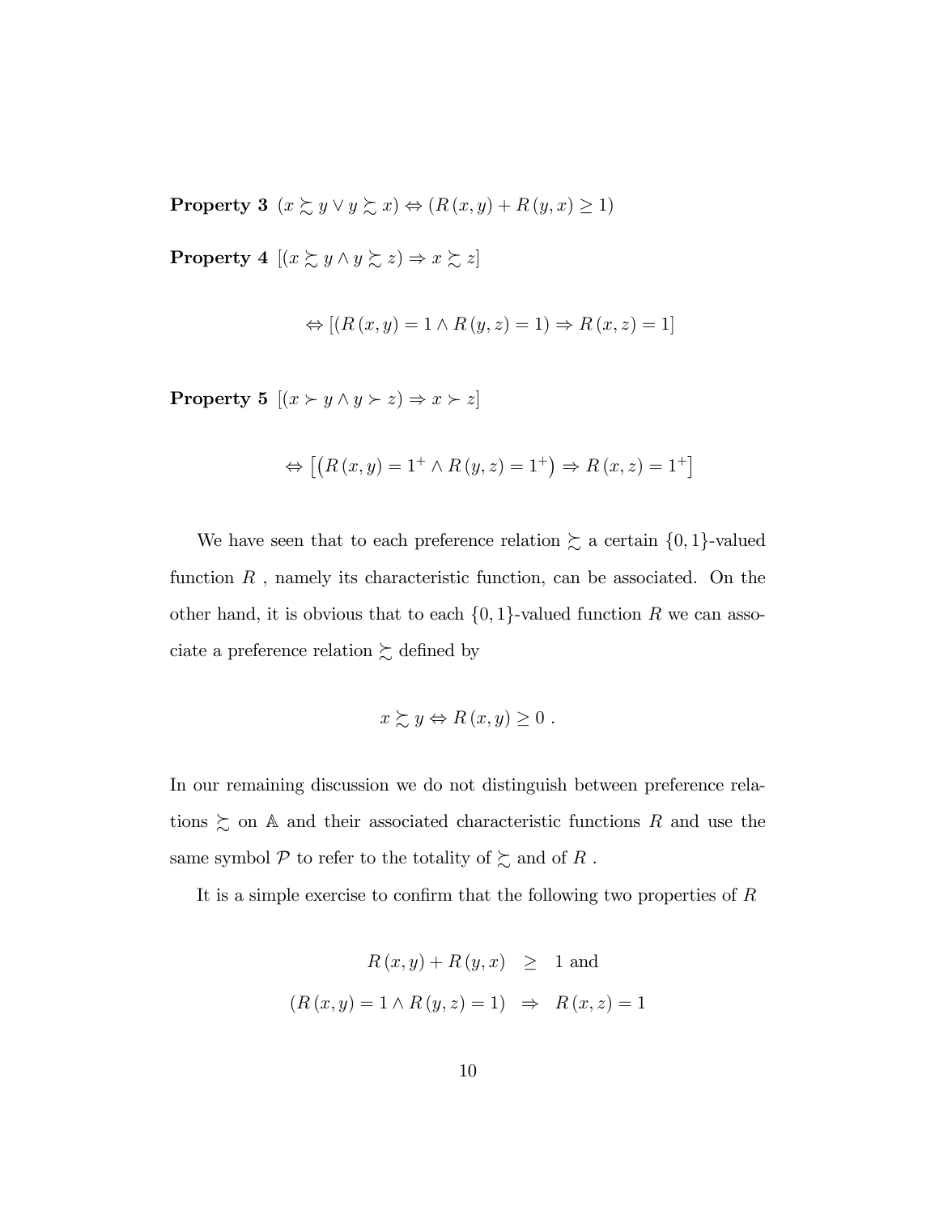**Property 3** $(x \succsim y \vee y \succsim x) \Leftrightarrow (R(x,y) + R(y,x) \geq 1)$

**Property 4** $[(x \succsim y \wedge y \succsim z) \Rightarrow x \succsim z]$

$$\Leftrightarrow [(R(x,y) = 1 \wedge R(y,z) = 1) \Rightarrow R(x,z) = 1]$$

**Property 5** $[(x \succ y \wedge y \succ z) \Rightarrow x \succ z]$

$$\Leftrightarrow \left[\left(R(x,y) = 1^{+} \wedge R(y,z) = 1^{+}\right) \Rightarrow R(x,z) = 1^{+}\right]$$

We have seen that to each preference relation $\succsim$ a certain $\{0,1\}$-valued function $R$ , namely its characteristic function, can be associated. On the other hand, it is obvious that to each $\{0,1\}$-valued function $R$ we can associate a preference relation $\succsim$ defined by

$$x \succsim y \Leftrightarrow R(x,y) \geq 0 \ .$$

In our remaining discussion we do not distinguish between preference relations $\succsim$ on $\mathbb{A}$ and their associated characteristic functions $R$ and use the same symbol $\mathcal{P}$ to refer to the totality of $\succsim$ and of $R$ .

It is a simple exercise to confirm that the following two properties of $R$

$$R(x,y) + R(y,x) \geq 1 \text{ and}$$
$$(R(x,y) = 1 \wedge R(y,z) = 1) \Rightarrow R(x,z) = 1$$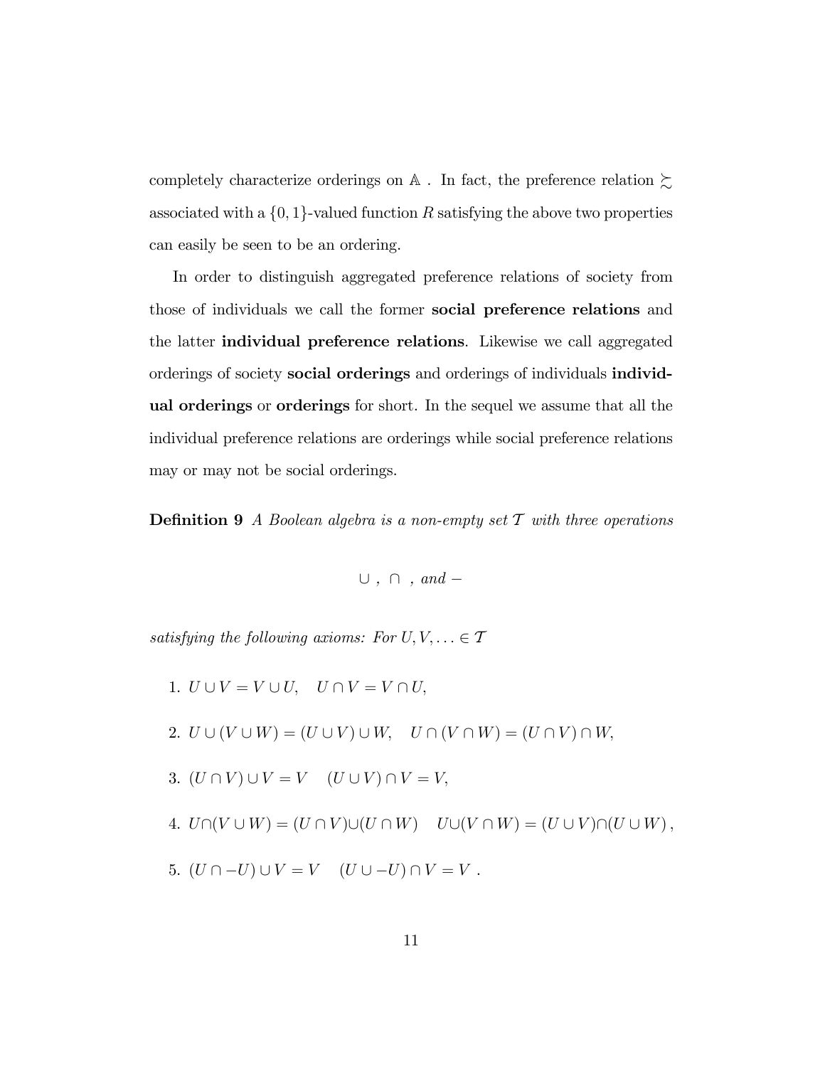completely characterize orderings on $\mathbb{A}$ . In fact, the preference relation $\succsim$ associated with a $\{0,1\}$-valued function $R$ satisfying the above two properties can easily be seen to be an ordering.

In order to distinguish aggregated preference relations of society from those of individuals we call the former **social preference relations** and the latter **individual preference relations**. Likewise we call aggregated orderings of society **social orderings** and orderings of individuals **individual orderings** or **orderings** for short. In the sequel we assume that all the individual preference relations are orderings while social preference relations may or may not be social orderings.

**Definition 9** *A Boolean algebra is a non-empty set $\mathcal{T}$ with three operations*

$$\cup\ ,\ \cap\ ,\ \textit{and}\ -$$

*satisfying the following axioms: For $U, V, \ldots \in \mathcal{T}$*

1. $U \cup V = V \cup U, \quad U \cap V = V \cap U,$

2. $U \cup (V \cup W) = (U \cup V) \cup W, \quad U \cap (V \cap W) = (U \cap V) \cap W,$

3. $(U \cap V) \cup V = V \quad (U \cup V) \cap V = V,$

4. $U \cap (V \cup W) = (U \cap V) \cup (U \cap W) \quad U \cup (V \cap W) = (U \cup V) \cap (U \cup W),$

5. $(U \cap -U) \cup V = V \quad (U \cup -U) \cap V = V$ .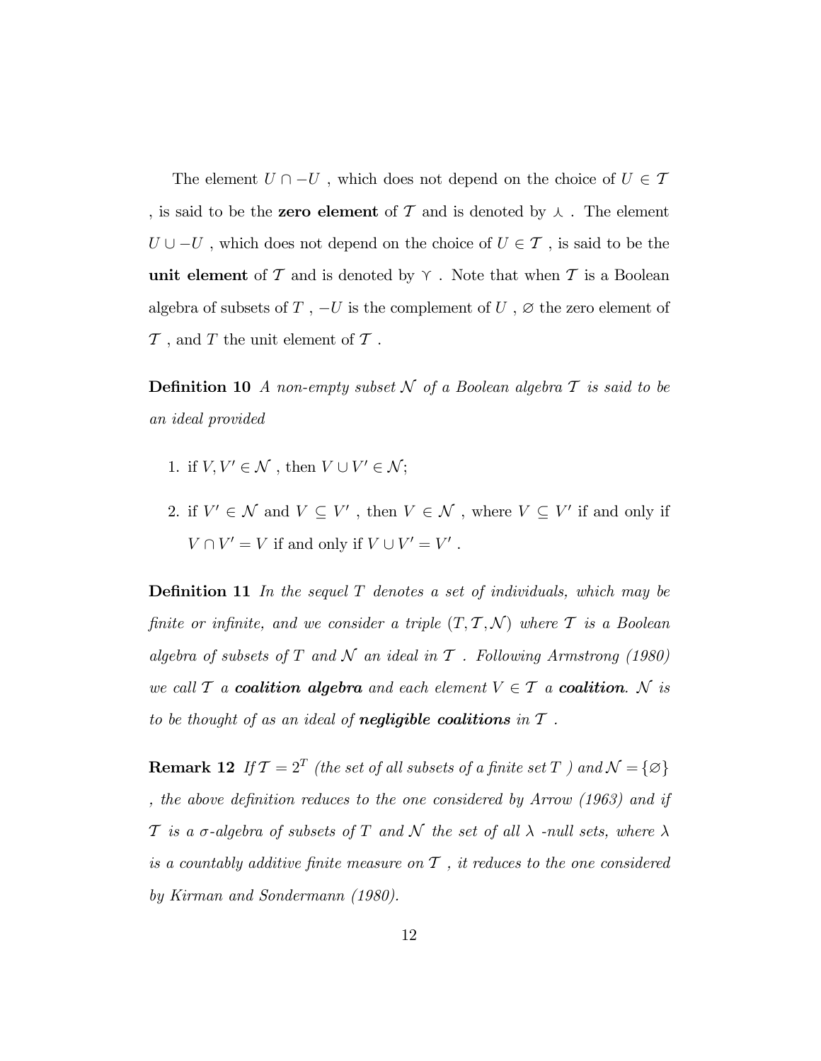The element $U \cap -U$ , which does not depend on the choice of $U \in \mathcal{T}$ , is said to be the **zero element** of $\mathcal{T}$ and is denoted by $\curlywedge$ . The element $U \cup -U$ , which does not depend on the choice of $U \in \mathcal{T}$ , is said to be the **unit element** of $\mathcal{T}$ and is denoted by $\curlyvee$ . Note that when $\mathcal{T}$ is a Boolean algebra of subsets of $T$ , $-U$ is the complement of $U$ , $\varnothing$ the zero element of $\mathcal{T}$ , and $T$ the unit element of $\mathcal{T}$ .

**Definition 10** *A non-empty subset $\mathcal{N}$ of a Boolean algebra $\mathcal{T}$ is said to be an ideal provided*

1. if $V, V' \in \mathcal{N}$ , then $V \cup V' \in \mathcal{N}$;
2. if $V' \in \mathcal{N}$ and $V \subseteq V'$ , then $V \in \mathcal{N}$ , where $V \subseteq V'$ if and only if $V \cap V' = V$ if and only if $V \cup V' = V'$ .

**Definition 11** *In the sequel $T$ denotes a set of individuals, which may be finite or infinite, and we consider a triple $(T, \mathcal{T}, \mathcal{N})$ where $\mathcal{T}$ is a Boolean algebra of subsets of $T$ and $\mathcal{N}$ an ideal in $\mathcal{T}$ . Following Armstrong (1980) we call $\mathcal{T}$ a* ***coalition algebra*** *and each element $V \in \mathcal{T}$ a* ***coalition****. $\mathcal{N}$ is to be thought of as an ideal of* ***negligible coalitions*** *in $\mathcal{T}$ .*

**Remark 12** *If $\mathcal{T} = 2^T$ (the set of all subsets of a finite set $T$ ) and $\mathcal{N} = \{\varnothing\}$ , the above definition reduces to the one considered by Arrow (1963) and if $\mathcal{T}$ is a $\sigma$-algebra of subsets of $T$ and $\mathcal{N}$ the set of all $\lambda$ -null sets, where $\lambda$ is a countably additive finite measure on $\mathcal{T}$ , it reduces to the one considered by Kirman and Sondermann (1980).*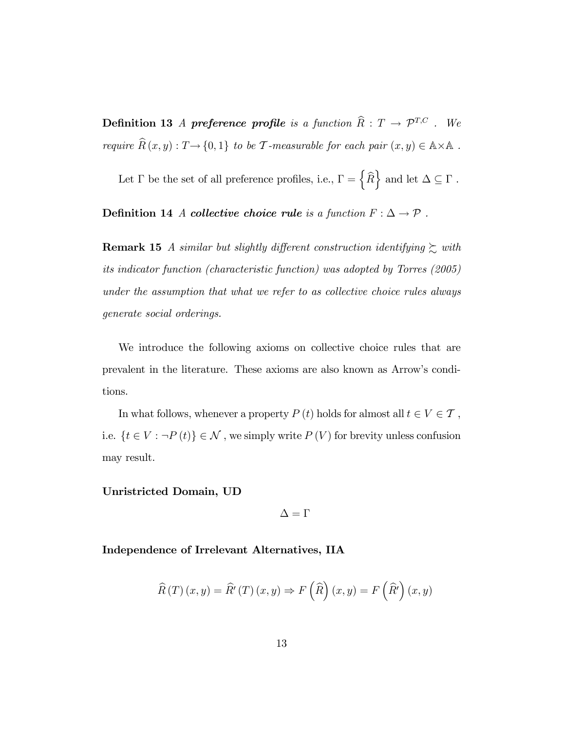**Definition 13** *A **preference profile** is a function $\widehat{R} : T \to \mathcal{P}^{T,C}$ . We require $\widehat{R}(x,y) : T \to \{0,1\}$ to be $\mathcal{T}$-measurable for each pair $(x,y) \in \mathbb{A} \times \mathbb{A}$ .*

Let $\Gamma$ be the set of all preference profiles, i.e., $\Gamma = \left\{\widehat{R}\right\}$ and let $\Delta \subseteq \Gamma$ .

**Definition 14** *A **collective choice rule** is a function $F : \Delta \to \mathcal{P}$ .*

**Remark 15** *A similar but slightly different construction identifying $\succsim$ with its indicator function (characteristic function) was adopted by Torres (2005) under the assumption that what we refer to as collective choice rules always generate social orderings.*

We introduce the following axioms on collective choice rules that are prevalent in the literature. These axioms are also known as Arrow's conditions.

In what follows, whenever a property $P(t)$ holds for almost all $t \in V \in \mathcal{T}$ , i.e. $\{t \in V : \neg P(t)\} \in \mathcal{N}$ , we simply write $P(V)$ for brevity unless confusion may result.

**Unristricted Domain, UD**

$$\Delta = \Gamma$$

**Independence of Irrelevant Alternatives, IIA**

$$\widehat{R}(T)(x,y) = \widehat{R}'(T)(x,y) \Rightarrow F\left(\widehat{R}\right)(x,y) = F\left(\widehat{R}'\right)(x,y)$$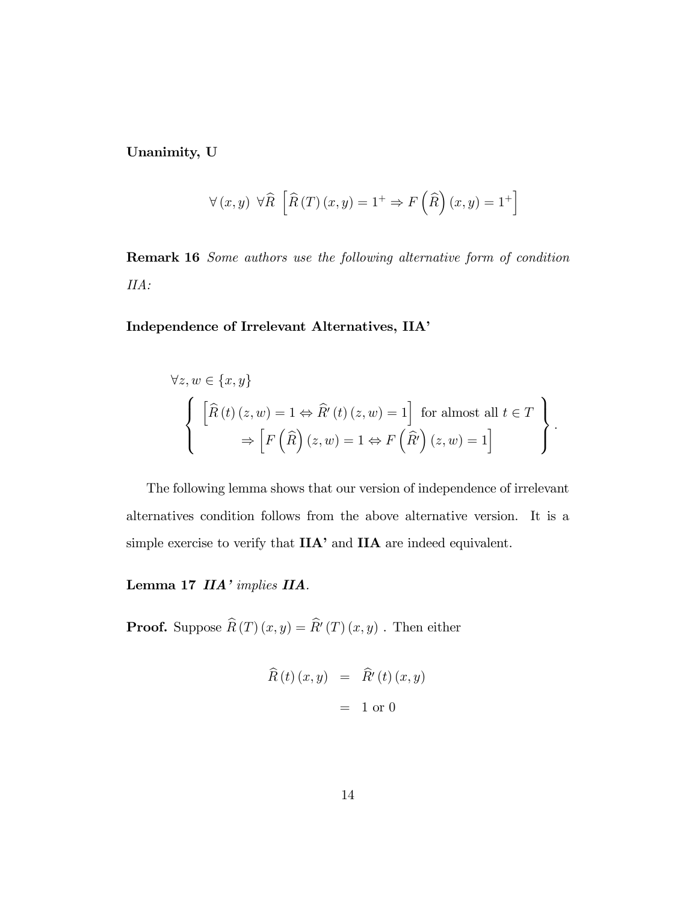**Unanimity, U**

$$\forall (x,y)\ \forall \widehat{R}\ \left[\widehat{R}(T)(x,y) = 1^{+} \Rightarrow F\left(\widehat{R}\right)(x,y) = 1^{+}\right]$$

**Remark 16** *Some authors use the following alternative form of condition IIA:*

**Independence of Irrelevant Alternatives, IIA'**

$$\forall z, w \in \{x, y\}$$
$$\left\{\begin{array}{c} \left[\widehat{R}(t)(z,w) = 1 \Leftrightarrow \widehat{R}'(t)(z,w) = 1\right] \text{ for almost all } t \in T \\ \Rightarrow \left[F\left(\widehat{R}\right)(z,w) = 1 \Leftrightarrow F\left(\widehat{R}'\right)(z,w) = 1\right] \end{array}\right\}.$$

The following lemma shows that our version of independence of irrelevant alternatives condition follows from the above alternative version. It is a simple exercise to verify that **IIA'** and **IIA** are indeed equivalent.

**Lemma 17** ***IIA'*** *implies* ***IIA****.*

**Proof.** Suppose $\widehat{R}(T)(x,y) = \widehat{R}'(T)(x,y)$ . Then either

$$\begin{aligned} \widehat{R}(t)(x,y) &= \widehat{R}'(t)(x,y) \\ &= 1 \text{ or } 0 \end{aligned}$$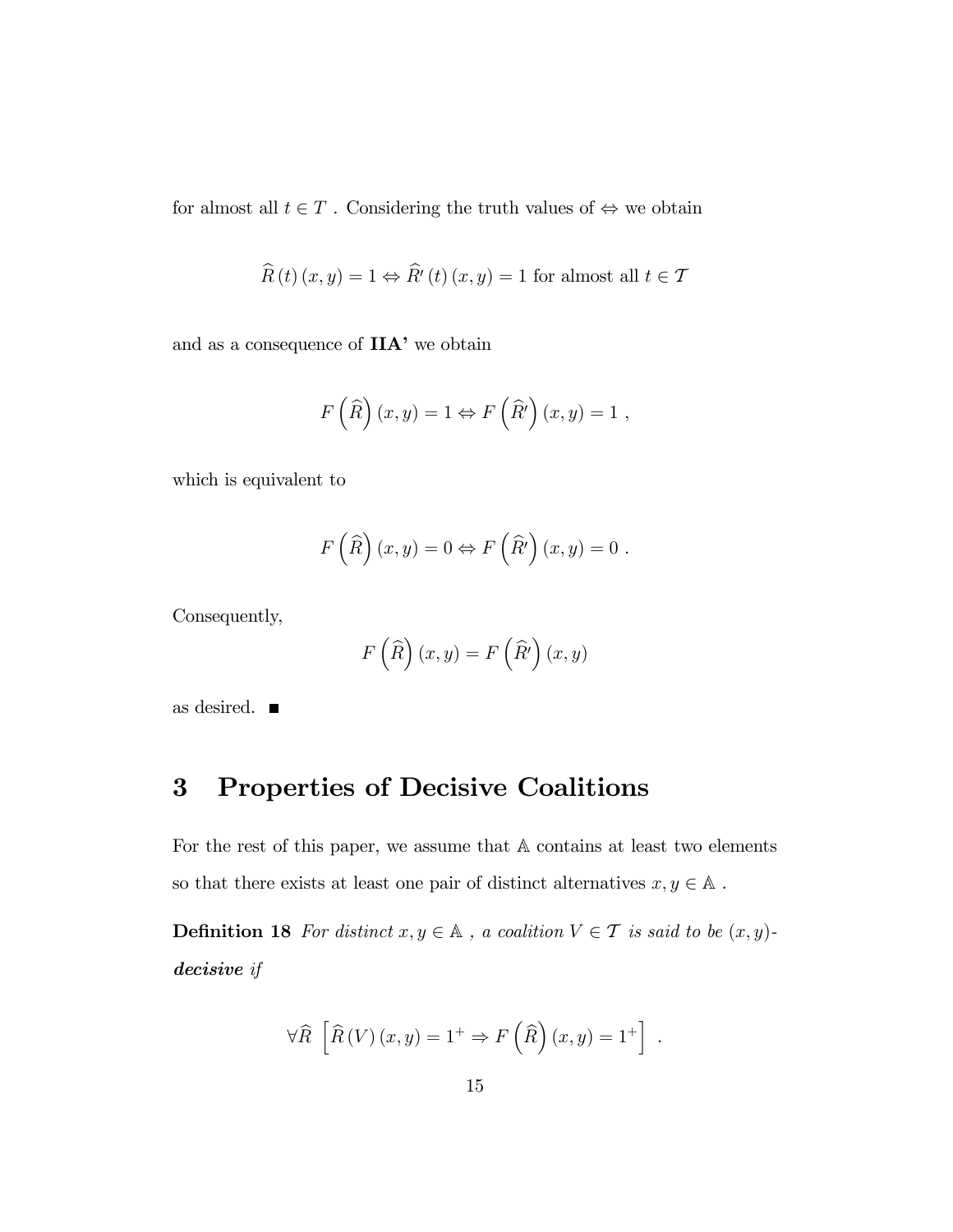for almost all $t \in T$ . Considering the truth values of $\Leftrightarrow$ we obtain

$$\widehat{R}(t)(x,y) = 1 \Leftrightarrow \widehat{R}'(t)(x,y) = 1 \text{ for almost all } t \in \mathcal{T}$$

and as a consequence of **IIA'** we obtain

$$F\left(\widehat{R}\right)(x,y) = 1 \Leftrightarrow F\left(\widehat{R}'\right)(x,y) = 1 \ ,$$

which is equivalent to

$$F\left(\widehat{R}\right)(x,y) = 0 \Leftrightarrow F\left(\widehat{R}'\right)(x,y) = 0 \ .$$

Consequently,

$$F\left(\widehat{R}\right)(x,y) = F\left(\widehat{R}'\right)(x,y)$$

as desired. ■

# 3 Properties of Decisive Coalitions

For the rest of this paper, we assume that $\mathbb{A}$ contains at least two elements so that there exists at least one pair of distinct alternatives $x, y \in \mathbb{A}$ .

**Definition 18** *For distinct $x, y \in \mathbb{A}$ , a coalition $V \in \mathcal{T}$ is said to be $(x,y)$-* ***decisive*** *if*

$$\forall \widehat{R} \ \left[\widehat{R}(V)(x,y) = 1^{+} \Rightarrow F\left(\widehat{R}\right)(x,y) = 1^{+}\right] \ .$$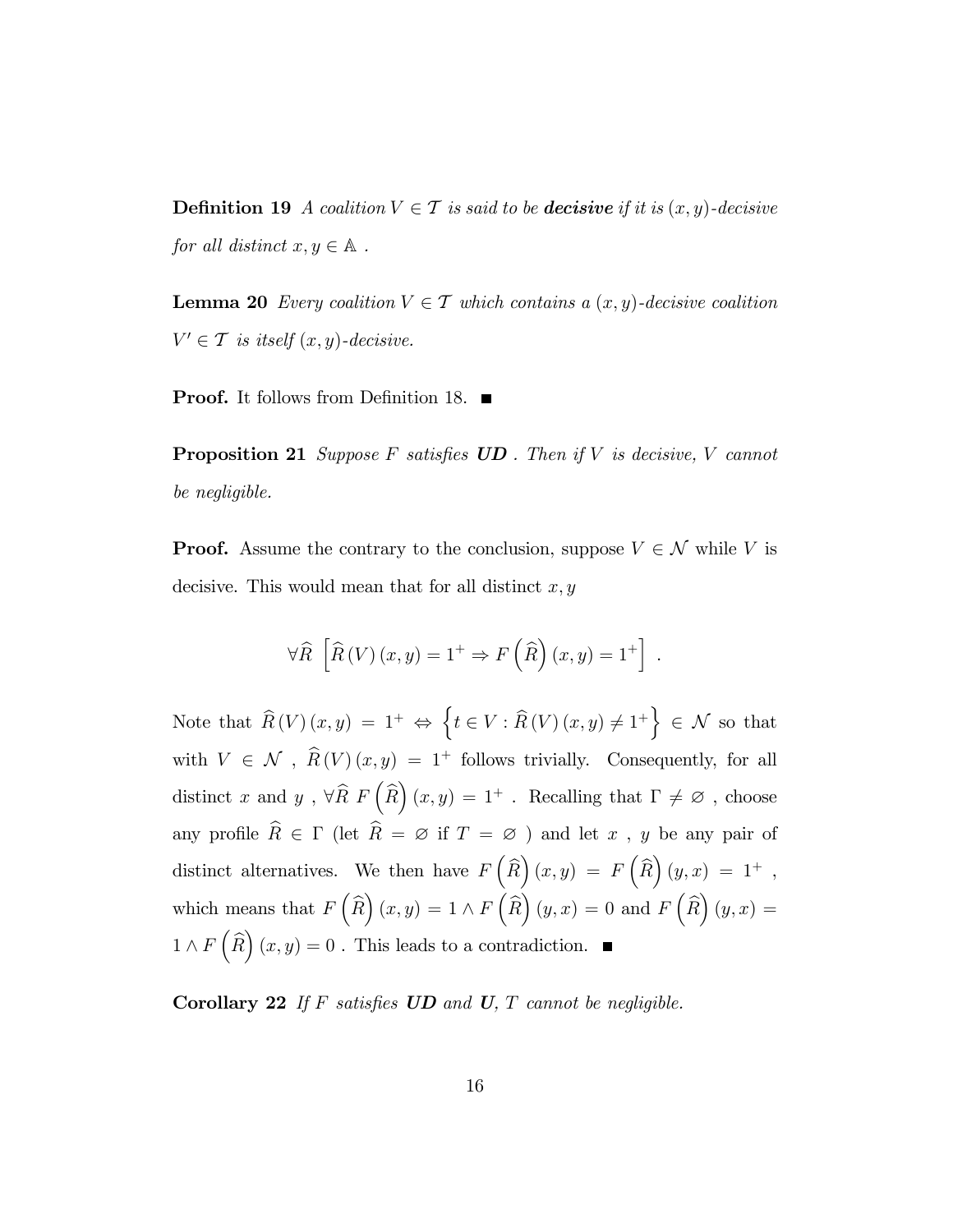**Definition 19** *A coalition $V \in \mathcal{T}$ is said to be* ***decisive*** *if it is $(x,y)$-decisive for all distinct $x, y \in \mathbb{A}$ .*

**Lemma 20** *Every coalition $V \in \mathcal{T}$ which contains a $(x,y)$-decisive coalition $V' \in \mathcal{T}$ is itself $(x,y)$-decisive.*

**Proof.** It follows from Definition 18. ■

**Proposition 21** *Suppose $F$ satisfies* ***UD*** *. Then if $V$ is decisive, $V$ cannot be negligible.*

**Proof.** Assume the contrary to the conclusion, suppose $V \in \mathcal{N}$ while $V$ is decisive. This would mean that for all distinct $x, y$

$$\forall \widehat{R} \;\left[\widehat{R}\left(V\right)\left(x,y\right) = 1^{+} \Rightarrow F\left(\widehat{R}\right)\left(x,y\right) = 1^{+}\right] \; .$$

Note that $\widehat{R}\left(V\right)\left(x,y\right) = 1^{+} \Leftrightarrow \left\{t \in V : \widehat{R}\left(V\right)\left(x,y\right) \neq 1^{+}\right\} \in \mathcal{N}$ so that with $V \in \mathcal{N}$ , $\widehat{R}\left(V\right)\left(x,y\right) = 1^{+}$ follows trivially. Consequently, for all distinct $x$ and $y$ , $\forall \widehat{R}\; F\left(\widehat{R}\right)\left(x,y\right) = 1^{+}$ . Recalling that $\Gamma \neq \varnothing$ , choose any profile $\widehat{R} \in \Gamma$ (let $\widehat{R} = \varnothing$ if $T = \varnothing$ ) and let $x$ , $y$ be any pair of distinct alternatives. We then have $F\left(\widehat{R}\right)\left(x,y\right) = F\left(\widehat{R}\right)\left(y,x\right) = 1^{+}$ , which means that $F\left(\widehat{R}\right)\left(x,y\right) = 1 \wedge F\left(\widehat{R}\right)\left(y,x\right) = 0$ and $F\left(\widehat{R}\right)\left(y,x\right) = 1 \wedge F\left(\widehat{R}\right)\left(x,y\right) = 0$ . This leads to a contradiction. ■

**Corollary 22** *If $F$ satisfies* ***UD*** *and* ***U****, $T$ cannot be negligible.*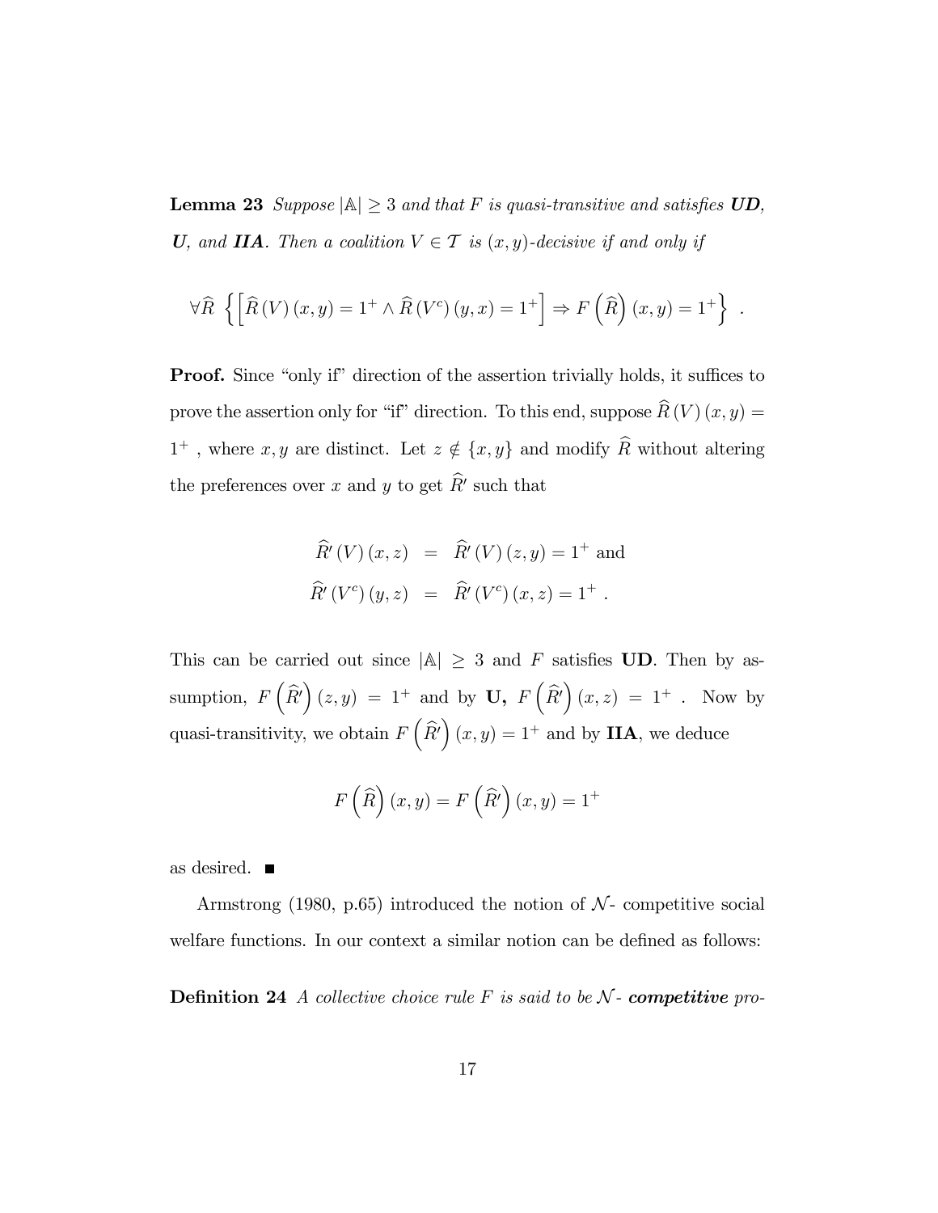**Lemma 23** *Suppose $|\mathbb{A}| \geq 3$ and that $F$ is quasi-transitive and satisfies **UD**, **U**, and **IIA**. Then a coalition $V \in \mathcal{T}$ is $(x,y)$-decisive if and only if*

$$\forall \widehat{R} \ \left\{ \left[ \widehat{R}(V)(x,y) = 1^{+} \wedge \widehat{R}(V^{c})(y,x) = 1^{+} \right] \Rightarrow F\left(\widehat{R}\right)(x,y) = 1^{+} \right\} \ .$$

**Proof.** Since "only if" direction of the assertion trivially holds, it suffices to prove the assertion only for "if" direction. To this end, suppose $\widehat{R}(V)(x,y) = 1^{+}$ , where $x, y$ are distinct. Let $z \notin \{x, y\}$ and modify $\widehat{R}$ without altering the preferences over $x$ and $y$ to get $\widehat{R}'$ such that

$$\begin{aligned}
\widehat{R}'(V)(x,z) &= \widehat{R}'(V)(z,y) = 1^{+} \text{ and} \\
\widehat{R}'(V^{c})(y,z) &= \widehat{R}'(V^{c})(x,z) = 1^{+} \ .
\end{aligned}$$

This can be carried out since $|\mathbb{A}| \geq 3$ and $F$ satisfies **UD**. Then by assumption, $F\left(\widehat{R}'\right)(z,y) = 1^{+}$ and by **U,** $F\left(\widehat{R}'\right)(x,z) = 1^{+}$ . Now by quasi-transitivity, we obtain $F\left(\widehat{R}'\right)(x,y) = 1^{+}$ and by **IIA**, we deduce

$$F\left(\widehat{R}\right)(x,y) = F\left(\widehat{R}'\right)(x,y) = 1^{+}$$

as desired. ■

Armstrong (1980, p.65) introduced the notion of $\mathcal{N}$- competitive social welfare functions. In our context a similar notion can be defined as follows:

**Definition 24** *A collective choice rule $F$ is said to be $\mathcal{N}$ - **competitive** pro-*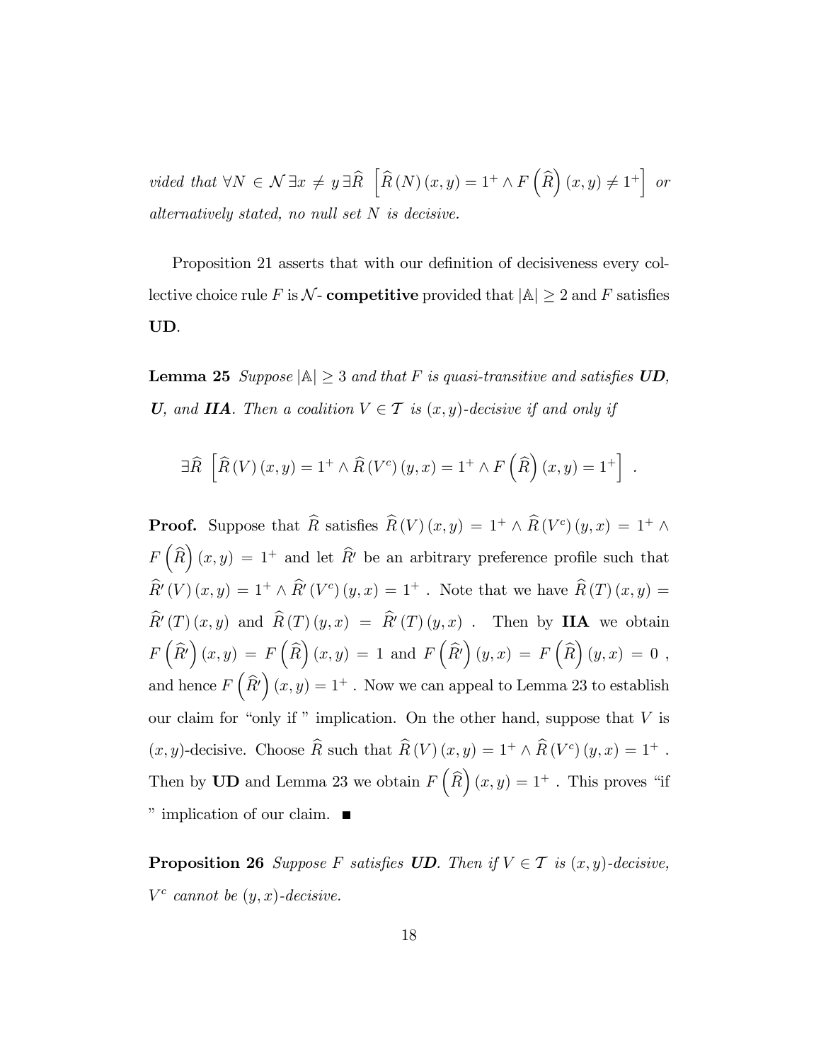*vided that* $\forall N \in \mathcal{N}\, \exists x \neq y\, \exists \widehat{R}\ \left[\widehat{R}(N)(x,y) = 1^{+} \wedge F\left(\widehat{R}\right)(x,y) \neq 1^{+}\right]$ *or alternatively stated, no null set* $N$ *is decisive.*

Proposition 21 asserts that with our definition of decisiveness every collective choice rule $F$ is $\mathcal{N}$- **competitive** provided that $|\mathbb{A}| \geq 2$ and $F$ satisfies **UD**.

**Lemma 25** *Suppose* $|\mathbb{A}| \geq 3$ *and that* $F$ *is quasi-transitive and satisfies* ***UD***, ***U***, *and* ***IIA***. *Then a coalition* $V \in \mathcal{T}$ *is* $(x,y)$*-decisive if and only if*

$$\exists \widehat{R}\ \left[\widehat{R}(V)(x,y) = 1^{+} \wedge \widehat{R}(V^{c})(y,x) = 1^{+} \wedge F\left(\widehat{R}\right)(x,y) = 1^{+}\right] .$$

**Proof.** Suppose that $\widehat{R}$ satisfies $\widehat{R}(V)(x,y) = 1^{+} \wedge \widehat{R}(V^{c})(y,x) = 1^{+} \wedge F\left(\widehat{R}\right)(x,y) = 1^{+}$ and let $\widehat{R}'$ be an arbitrary preference profile such that $\widehat{R}'(V)(x,y) = 1^{+} \wedge \widehat{R}'(V^{c})(y,x) = 1^{+}$ . Note that we have $\widehat{R}(T)(x,y) = \widehat{R}'(T)(x,y)$ and $\widehat{R}(T)(y,x) = \widehat{R}'(T)(y,x)$ . Then by **IIA** we obtain $F\left(\widehat{R}'\right)(x,y) = F\left(\widehat{R}\right)(x,y) = 1$ and $F\left(\widehat{R}'\right)(y,x) = F\left(\widehat{R}\right)(y,x) = 0$ , and hence $F\left(\widehat{R}'\right)(x,y) = 1^{+}$ . Now we can appeal to Lemma 23 to establish our claim for "only if " implication. On the other hand, suppose that $V$ is $(x,y)$-decisive. Choose $\widehat{R}$ such that $\widehat{R}(V)(x,y) = 1^{+} \wedge \widehat{R}(V^{c})(y,x) = 1^{+}$ . Then by **UD** and Lemma 23 we obtain $F\left(\widehat{R}\right)(x,y) = 1^{+}$ . This proves "if " implication of our claim. ■

**Proposition 26** *Suppose* $F$ *satisfies* ***UD***. *Then if* $V \in \mathcal{T}$ *is* $(x,y)$*-decisive,* $V^{c}$ *cannot be* $(y,x)$*-decisive.*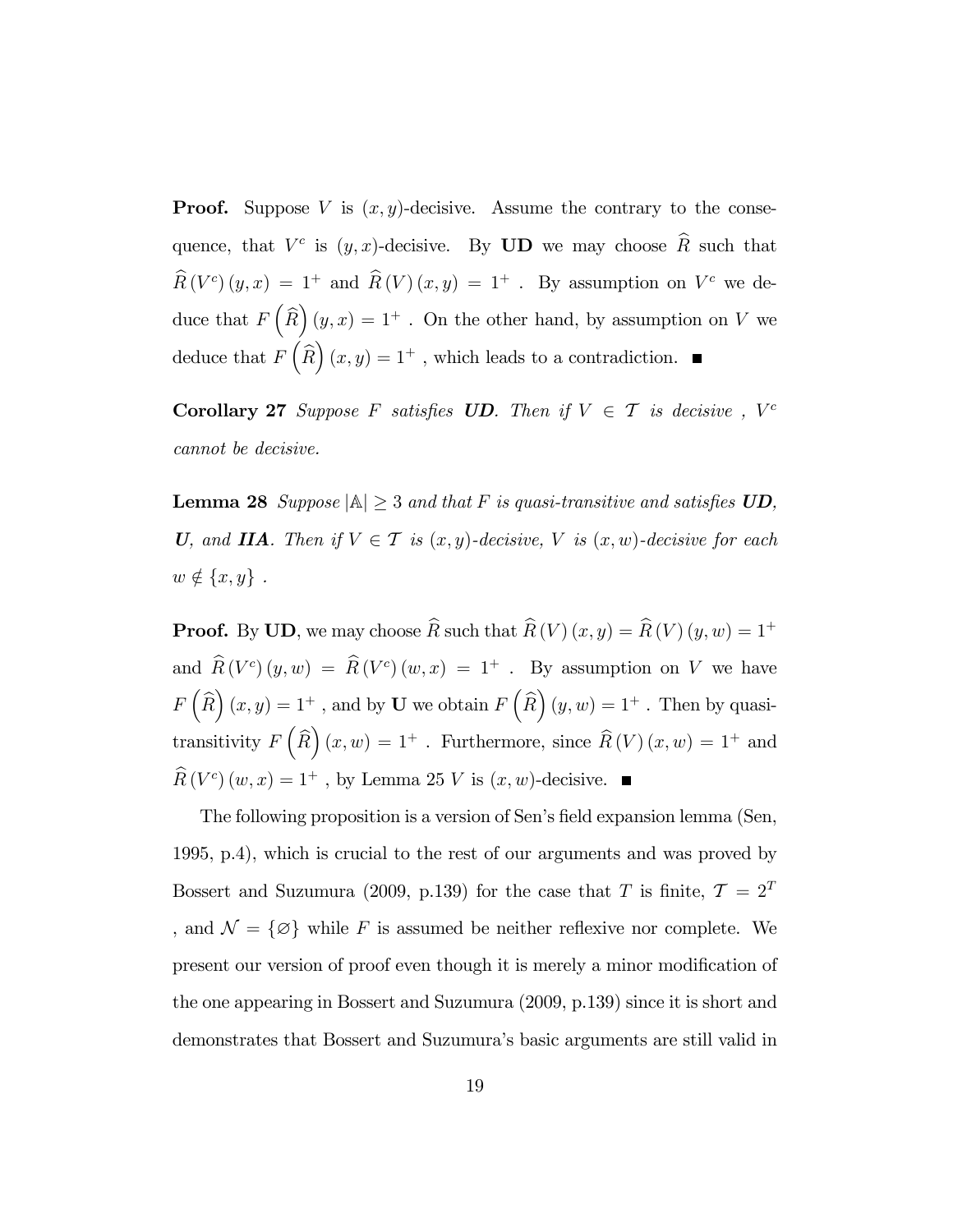**Proof.** Suppose $V$ is $(x, y)$-decisive. Assume the contrary to the consequence, that $V^c$ is $(y, x)$-decisive. By **UD** we may choose $\widehat{R}$ such that $\widehat{R}(V^c)(y, x) = 1^+$ and $\widehat{R}(V)(x, y) = 1^+$ . By assumption on $V^c$ we deduce that $F\left(\widehat{R}\right)(y, x) = 1^+$ . On the other hand, by assumption on $V$ we deduce that $F\left(\widehat{R}\right)(x, y) = 1^+$ , which leads to a contradiction. ■

**Corollary 27** *Suppose $F$ satisfies **UD**. Then if $V \in \mathcal{T}$ is decisive , $V^c$ cannot be decisive.*

**Lemma 28** *Suppose $|\mathbb{A}| \geq 3$ and that $F$ is quasi-transitive and satisfies **UD**, **U**, and **IIA**. Then if $V \in \mathcal{T}$ is $(x, y)$-decisive, $V$ is $(x, w)$-decisive for each $w \notin \{x, y\}$ .*

**Proof.** By **UD**, we may choose $\widehat{R}$ such that $\widehat{R}(V)(x, y) = \widehat{R}(V)(y, w) = 1^+$ and $\widehat{R}(V^c)(y, w) = \widehat{R}(V^c)(w, x) = 1^+$ . By assumption on $V$ we have $F\left(\widehat{R}\right)(x, y) = 1^+$ , and by **U** we obtain $F\left(\widehat{R}\right)(y, w) = 1^+$ . Then by quasi-transitivity $F\left(\widehat{R}\right)(x, w) = 1^+$ . Furthermore, since $\widehat{R}(V)(x, w) = 1^+$ and $\widehat{R}(V^c)(w, x) = 1^+$ , by Lemma 25 $V$ is $(x, w)$-decisive. ■

The following proposition is a version of Sen's field expansion lemma (Sen, 1995, p.4), which is crucial to the rest of our arguments and was proved by Bossert and Suzumura (2009, p.139) for the case that $T$ is finite, $\mathcal{T} = 2^T$ , and $\mathcal{N} = \{\varnothing\}$ while $F$ is assumed be neither reflexive nor complete. We present our version of proof even though it is merely a minor modification of the one appearing in Bossert and Suzumura (2009, p.139) since it is short and demonstrates that Bossert and Suzumura's basic arguments are still valid in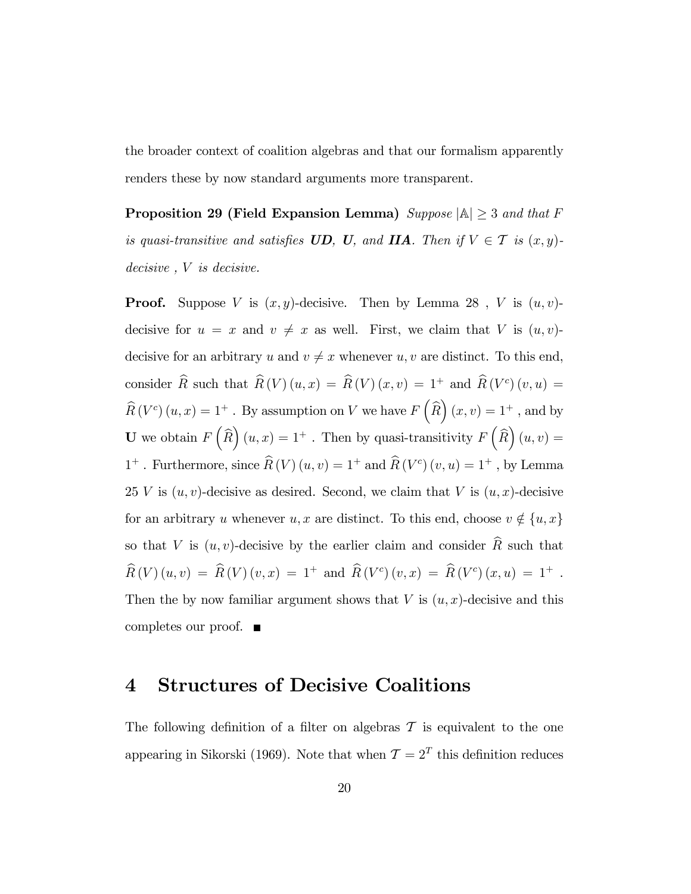the broader context of coalition algebras and that our formalism apparently renders these by now standard arguments more transparent.

**Proposition 29 (Field Expansion Lemma)** *Suppose $|\mathbb{A}| \geq 3$ and that $F$ is quasi-transitive and satisfies **UD, U,** and **IIA**. Then if $V \in \mathcal{T}$ is $(x, y)$-decisive , $V$ is decisive.*

**Proof.** Suppose $V$ is $(x, y)$-decisive. Then by Lemma 28 , $V$ is $(u, v)$-decisive for $u = x$ and $v \neq x$ as well. First, we claim that $V$ is $(u, v)$-decisive for an arbitrary $u$ and $v \neq x$ whenever $u, v$ are distinct. To this end, consider $\widehat{R}$ such that $\widehat{R}(V)(u, x) = \widehat{R}(V)(x, v) = 1^+$ and $\widehat{R}(V^c)(v, u) = \widehat{R}(V^c)(u, x) = 1^+$ . By assumption on $V$ we have $F\left(\widehat{R}\right)(x, v) = 1^+$ , and by **U** we obtain $F\left(\widehat{R}\right)(u, x) = 1^+$ . Then by quasi-transitivity $F\left(\widehat{R}\right)(u, v) = 1^+$ . Furthermore, since $\widehat{R}(V)(u, v) = 1^+$ and $\widehat{R}(V^c)(v, u) = 1^+$ , by Lemma 25 $V$ is $(u, v)$-decisive as desired. Second, we claim that $V$ is $(u, x)$-decisive for an arbitrary $u$ whenever $u, x$ are distinct. To this end, choose $v \notin \{u, x\}$ so that $V$ is $(u, v)$-decisive by the earlier claim and consider $\widehat{R}$ such that $\widehat{R}(V)(u, v) = \widehat{R}(V)(v, x) = 1^+$ and $\widehat{R}(V^c)(v, x) = \widehat{R}(V^c)(x, u) = 1^+$ . Then the by now familiar argument shows that $V$ is $(u, x)$-decisive and this completes our proof. ■

# 4 Structures of Decisive Coalitions

The following definition of a filter on algebras $\mathcal{T}$ is equivalent to the one appearing in Sikorski (1969). Note that when $\mathcal{T} = 2^T$ this definition reduces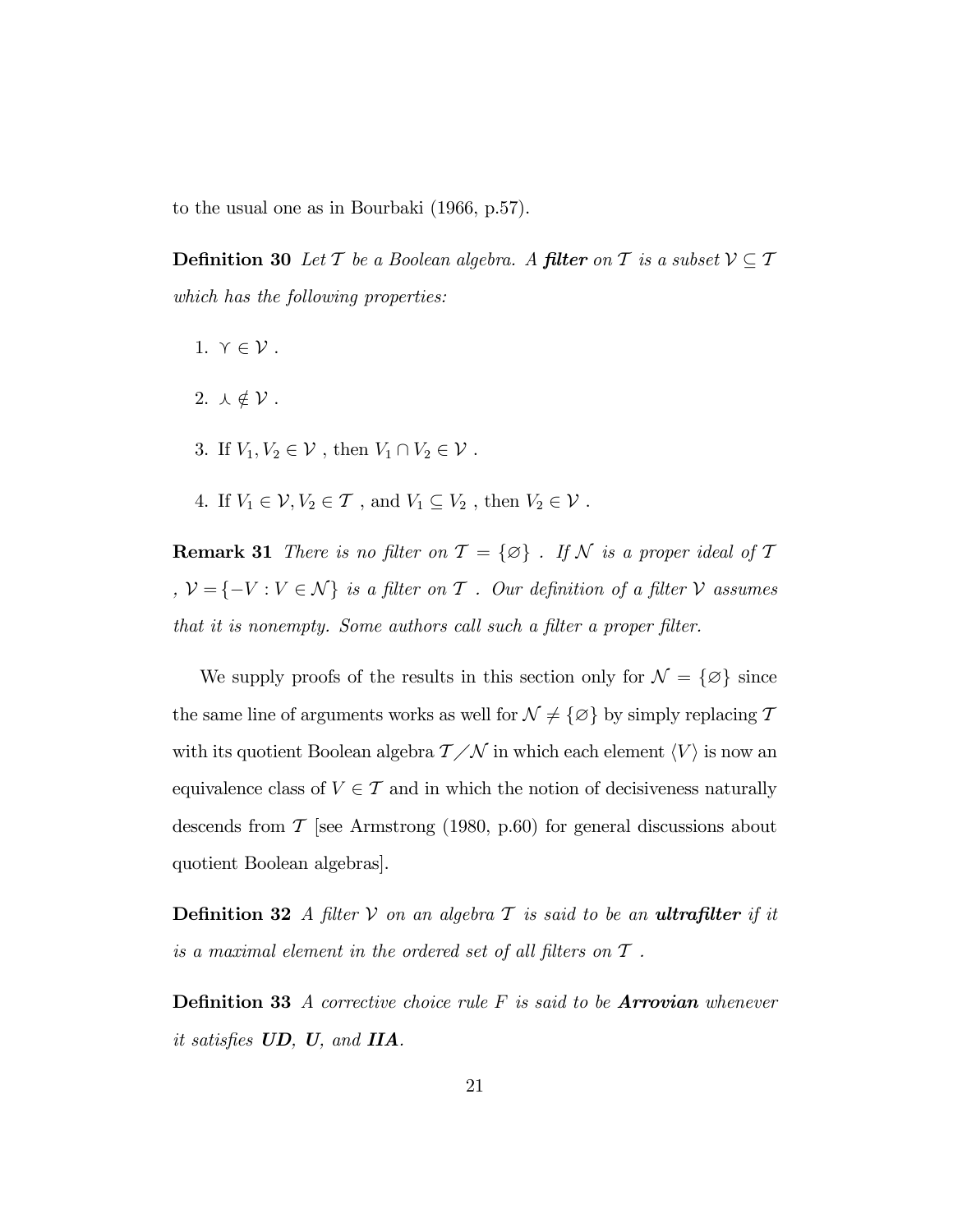to the usual one as in Bourbaki (1966, p.57).

**Definition 30** *Let $\mathcal{T}$ be a Boolean algebra. A* ***filter*** *on $\mathcal{T}$ is a subset $\mathcal{V} \subseteq \mathcal{T}$ which has the following properties:*

1. $\curlyvee \in \mathcal{V}$ .
2. $\curlywedge \notin \mathcal{V}$ .
3. If $V_1, V_2 \in \mathcal{V}$ , then $V_1 \cap V_2 \in \mathcal{V}$ .
4. If $V_1 \in \mathcal{V}, V_2 \in \mathcal{T}$ , and $V_1 \subseteq V_2$ , then $V_2 \in \mathcal{V}$ .

**Remark 31** *There is no filter on $\mathcal{T} = \{\varnothing\}$ . If $\mathcal{N}$ is a proper ideal of $\mathcal{T}$ , $\mathcal{V} = \{-V : V \in \mathcal{N}\}$ is a filter on $\mathcal{T}$ . Our definition of a filter $\mathcal{V}$ assumes that it is nonempty. Some authors call such a filter a proper filter.*

We supply proofs of the results in this section only for $\mathcal{N} = \{\varnothing\}$ since the same line of arguments works as well for $\mathcal{N} \neq \{\varnothing\}$ by simply replacing $\mathcal{T}$ with its quotient Boolean algebra $\mathcal{T}/\mathcal{N}$ in which each element $\langle V \rangle$ is now an equivalence class of $V \in \mathcal{T}$ and in which the notion of decisiveness naturally descends from $\mathcal{T}$ [see Armstrong (1980, p.60) for general discussions about quotient Boolean algebras].

**Definition 32** *A filter $\mathcal{V}$ on an algebra $\mathcal{T}$ is said to be an* ***ultrafilter*** *if it is a maximal element in the ordered set of all filters on $\mathcal{T}$ .*

**Definition 33** *A corrective choice rule $F$ is said to be* ***Arrovian*** *whenever it satisfies* ***UD****,* ***U****, and* ***IIA****.*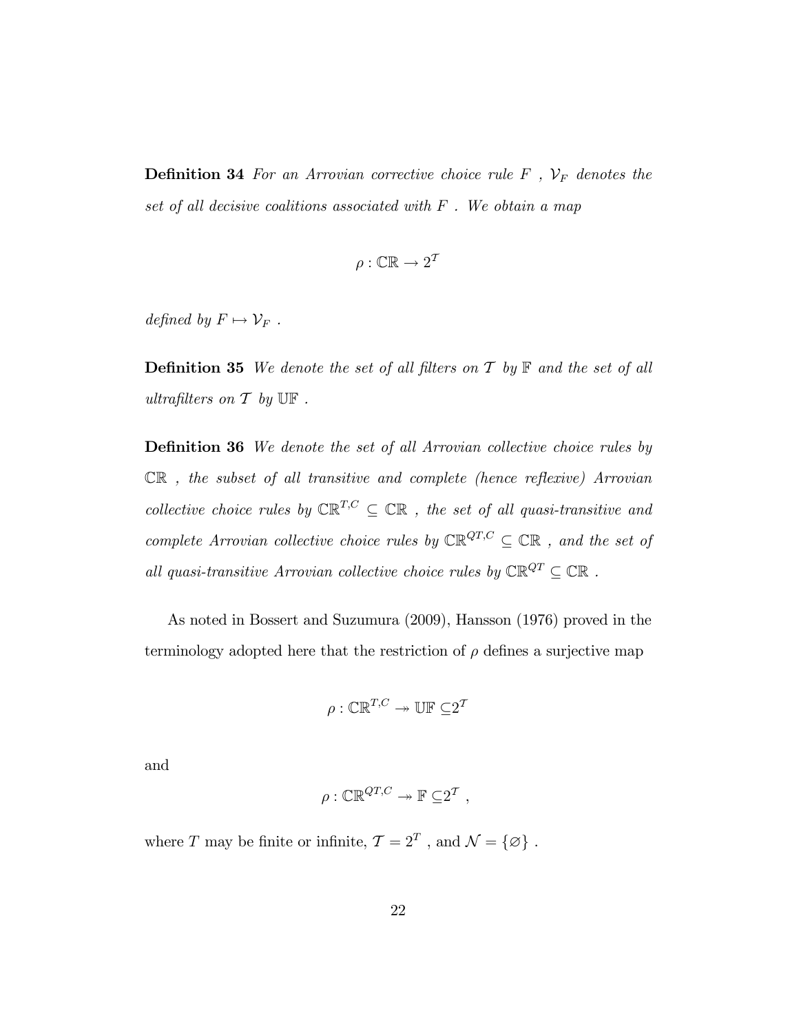**Definition 34** *For an Arrovian corrective choice rule $F$ , $\mathcal{V}_F$ denotes the set of all decisive coalitions associated with $F$ . We obtain a map*

$$\rho : \mathbb{CR} \to 2^{\mathcal{T}}$$

*defined by $F \mapsto \mathcal{V}_F$ .*

**Definition 35** *We denote the set of all filters on $\mathcal{T}$ by $\mathbb{F}$ and the set of all ultrafilters on $\mathcal{T}$ by $\mathbb{UF}$ .*

**Definition 36** *We denote the set of all Arrovian collective choice rules by $\mathbb{CR}$ , the subset of all transitive and complete (hence reflexive) Arrovian collective choice rules by $\mathbb{CR}^{T,C} \subseteq \mathbb{CR}$ , the set of all quasi-transitive and complete Arrovian collective choice rules by $\mathbb{CR}^{QT,C} \subseteq \mathbb{CR}$ , and the set of all quasi-transitive Arrovian collective choice rules by $\mathbb{CR}^{QT} \subseteq \mathbb{CR}$ .*

As noted in Bossert and Suzumura (2009), Hansson (1976) proved in the terminology adopted here that the restriction of $\rho$ defines a surjective map

$$\rho : \mathbb{CR}^{T,C} \twoheadrightarrow \mathbb{UF} \subseteq 2^{\mathcal{T}}$$

and

$$\rho : \mathbb{CR}^{QT,C} \twoheadrightarrow \mathbb{F} \subseteq 2^{\mathcal{T}} ,$$

where $T$ may be finite or infinite, $\mathcal{T} = 2^T$ , and $\mathcal{N} = \{\varnothing\}$ .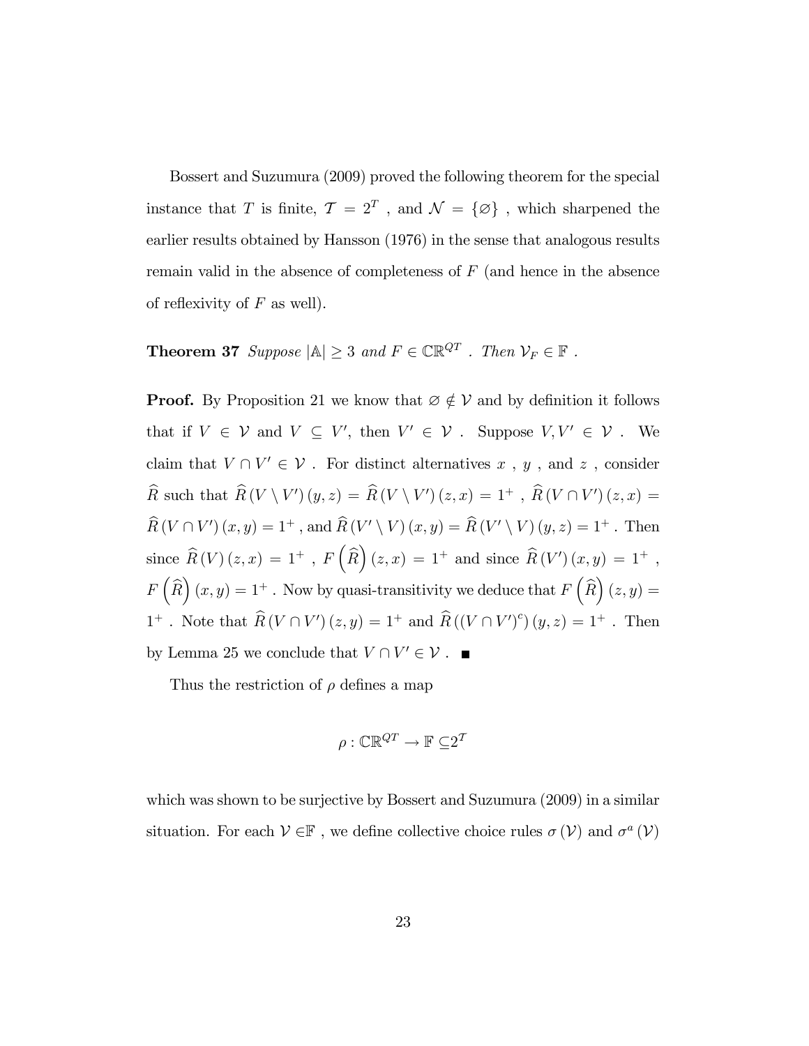Bossert and Suzumura (2009) proved the following theorem for the special instance that $T$ is finite, $\mathcal{T} = 2^T$ , and $\mathcal{N} = \{\varnothing\}$ , which sharpened the earlier results obtained by Hansson (1976) in the sense that analogous results remain valid in the absence of completeness of $F$ (and hence in the absence of reflexivity of $F$ as well).

**Theorem 37** *Suppose* $|\mathbb{A}| \geq 3$ *and* $F \in \mathbb{CR}^{QT}$ . *Then* $\mathcal{V}_F \in \mathbb{F}$ .

**Proof.** By Proposition 21 we know that $\varnothing \notin \mathcal{V}$ and by definition it follows that if $V \in \mathcal{V}$ and $V \subseteq V'$, then $V' \in \mathcal{V}$ . Suppose $V, V' \in \mathcal{V}$ . We claim that $V \cap V' \in \mathcal{V}$ . For distinct alternatives $x$ , $y$ , and $z$ , consider $\widehat{R}$ such that $\widehat{R}(V \setminus V')(y,z) = \widehat{R}(V \setminus V')(z,x) = 1^+$ , $\widehat{R}(V \cap V')(z,x) = \widehat{R}(V \cap V')(x,y) = 1^+$ , and $\widehat{R}(V' \setminus V)(x,y) = \widehat{R}(V' \setminus V)(y,z) = 1^+$ . Then since $\widehat{R}(V)(z,x) = 1^+$ , $F\left(\widehat{R}\right)(z,x) = 1^+$ and since $\widehat{R}(V')(x,y) = 1^+$ , $F\left(\widehat{R}\right)(x,y) = 1^+$ . Now by quasi-transitivity we deduce that $F\left(\widehat{R}\right)(z,y) = 1^+$ . Note that $\widehat{R}(V \cap V')(z,y) = 1^+$ and $\widehat{R}((V \cap V')^c)(y,z) = 1^+$ . Then by Lemma 25 we conclude that $V \cap V' \in \mathcal{V}$ . ■

Thus the restriction of $\rho$ defines a map

$$\rho : \mathbb{CR}^{QT} \to \mathbb{F} \subseteq 2^{\mathcal{T}}$$

which was shown to be surjective by Bossert and Suzumura (2009) in a similar situation. For each $\mathcal{V} \in \mathbb{F}$ , we define collective choice rules $\sigma(\mathcal{V})$ and $\sigma^a(\mathcal{V})$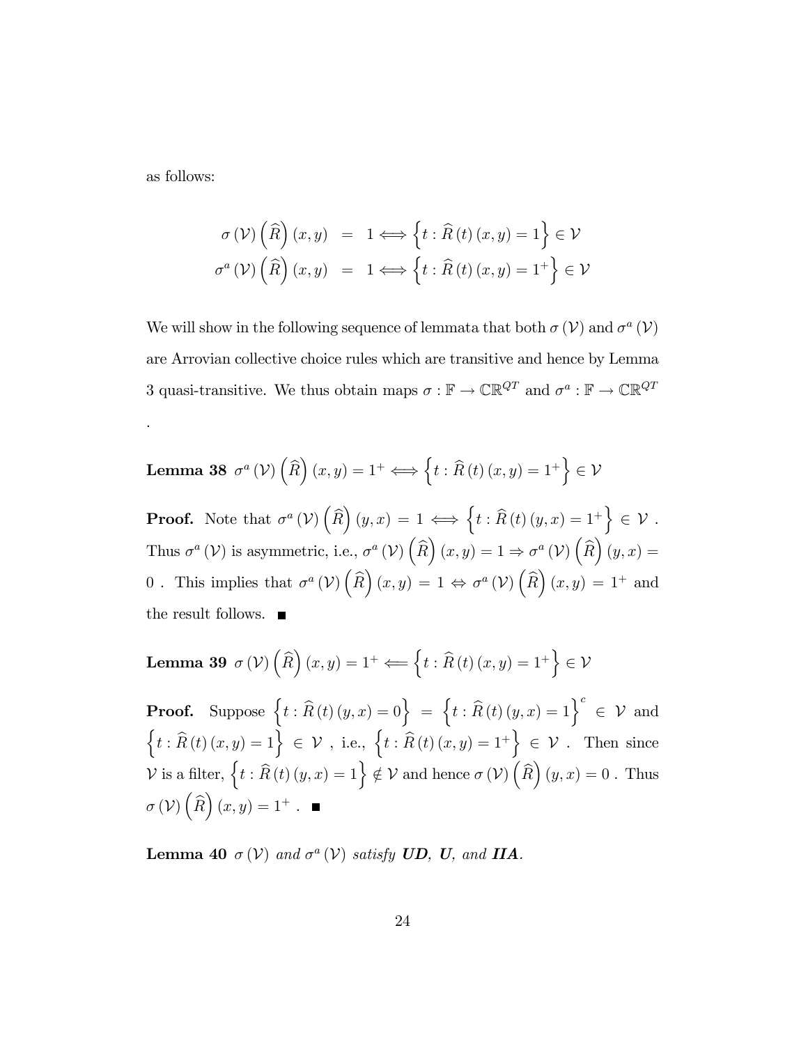as follows:

$$
\begin{aligned}
\sigma\left(\mathcal{V}\right)\left(\widehat{R}\right)(x,y) &= 1 \Longleftrightarrow \left\{t : \widehat{R}\left(t\right)(x,y) = 1\right\} \in \mathcal{V} \\
\sigma^{a}\left(\mathcal{V}\right)\left(\widehat{R}\right)(x,y) &= 1 \Longleftrightarrow \left\{t : \widehat{R}\left(t\right)(x,y) = 1^{+}\right\} \in \mathcal{V}
\end{aligned}
$$

We will show in the following sequence of lemmata that both $\sigma\left(\mathcal{V}\right)$ and $\sigma^{a}\left(\mathcal{V}\right)$ are Arrovian collective choice rules which are transitive and hence by Lemma 3 quasi-transitive. We thus obtain maps $\sigma : \mathbb{F} \rightarrow \mathbb{CR}^{QT}$ and $\sigma^{a} : \mathbb{F} \rightarrow \mathbb{CR}^{QT}$.

**Lemma 38** $\sigma^{a}\left(\mathcal{V}\right)\left(\widehat{R}\right)(x,y) = 1^{+} \Longleftrightarrow \left\{t : \widehat{R}\left(t\right)(x,y) = 1^{+}\right\} \in \mathcal{V}$

**Proof.** Note that $\sigma^{a}\left(\mathcal{V}\right)\left(\widehat{R}\right)(y,x) = 1 \Longleftrightarrow \left\{t : \widehat{R}\left(t\right)(y,x) = 1^{+}\right\} \in \mathcal{V}$. Thus $\sigma^{a}\left(\mathcal{V}\right)$ is asymmetric, i.e., $\sigma^{a}\left(\mathcal{V}\right)\left(\widehat{R}\right)(x,y) = 1 \Rightarrow \sigma^{a}\left(\mathcal{V}\right)\left(\widehat{R}\right)(y,x) = 0$. This implies that $\sigma^{a}\left(\mathcal{V}\right)\left(\widehat{R}\right)(x,y) = 1 \Leftrightarrow \sigma^{a}\left(\mathcal{V}\right)\left(\widehat{R}\right)(x,y) = 1^{+}$ and the result follows. ■

**Lemma 39** $\sigma\left(\mathcal{V}\right)\left(\widehat{R}\right)(x,y) = 1^{+} \Longleftarrow \left\{t : \widehat{R}\left(t\right)(x,y) = 1^{+}\right\} \in \mathcal{V}$

**Proof.** Suppose $\left\{t : \widehat{R}\left(t\right)(y,x) = 0\right\} = \left\{t : \widehat{R}\left(t\right)(y,x) = 1\right\}^{c} \in \mathcal{V}$ and $\left\{t : \widehat{R}\left(t\right)(x,y) = 1\right\} \in \mathcal{V}$, i.e., $\left\{t : \widehat{R}\left(t\right)(x,y) = 1^{+}\right\} \in \mathcal{V}$. Then since $\mathcal{V}$ is a filter, $\left\{t : \widehat{R}\left(t\right)(y,x) = 1\right\} \notin \mathcal{V}$ and hence $\sigma\left(\mathcal{V}\right)\left(\widehat{R}\right)(y,x) = 0$. Thus $\sigma\left(\mathcal{V}\right)\left(\widehat{R}\right)(x,y) = 1^{+}$. ■

**Lemma 40** *$\sigma\left(\mathcal{V}\right)$ and $\sigma^{a}\left(\mathcal{V}\right)$ satisfy **UD**, **U**, and **IIA**.*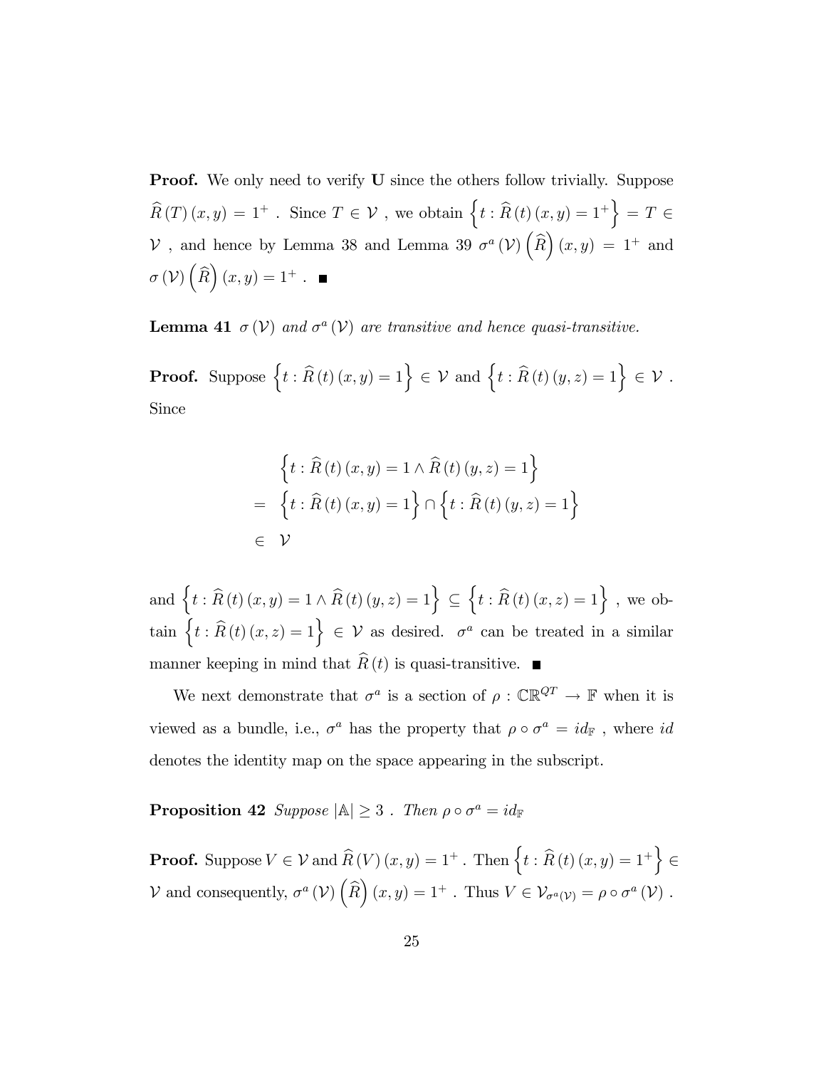**Proof.** We only need to verify **U** since the others follow trivially. Suppose $\widehat{R}(T)(x,y) = 1^+$ . Since $T \in \mathcal{V}$ , we obtain $\left\{t : \widehat{R}(t)(x,y) = 1^+\right\} = T \in \mathcal{V}$ , and hence by Lemma 38 and Lemma 39 $\sigma^a(\mathcal{V})\left(\widehat{R}\right)(x,y) = 1^+$ and $\sigma(\mathcal{V})\left(\widehat{R}\right)(x,y) = 1^+$ . ■

**Lemma 41** *$\sigma(\mathcal{V})$ and $\sigma^a(\mathcal{V})$ are transitive and hence quasi-transitive.*

**Proof.** Suppose $\left\{t : \widehat{R}(t)(x,y) = 1\right\} \in \mathcal{V}$ and $\left\{t : \widehat{R}(t)(y,z) = 1\right\} \in \mathcal{V}$ . Since

$$
\begin{aligned}
& \left\{t : \widehat{R}(t)(x,y) = 1 \wedge \widehat{R}(t)(y,z) = 1\right\} \\
= & \left\{t : \widehat{R}(t)(x,y) = 1\right\} \cap \left\{t : \widehat{R}(t)(y,z) = 1\right\} \\
\in & \ \mathcal{V}
\end{aligned}
$$

and $\left\{t : \widehat{R}(t)(x,y) = 1 \wedge \widehat{R}(t)(y,z) = 1\right\} \subseteq \left\{t : \widehat{R}(t)(x,z) = 1\right\}$ , we obtain $\left\{t : \widehat{R}(t)(x,z) = 1\right\} \in \mathcal{V}$ as desired. $\sigma^a$ can be treated in a similar manner keeping in mind that $\widehat{R}(t)$ is quasi-transitive. ■

We next demonstrate that $\sigma^a$ is a section of $\rho : \mathbb{CR}^{QT} \to \mathbb{F}$ when it is viewed as a bundle, i.e., $\sigma^a$ has the property that $\rho \circ \sigma^a = id_{\mathbb{F}}$ , where $id$ denotes the identity map on the space appearing in the subscript.

**Proposition 42** *Suppose $|\mathbb{A}| \geq 3$ . Then $\rho \circ \sigma^a = id_{\mathbb{F}}$*

**Proof.** Suppose $V \in \mathcal{V}$ and $\widehat{R}(V)(x,y) = 1^+$ . Then $\left\{t : \widehat{R}(t)(x,y) = 1^+\right\} \in \mathcal{V}$ and consequently, $\sigma^a(\mathcal{V})\left(\widehat{R}\right)(x,y) = 1^+$ . Thus $V \in \mathcal{V}_{\sigma^a(\mathcal{V})} = \rho \circ \sigma^a(\mathcal{V})$ .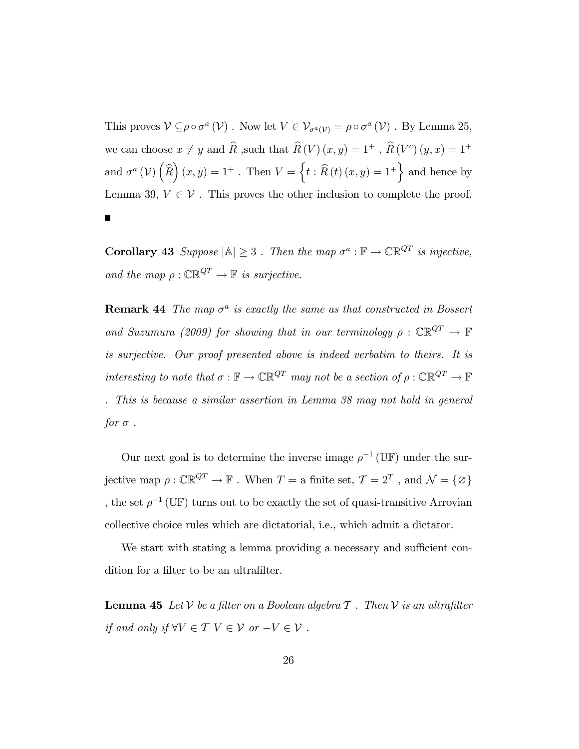This proves $\mathcal{V} \subseteq \rho \circ \sigma^a(\mathcal{V})$ . Now let $V \in \mathcal{V}_{\sigma^a(\mathcal{V})} = \rho \circ \sigma^a(\mathcal{V})$ . By Lemma 25, we can choose $x \neq y$ and $\widehat{R}$ ,such that $\widehat{R}(V)(x,y) = 1^+$ , $\widehat{R}(V^c)(y,x) = 1^+$ and $\sigma^a(\mathcal{V})\left(\widehat{R}\right)(x,y) = 1^+$ . Then $V = \left\{t : \widehat{R}(t)(x,y) = 1^+\right\}$ and hence by Lemma 39, $V \in \mathcal{V}$ . This proves the other inclusion to complete the proof. $\blacksquare$

**Corollary 43** *Suppose $|\mathbb{A}| \geq 3$ . Then the map $\sigma^a : \mathbb{F} \to \mathbb{CR}^{QT}$ is injective, and the map $\rho : \mathbb{CR}^{QT} \to \mathbb{F}$ is surjective.*

**Remark 44** *The map $\sigma^a$ is exactly the same as that constructed in Bossert and Suzumura (2009) for showing that in our terminology $\rho : \mathbb{CR}^{QT} \to \mathbb{F}$ is surjective. Our proof presented above is indeed verbatim to theirs. It is interesting to note that $\sigma : \mathbb{F} \to \mathbb{CR}^{QT}$ may not be a section of $\rho : \mathbb{CR}^{QT} \to \mathbb{F}$ . This is because a similar assertion in Lemma 38 may not hold in general for $\sigma$ .*

Our next goal is to determine the inverse image $\rho^{-1}(\mathbb{UF})$ under the surjective map $\rho : \mathbb{CR}^{QT} \to \mathbb{F}$ . When $T =$ a finite set, $\mathcal{T} = 2^T$ , and $\mathcal{N} = \{\varnothing\}$ , the set $\rho^{-1}(\mathbb{UF})$ turns out to be exactly the set of quasi-transitive Arrovian collective choice rules which are dictatorial, i.e., which admit a dictator.

We start with stating a lemma providing a necessary and sufficient condition for a filter to be an ultrafilter.

**Lemma 45** *Let $\mathcal{V}$ be a filter on a Boolean algebra $\mathcal{T}$ . Then $\mathcal{V}$ is an ultrafilter if and only if $\forall V \in \mathcal{T}$ $V \in \mathcal{V}$ or $-V \in \mathcal{V}$ .*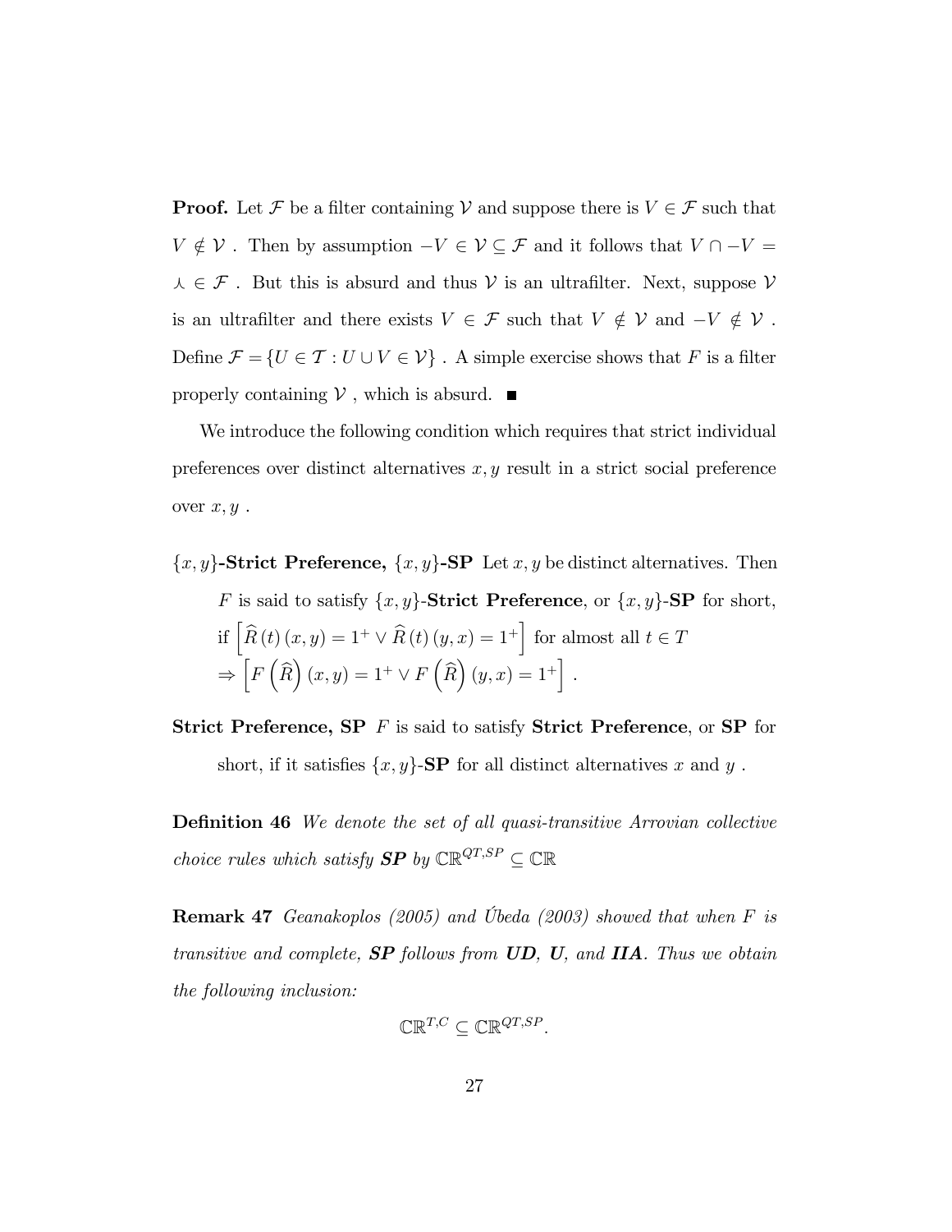**Proof.** Let $\mathcal{F}$ be a filter containing $\mathcal{V}$ and suppose there is $V \in \mathcal{F}$ such that $V \notin \mathcal{V}$ . Then by assumption $-V \in \mathcal{V} \subseteq \mathcal{F}$ and it follows that $V \cap -V = \curlywedge \in \mathcal{F}$ . But this is absurd and thus $\mathcal{V}$ is an ultrafilter. Next, suppose $\mathcal{V}$ is an ultrafilter and there exists $V \in \mathcal{F}$ such that $V \notin \mathcal{V}$ and $-V \notin \mathcal{V}$ . Define $\mathcal{F} = \{U \in \mathcal{T} : U \cup V \in \mathcal{V}\}$ . A simple exercise shows that $F$ is a filter properly containing $\mathcal{V}$ , which is absurd. ■

We introduce the following condition which requires that strict individual preferences over distinct alternatives $x, y$ result in a strict social preference over $x, y$ .

**$\{x, y\}$-Strict Preference, $\{x, y\}$-SP** Let $x, y$ be distinct alternatives. Then $F$ is said to satisfy $\{x, y\}$-**Strict Preference**, or $\{x, y\}$-**SP** for short, if $\left[\widehat{R}(t)(x, y) = 1^+ \vee \widehat{R}(t)(y, x) = 1^+\right]$ for almost all $t \in T$ $\Rightarrow \left[F\left(\widehat{R}\right)(x, y) = 1^+ \vee F\left(\widehat{R}\right)(y, x) = 1^+\right]$ .

**Strict Preference, SP** $F$ is said to satisfy **Strict Preference**, or **SP** for short, if it satisfies $\{x, y\}$-**SP** for all distinct alternatives $x$ and $y$ .

**Definition 46** *We denote the set of all quasi-transitive Arrovian collective choice rules which satisfy **SP** by $\mathbb{CR}^{QT,SP} \subseteq \mathbb{CR}$*

**Remark 47** *Geanakoplos (2005) and Úbeda (2003) showed that when $F$ is transitive and complete, **SP** follows from **UD**, **U**, and **IIA**. Thus we obtain the following inclusion:*

$$\mathbb{CR}^{T,C} \subseteq \mathbb{CR}^{QT,SP}.$$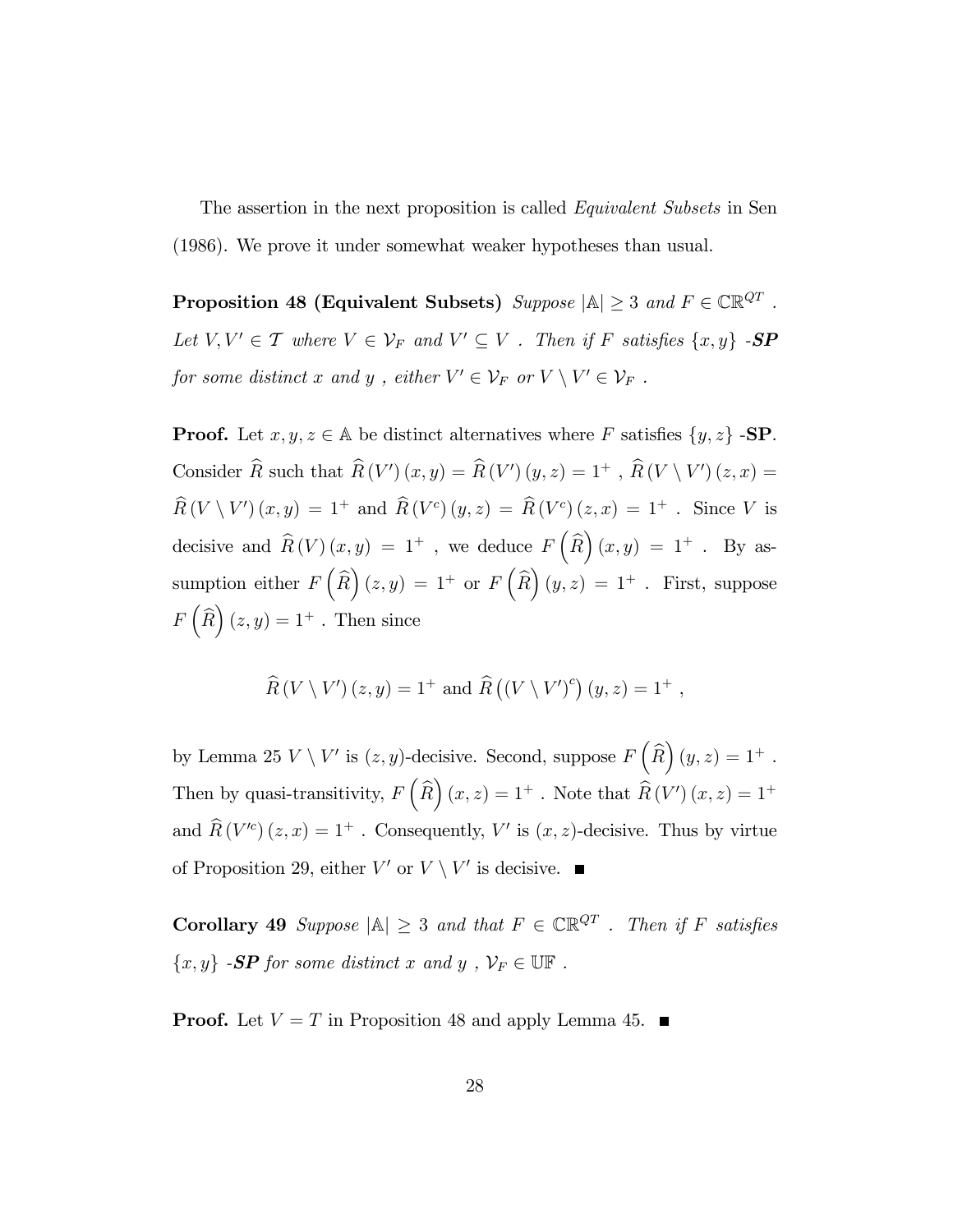The assertion in the next proposition is called *Equivalent Subsets* in Sen (1986). We prove it under somewhat weaker hypotheses than usual.

**Proposition 48 (Equivalent Subsets)** *Suppose* $|\mathbb{A}| \geq 3$ *and* $F \in \mathbb{CR}^{QT}$ *. Let* $V, V' \in \mathcal{T}$ *where* $V \in \mathcal{V}_F$ *and* $V' \subseteq V$ *. Then if* $F$ *satisfies* $\{x, y\}$ *-**SP** for some distinct* $x$ *and* $y$ *, either* $V' \in \mathcal{V}_F$ *or* $V \setminus V' \in \mathcal{V}_F$ *.*

**Proof.** Let $x, y, z \in \mathbb{A}$ be distinct alternatives where $F$ satisfies $\{y, z\}$ -**SP**. Consider $\widehat{R}$ such that $\widehat{R}(V')(x, y) = \widehat{R}(V')(y, z) = 1^+$ , $\widehat{R}(V \setminus V')(z, x) = \widehat{R}(V \setminus V')(x, y) = 1^+$ and $\widehat{R}(V^c)(y, z) = \widehat{R}(V^c)(z, x) = 1^+$ . Since $V$ is decisive and $\widehat{R}(V)(x, y) = 1^+$ , we deduce $F\left(\widehat{R}\right)(x, y) = 1^+$ . By assumption either $F\left(\widehat{R}\right)(z, y) = 1^+$ or $F\left(\widehat{R}\right)(y, z) = 1^+$ . First, suppose $F\left(\widehat{R}\right)(z, y) = 1^+$ . Then since

$$\widehat{R}(V \setminus V')(z, y) = 1^+ \text{ and } \widehat{R}\left((V \setminus V')^c\right)(y, z) = 1^+ ,$$

by Lemma 25 $V \setminus V'$ is $(z, y)$-decisive. Second, suppose $F\left(\widehat{R}\right)(y, z) = 1^+$ . Then by quasi-transitivity, $F\left(\widehat{R}\right)(x, z) = 1^+$ . Note that $\widehat{R}(V')(x, z) = 1^+$ and $\widehat{R}(V'^c)(z, x) = 1^+$ . Consequently, $V'$ is $(x, z)$-decisive. Thus by virtue of Proposition 29, either $V'$ or $V \setminus V'$ is decisive. ■

**Corollary 49** *Suppose* $|\mathbb{A}| \geq 3$ *and that* $F \in \mathbb{CR}^{QT}$ *. Then if* $F$ *satisfies* $\{x, y\}$ *-**SP** for some distinct* $x$ *and* $y$ *,* $\mathcal{V}_F \in \mathbb{UF}$ *.*

**Proof.** Let $V = T$ in Proposition 48 and apply Lemma 45. ■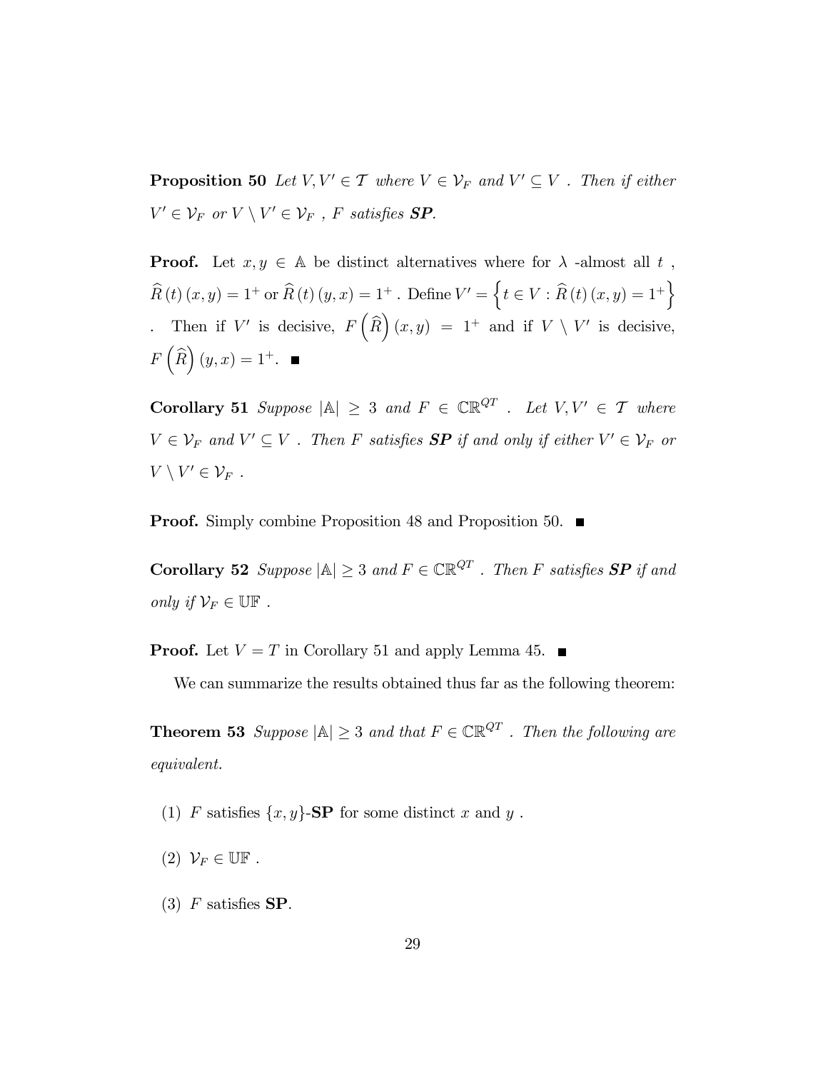**Proposition 50** *Let $V, V' \in \mathcal{T}$ where $V \in \mathcal{V}_F$ and $V' \subseteq V$ . Then if either $V' \in \mathcal{V}_F$ or $V \setminus V' \in \mathcal{V}_F$ , $F$ satisfies **SP**.*

**Proof.** Let $x, y \in \mathbb{A}$ be distinct alternatives where for $\lambda$ -almost all $t$ , $\widehat{R}(t)(x,y) = 1^+$ or $\widehat{R}(t)(y,x) = 1^+$ . Define $V' = \left\{ t \in V : \widehat{R}(t)(x,y) = 1^+ \right\}$ . Then if $V'$ is decisive, $F\left(\widehat{R}\right)(x,y) = 1^+$ and if $V \setminus V'$ is decisive, $F\left(\widehat{R}\right)(y,x) = 1^+$. ■

**Corollary 51** *Suppose $|\mathbb{A}| \geq 3$ and $F \in \mathbb{CR}^{QT}$ . Let $V, V' \in \mathcal{T}$ where $V \in \mathcal{V}_F$ and $V' \subseteq V$ . Then $F$ satisfies **SP** if and only if either $V' \in \mathcal{V}_F$ or $V \setminus V' \in \mathcal{V}_F$ .*

**Proof.** Simply combine Proposition 48 and Proposition 50. ■

**Corollary 52** *Suppose $|\mathbb{A}| \geq 3$ and $F \in \mathbb{CR}^{QT}$ . Then $F$ satisfies **SP** if and only if $\mathcal{V}_F \in \mathbb{UF}$ .*

**Proof.** Let $V = T$ in Corollary 51 and apply Lemma 45. ■

We can summarize the results obtained thus far as the following theorem:

**Theorem 53** *Suppose $|\mathbb{A}| \geq 3$ and that $F \in \mathbb{CR}^{QT}$ . Then the following are equivalent.*

(1) $F$ satisfies $\{x, y\}$-**SP** for some distinct $x$ and $y$ .

(2) $\mathcal{V}_F \in \mathbb{UF}$ .

(3) $F$ satisfies **SP**.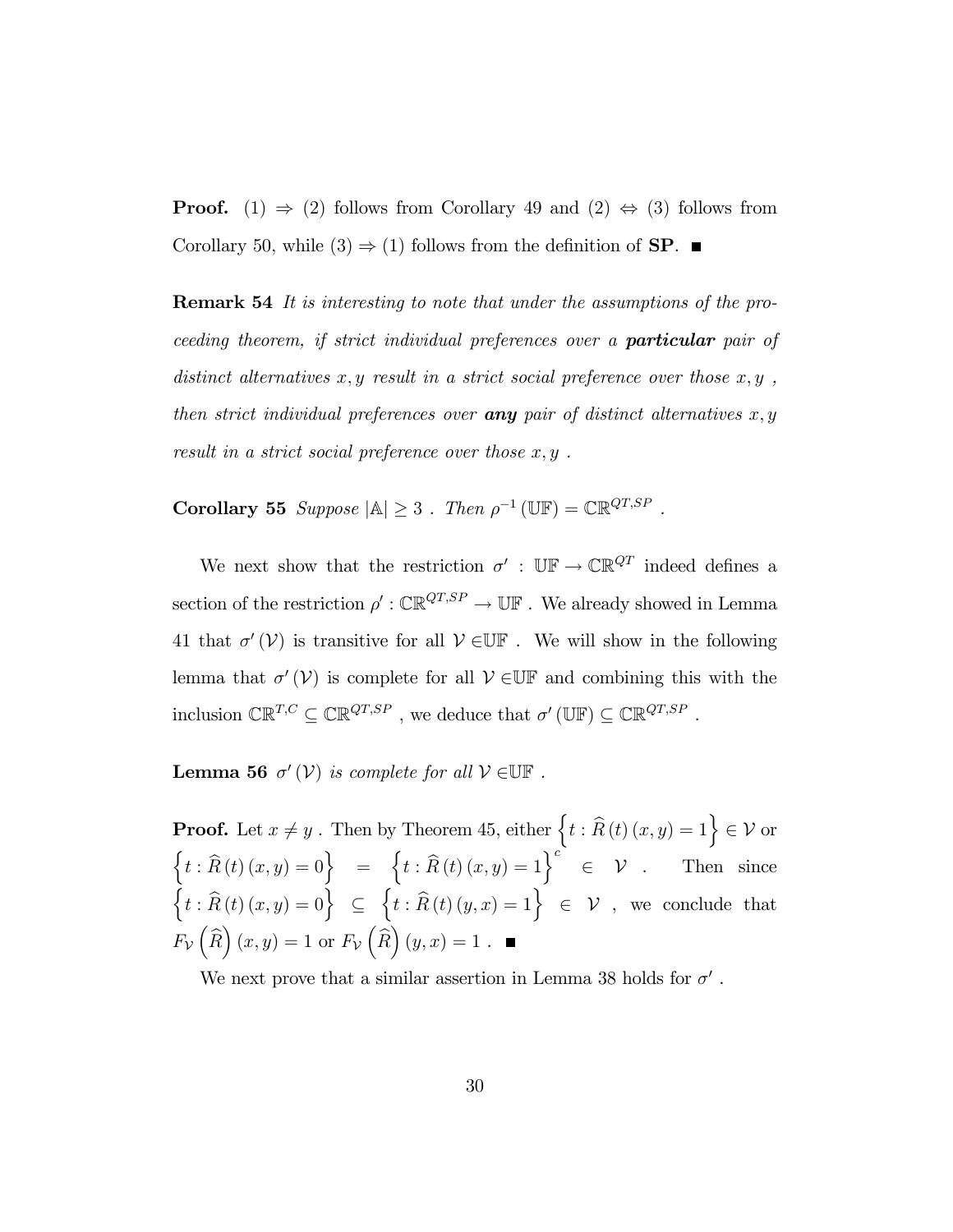**Proof.** (1) $\Rightarrow$ (2) follows from Corollary 49 and (2) $\Leftrightarrow$ (3) follows from Corollary 50, while (3) $\Rightarrow$ (1) follows from the definition of **SP**. $\blacksquare$

**Remark 54** *It is interesting to note that under the assumptions of the proceeding theorem, if strict individual preferences over a* ***particular*** *pair of distinct alternatives $x, y$ result in a strict social preference over those $x, y$ , then strict individual preferences over* ***any*** *pair of distinct alternatives $x, y$ result in a strict social preference over those $x, y$ .*

**Corollary 55** *Suppose $|\mathbb{A}| \geq 3$ . Then $\rho^{-1}(\mathbb{UF}) = \mathbb{CR}^{QT,SP}$ .*

We next show that the restriction $\sigma' : \mathbb{UF} \to \mathbb{CR}^{QT}$ indeed defines a section of the restriction $\rho' : \mathbb{CR}^{QT,SP} \to \mathbb{UF}$ . We already showed in Lemma 41 that $\sigma'(\mathcal{V})$ is transitive for all $\mathcal{V} \in \mathbb{UF}$ . We will show in the following lemma that $\sigma'(\mathcal{V})$ is complete for all $\mathcal{V} \in \mathbb{UF}$ and combining this with the inclusion $\mathbb{CR}^{T,C} \subseteq \mathbb{CR}^{QT,SP}$ , we deduce that $\sigma'(\mathbb{UF}) \subseteq \mathbb{CR}^{QT,SP}$ .

**Lemma 56** *$\sigma'(\mathcal{V})$ is complete for all $\mathcal{V} \in \mathbb{UF}$ .*

**Proof.** Let $x \neq y$ . Then by Theorem 45, either $\left\{t : \widehat{R}(t)(x,y) = 1\right\} \in \mathcal{V}$ or $\left\{t : \widehat{R}(t)(x,y) = 0\right\} = \left\{t : \widehat{R}(t)(x,y) = 1\right\}^c \in \mathcal{V}$ . Then since $\left\{t : \widehat{R}(t)(x,y) = 0\right\} \subseteq \left\{t : \widehat{R}(t)(y,x) = 1\right\} \in \mathcal{V}$ , we conclude that $F_{\mathcal{V}}\left(\widehat{R}\right)(x,y) = 1$ or $F_{\mathcal{V}}\left(\widehat{R}\right)(y,x) = 1$ . $\blacksquare$

We next prove that a similar assertion in Lemma 38 holds for $\sigma'$ .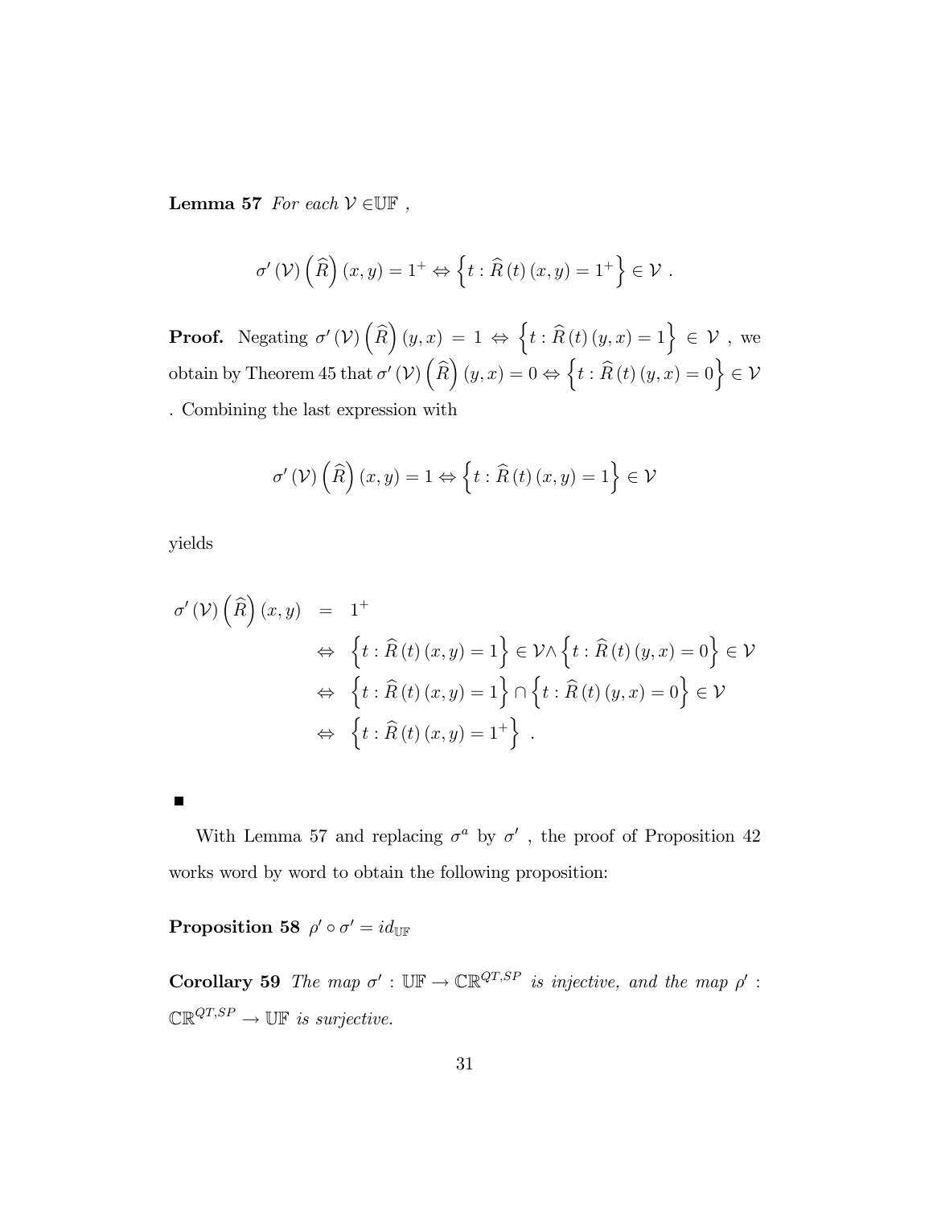**Lemma 57** *For each* $\mathcal{V} \in \mathbb{UF}$ *,*

$$\sigma'(\mathcal{V})\left(\widehat{R}\right)(x,y) = 1^{+} \Leftrightarrow \left\{t : \widehat{R}(t)(x,y) = 1^{+}\right\} \in \mathcal{V} \ .$$

**Proof.** Negating $\sigma'(\mathcal{V})\left(\widehat{R}\right)(y,x) = 1 \Leftrightarrow \left\{t : \widehat{R}(t)(y,x) = 1\right\} \in \mathcal{V}$ , we obtain by Theorem 45 that $\sigma'(\mathcal{V})\left(\widehat{R}\right)(y,x) = 0 \Leftrightarrow \left\{t : \widehat{R}(t)(y,x) = 0\right\} \in \mathcal{V}$ . Combining the last expression with

$$\sigma'(\mathcal{V})\left(\widehat{R}\right)(x,y) = 1 \Leftrightarrow \left\{t : \widehat{R}(t)(x,y) = 1\right\} \in \mathcal{V}$$

yields

$$\begin{aligned}
\sigma'(\mathcal{V})\left(\widehat{R}\right)(x,y) &= 1^{+} \\
&\Leftrightarrow \left\{t : \widehat{R}(t)(x,y) = 1\right\} \in \mathcal{V} \wedge \left\{t : \widehat{R}(t)(y,x) = 0\right\} \in \mathcal{V} \\
&\Leftrightarrow \left\{t : \widehat{R}(t)(x,y) = 1\right\} \cap \left\{t : \widehat{R}(t)(y,x) = 0\right\} \in \mathcal{V} \\
&\Leftrightarrow \left\{t : \widehat{R}(t)(x,y) = 1^{+}\right\} \ .
\end{aligned}$$

■

With Lemma 57 and replacing $\sigma^{a}$ by $\sigma'$ , the proof of Proposition 42 works word by word to obtain the following proposition:

**Proposition 58** $\rho' \circ \sigma' = id_{\mathbb{UF}}$

**Corollary 59** *The map* $\sigma' : \mathbb{UF} \rightarrow \mathbb{CR}^{QT,SP}$ *is injective, and the map* $\rho' : \mathbb{CR}^{QT,SP} \rightarrow \mathbb{UF}$ *is surjective.*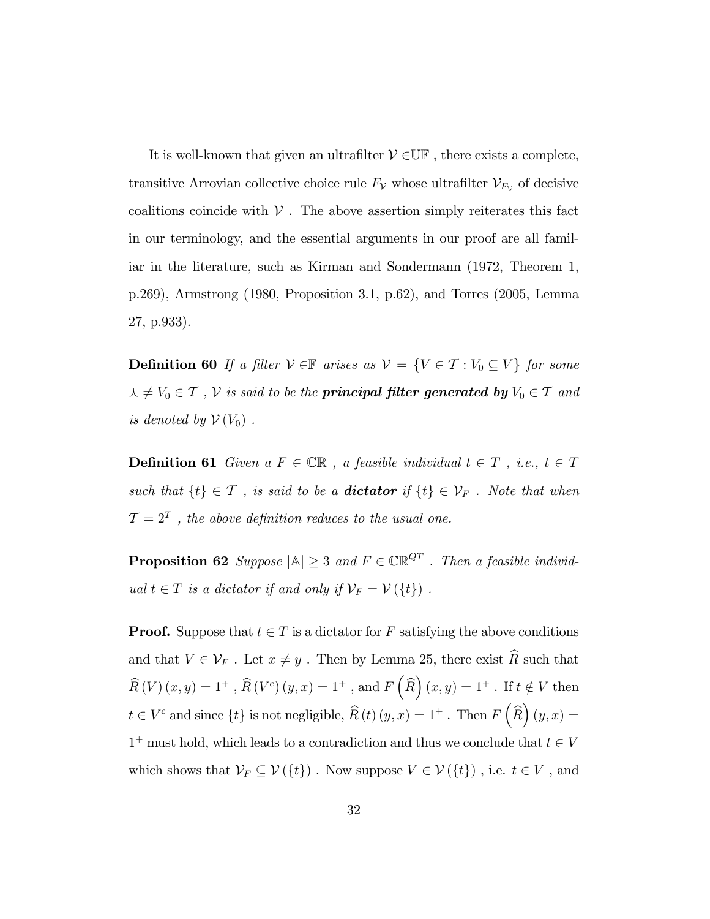It is well-known that given an ultrafilter $\mathcal{V} \in \mathbb{UF}$ , there exists a complete, transitive Arrovian collective choice rule $F_{\mathcal{V}}$ whose ultrafilter $\mathcal{V}_{F_{\mathcal{V}}}$ of decisive coalitions coincide with $\mathcal{V}$ . The above assertion simply reiterates this fact in our terminology, and the essential arguments in our proof are all familiar in the literature, such as Kirman and Sondermann (1972, Theorem 1, p.269), Armstrong (1980, Proposition 3.1, p.62), and Torres (2005, Lemma 27, p.933).

**Definition 60** *If a filter $\mathcal{V} \in \mathbb{F}$ arises as $\mathcal{V} = \{V \in \mathcal{T} : V_0 \subseteq V\}$ for some $\curlywedge \neq V_0 \in \mathcal{T}$ , $\mathcal{V}$ is said to be the* ***principal filter generated by*** *$V_0 \in \mathcal{T}$ and is denoted by $\mathcal{V}(V_0)$ .*

**Definition 61** *Given a $F \in \mathbb{CR}$ , a feasible individual $t \in T$ , i.e., $t \in T$ such that $\{t\} \in \mathcal{T}$ , is said to be a* ***dictator*** *if $\{t\} \in \mathcal{V}_F$ . Note that when $\mathcal{T} = 2^T$ , the above definition reduces to the usual one.*

**Proposition 62** *Suppose $|\mathbb{A}| \geq 3$ and $F \in \mathbb{CR}^{QT}$ . Then a feasible individual $t \in T$ is a dictator if and only if $\mathcal{V}_F = \mathcal{V}(\{t\})$ .*

**Proof.** Suppose that $t \in T$ is a dictator for $F$ satisfying the above conditions and that $V \in \mathcal{V}_F$ . Let $x \neq y$ . Then by Lemma 25, there exist $\widehat{R}$ such that $\widehat{R}(V)(x,y) = 1^+$ , $\widehat{R}(V^c)(y,x) = 1^+$ , and $F\left(\widehat{R}\right)(x,y) = 1^+$ . If $t \notin V$ then $t \in V^c$ and since $\{t\}$ is not negligible, $\widehat{R}(t)(y,x) = 1^+$ . Then $F\left(\widehat{R}\right)(y,x) = 1^+$ must hold, which leads to a contradiction and thus we conclude that $t \in V$ which shows that $\mathcal{V}_F \subseteq \mathcal{V}(\{t\})$ . Now suppose $V \in \mathcal{V}(\{t\})$ , i.e. $t \in V$ , and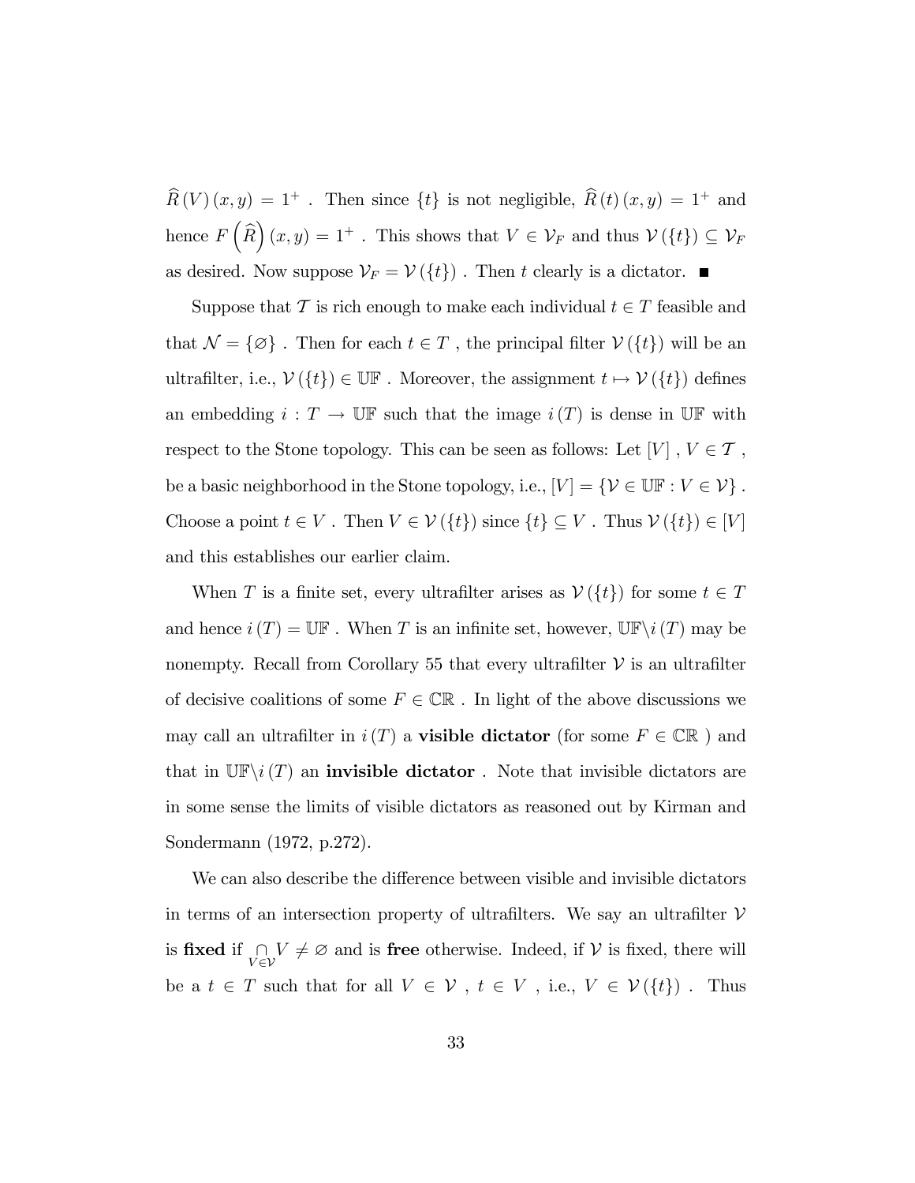$\widehat{R}(V)(x,y) = 1^+$ . Then since $\{t\}$ is not negligible, $\widehat{R}(t)(x,y) = 1^+$ and hence $F\left(\widehat{R}\right)(x,y) = 1^+$ . This shows that $V \in \mathcal{V}_F$ and thus $\mathcal{V}(\{t\}) \subseteq \mathcal{V}_F$ as desired. Now suppose $\mathcal{V}_F = \mathcal{V}(\{t\})$ . Then $t$ clearly is a dictator. ■

Suppose that $\mathcal{T}$ is rich enough to make each individual $t \in T$ feasible and that $\mathcal{N} = \{\varnothing\}$ . Then for each $t \in T$ , the principal filter $\mathcal{V}(\{t\})$ will be an ultrafilter, i.e., $\mathcal{V}(\{t\}) \in \mathbb{UF}$ . Moreover, the assignment $t \mapsto \mathcal{V}(\{t\})$ defines an embedding $i : T \to \mathbb{UF}$ such that the image $i(T)$ is dense in $\mathbb{UF}$ with respect to the Stone topology. This can be seen as follows: Let $[V]$ , $V \in \mathcal{T}$ , be a basic neighborhood in the Stone topology, i.e., $[V] = \{\mathcal{V} \in \mathbb{UF} : V \in \mathcal{V}\}$ . Choose a point $t \in V$ . Then $V \in \mathcal{V}(\{t\})$ since $\{t\} \subseteq V$ . Thus $\mathcal{V}(\{t\}) \in [V]$ and this establishes our earlier claim.

When $T$ is a finite set, every ultrafilter arises as $\mathcal{V}(\{t\})$ for some $t \in T$ and hence $i(T) = \mathbb{UF}$ . When $T$ is an infinite set, however, $\mathbb{UF} \backslash i(T)$ may be nonempty. Recall from Corollary 55 that every ultrafilter $\mathcal{V}$ is an ultrafilter of decisive coalitions of some $F \in \mathbb{CR}$ . In light of the above discussions we may call an ultrafilter in $i(T)$ a **visible dictator** (for some $F \in \mathbb{CR}$ ) and that in $\mathbb{UF} \backslash i(T)$ an **invisible dictator** . Note that invisible dictators are in some sense the limits of visible dictators as reasoned out by Kirman and Sondermann (1972, p.272).

We can also describe the difference between visible and invisible dictators in terms of an intersection property of ultrafilters. We say an ultrafilter $\mathcal{V}$ is **fixed** if $\bigcap_{V \in \mathcal{V}} V \neq \varnothing$ and is **free** otherwise. Indeed, if $\mathcal{V}$ is fixed, there will be a $t \in T$ such that for all $V \in \mathcal{V}$ , $t \in V$ , i.e., $V \in \mathcal{V}(\{t\})$ . Thus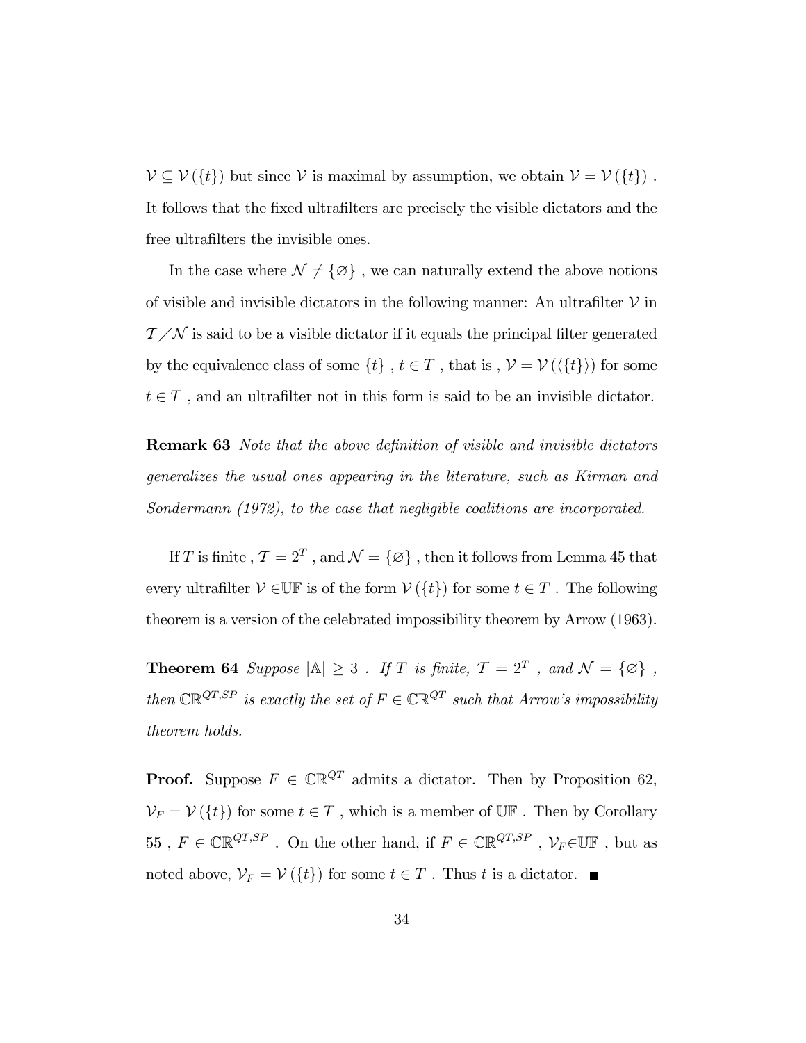$\mathcal{V} \subseteq \mathcal{V}(\{t\})$ but since $\mathcal{V}$ is maximal by assumption, we obtain $\mathcal{V} = \mathcal{V}(\{t\})$ . It follows that the fixed ultrafilters are precisely the visible dictators and the free ultrafilters the invisible ones.

In the case where $\mathcal{N} \neq \{\varnothing\}$ , we can naturally extend the above notions of visible and invisible dictators in the following manner: An ultrafilter $\mathcal{V}$ in $\mathcal{T}/\mathcal{N}$ is said to be a visible dictator if it equals the principal filter generated by the equivalence class of some $\{t\}$ , $t \in T$ , that is , $\mathcal{V} = \mathcal{V}(\langle\{t\}\rangle)$ for some $t \in T$ , and an ultrafilter not in this form is said to be an invisible dictator.

**Remark 63** *Note that the above definition of visible and invisible dictators generalizes the usual ones appearing in the literature, such as Kirman and Sondermann (1972), to the case that negligible coalitions are incorporated.*

If $T$ is finite , $\mathcal{T} = 2^T$ , and $\mathcal{N} = \{\varnothing\}$ , then it follows from Lemma 45 that every ultrafilter $\mathcal{V} \in \mathbb{UF}$ is of the form $\mathcal{V}(\{t\})$ for some $t \in T$ . The following theorem is a version of the celebrated impossibility theorem by Arrow (1963).

**Theorem 64** *Suppose $|\mathbb{A}| \geq 3$ . If $T$ is finite, $\mathcal{T} = 2^T$ , and $\mathcal{N} = \{\varnothing\}$ , then $\mathbb{CR}^{QT,SP}$ is exactly the set of $F \in \mathbb{CR}^{QT}$ such that Arrow's impossibility theorem holds.*

**Proof.** Suppose $F \in \mathbb{CR}^{QT}$ admits a dictator. Then by Proposition 62, $\mathcal{V}_F = \mathcal{V}(\{t\})$ for some $t \in T$ , which is a member of $\mathbb{UF}$ . Then by Corollary 55 , $F \in \mathbb{CR}^{QT,SP}$ . On the other hand, if $F \in \mathbb{CR}^{QT,SP}$ , $\mathcal{V}_F \in \mathbb{UF}$ , but as noted above, $\mathcal{V}_F = \mathcal{V}(\{t\})$ for some $t \in T$ . Thus $t$ is a dictator. ■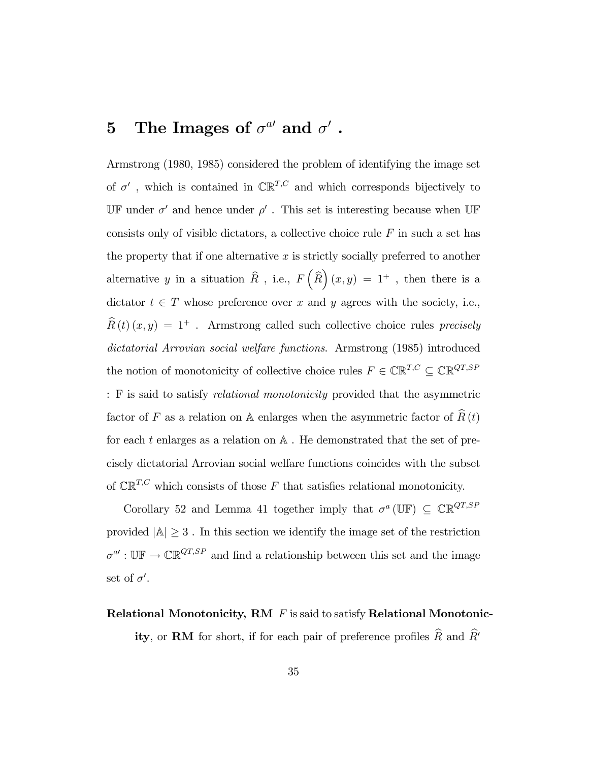# 5 The Images of $\sigma^{a\prime}$ and $\sigma'$ .

Armstrong (1980, 1985) considered the problem of identifying the image set of $\sigma'$ , which is contained in $\mathbb{CR}^{T,C}$ and which corresponds bijectively to $\mathbb{UF}$ under $\sigma'$ and hence under $\rho'$ . This set is interesting because when $\mathbb{UF}$ consists only of visible dictators, a collective choice rule $F$ in such a set has the property that if one alternative $x$ is strictly socially preferred to another alternative $y$ in a situation $\widehat{R}$ , i.e., $F\left(\widehat{R}\right)(x,y) = 1^+$ , then there is a dictator $t \in T$ whose preference over $x$ and $y$ agrees with the society, i.e., $\widehat{R}(t)(x,y) = 1^+$ . Armstrong called such collective choice rules *precisely dictatorial Arrovian social welfare functions.* Armstrong (1985) introduced the notion of monotonicity of collective choice rules $F \in \mathbb{CR}^{T,C} \subseteq \mathbb{CR}^{QT,SP}$ : F is said to satisfy *relational monotonicity* provided that the asymmetric factor of $F$ as a relation on $\mathbb{A}$ enlarges when the asymmetric factor of $\widehat{R}(t)$ for each $t$ enlarges as a relation on $\mathbb{A}$ . He demonstrated that the set of precisely dictatorial Arrovian social welfare functions coincides with the subset of $\mathbb{CR}^{T,C}$ which consists of those $F$ that satisfies relational monotonicity.

Corollary 52 and Lemma 41 together imply that $\sigma^a(\mathbb{UF}) \subseteq \mathbb{CR}^{QT,SP}$ provided $|\mathbb{A}| \geq 3$ . In this section we identify the image set of the restriction $\sigma^{a\prime} : \mathbb{UF} \to \mathbb{CR}^{QT,SP}$ and find a relationship between this set and the image set of $\sigma'$.

**Relational Monotonicity, RM** $F$ is said to satisfy **Relational Monotonicity**, or **RM** for short, if for each pair of preference profiles $\widehat{R}$ and $\widehat{R}'$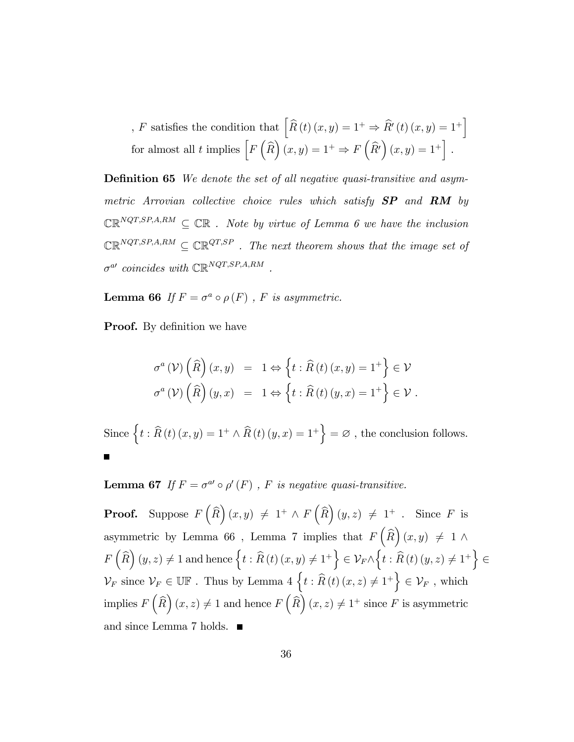, $F$ satisfies the condition that $\left[\widehat{R}(t)(x,y)=1^{+} \Rightarrow \widehat{R}'(t)(x,y)=1^{+}\right]$ for almost all $t$ implies $\left[F\left(\widehat{R}\right)(x,y)=1^{+} \Rightarrow F\left(\widehat{R}'\right)(x,y)=1^{+}\right]$ .

**Definition 65** *We denote the set of all negative quasi-transitive and asymmetric Arrovian collective choice rules which satisfy* ***SP*** *and* ***RM*** *by* $\mathbb{CR}^{NQT,SP,A,RM} \subseteq \mathbb{CR}$ *. Note by virtue of Lemma 6 we have the inclusion* $\mathbb{CR}^{NQT,SP,A,RM} \subseteq \mathbb{CR}^{QT,SP}$ *. The next theorem shows that the image set of* $\sigma^{a\prime}$ *coincides with* $\mathbb{CR}^{NQT,SP,A,RM}$ *.*

**Lemma 66** *If* $F=\sigma^{a}\circ\rho(F)$ *,* $F$ *is asymmetric.*

**Proof.** By definition we have

$$
\begin{aligned}
\sigma^{a}(\mathcal{V})\left(\widehat{R}\right)(x,y) &= 1 \Leftrightarrow \left\{t:\widehat{R}(t)(x,y)=1^{+}\right\}\in\mathcal{V} \\
\sigma^{a}(\mathcal{V})\left(\widehat{R}\right)(y,x) &= 1 \Leftrightarrow \left\{t:\widehat{R}(t)(y,x)=1^{+}\right\}\in\mathcal{V} .
\end{aligned}
$$

Since $\left\{t:\widehat{R}(t)(x,y)=1^{+}\wedge\widehat{R}(t)(y,x)=1^{+}\right\}=\varnothing$ , the conclusion follows. ∎

**Lemma 67** *If* $F=\sigma^{a\prime}\circ\rho'(F)$ *,* $F$ *is negative quasi-transitive.*

**Proof.** Suppose $F\left(\widehat{R}\right)(x,y)\neq 1^{+}\wedge F\left(\widehat{R}\right)(y,z)\neq 1^{+}$ . Since $F$ is asymmetric by Lemma 66 , Lemma 7 implies that $F\left(\widehat{R}\right)(x,y)\neq 1 \wedge F\left(\widehat{R}\right)(y,z)\neq 1$ and hence $\left\{t:\widehat{R}(t)(x,y)\neq 1^{+}\right\}\in\mathcal{V}_{F}\wedge\left\{t:\widehat{R}(t)(y,z)\neq 1^{+}\right\}\in\mathcal{V}_{F}$ since $\mathcal{V}_{F}\in\mathbb{UF}$ . Thus by Lemma 4 $\left\{t:\widehat{R}(t)(x,z)\neq 1^{+}\right\}\in\mathcal{V}_{F}$ , which implies $F\left(\widehat{R}\right)(x,z)\neq 1$ and hence $F\left(\widehat{R}\right)(x,z)\neq 1^{+}$ since $F$ is asymmetric and since Lemma 7 holds. ∎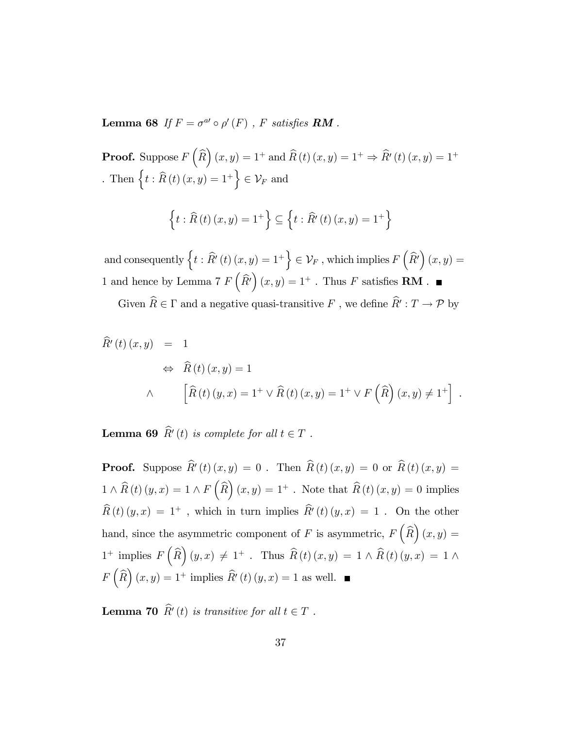**Lemma 68** *If $F = \sigma^{a\prime} \circ \rho' (F)$ , $F$ satisfies **RM** .*

**Proof.** Suppose $F\left(\widehat{R}\right)(x,y) = 1^+$ and $\widehat{R}(t)(x,y) = 1^+ \Rightarrow \widehat{R}'(t)(x,y) = 1^+$ . Then $\left\{t : \widehat{R}(t)(x,y) = 1^+\right\} \in \mathcal{V}_F$ and

$$\left\{t : \widehat{R}(t)(x,y) = 1^+\right\} \subseteq \left\{t : \widehat{R}'(t)(x,y) = 1^+\right\}$$

and consequently $\left\{t : \widehat{R}'(t)(x,y) = 1^+\right\} \in \mathcal{V}_F$ , which implies $F\left(\widehat{R}'\right)(x,y) = 1$ and hence by Lemma 7 $F\left(\widehat{R}'\right)(x,y) = 1^+$ . Thus $F$ satisfies **RM** . ■

Given $\widehat{R} \in \Gamma$ and a negative quasi-transitive $F$ , we define $\widehat{R}' : T \to \mathcal{P}$ by

$$\begin{aligned}
\widehat{R}'(t)(x,y) &= 1 \\
&\Leftrightarrow \widehat{R}(t)(x,y) = 1 \\
\wedge \quad & \left[\widehat{R}(t)(y,x) = 1^+ \vee \widehat{R}(t)(x,y) = 1^+ \vee F\left(\widehat{R}\right)(x,y) \neq 1^+\right] .
\end{aligned}$$

**Lemma 69** *$\widehat{R}'(t)$ is complete for all $t \in T$ .*

**Proof.** Suppose $\widehat{R}'(t)(x,y) = 0$ . Then $\widehat{R}(t)(x,y) = 0$ or $\widehat{R}(t)(x,y) = 1 \wedge \widehat{R}(t)(y,x) = 1 \wedge F\left(\widehat{R}\right)(x,y) = 1^+$ . Note that $\widehat{R}(t)(x,y) = 0$ implies $\widehat{R}(t)(y,x) = 1^+$ , which in turn implies $\widehat{R}'(t)(y,x) = 1$ . On the other hand, since the asymmetric component of $F$ is asymmetric, $F\left(\widehat{R}\right)(x,y) = 1^+$ implies $F\left(\widehat{R}\right)(y,x) \neq 1^+$ . Thus $\widehat{R}(t)(x,y) = 1 \wedge \widehat{R}(t)(y,x) = 1 \wedge F\left(\widehat{R}\right)(x,y) = 1^+$ implies $\widehat{R}'(t)(y,x) = 1$ as well. ■

**Lemma 70** *$\widehat{R}'(t)$ is transitive for all $t \in T$ .*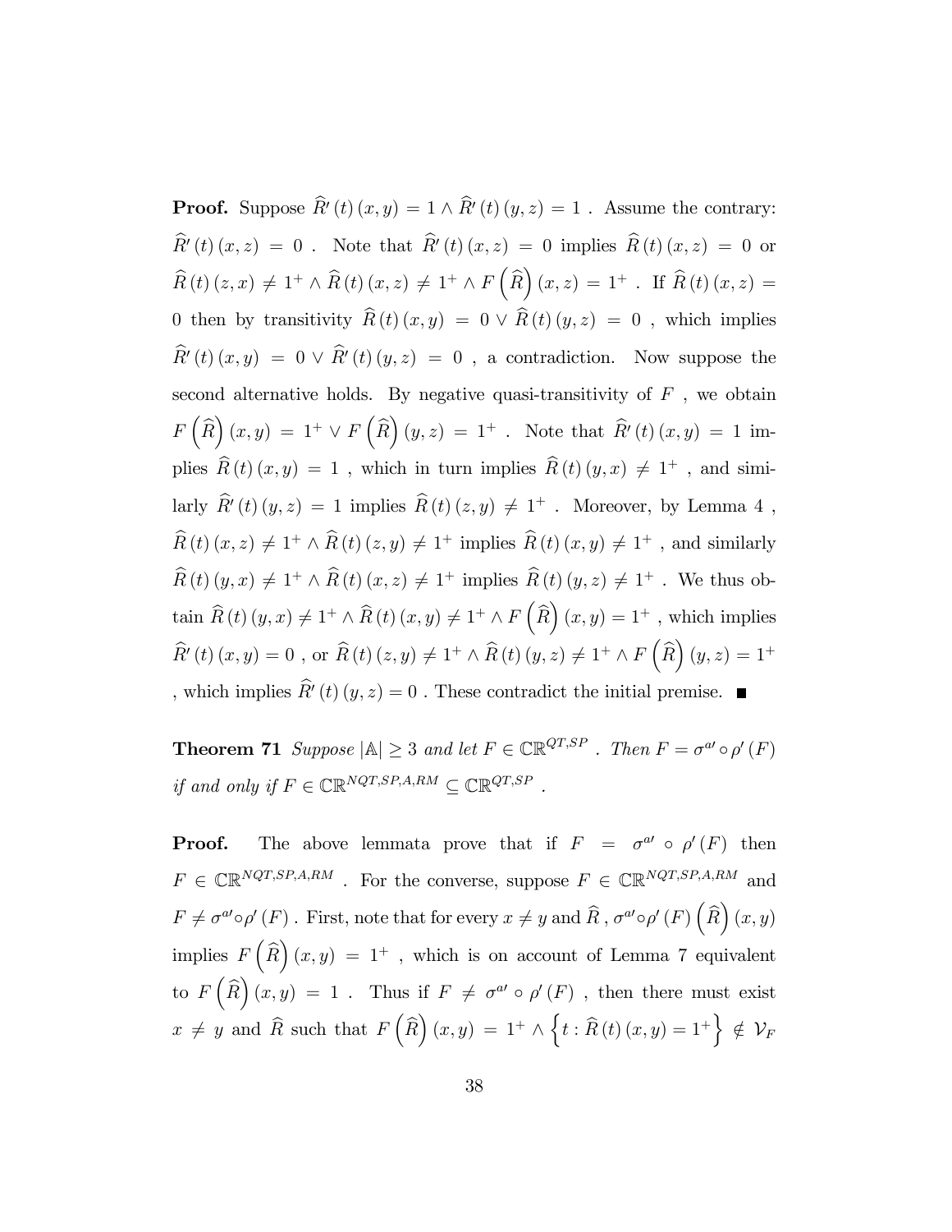**Proof.** Suppose $\widehat{R}'(t)(x,y) = 1 \wedge \widehat{R}'(t)(y,z) = 1$ . Assume the contrary: $\widehat{R}'(t)(x,z) = 0$ . Note that $\widehat{R}'(t)(x,z) = 0$ implies $\widehat{R}(t)(x,z) = 0$ or $\widehat{R}(t)(z,x) \neq 1^+ \wedge \widehat{R}(t)(x,z) \neq 1^+ \wedge F\left(\widehat{R}\right)(x,z) = 1^+$ . If $\widehat{R}(t)(x,z) = 0$ then by transitivity $\widehat{R}(t)(x,y) = 0 \vee \widehat{R}(t)(y,z) = 0$ , which implies $\widehat{R}'(t)(x,y) = 0 \vee \widehat{R}'(t)(y,z) = 0$ , a contradiction. Now suppose the second alternative holds. By negative quasi-transitivity of $F$ , we obtain $F\left(\widehat{R}\right)(x,y) = 1^+ \vee F\left(\widehat{R}\right)(y,z) = 1^+$ . Note that $\widehat{R}'(t)(x,y) = 1$ implies $\widehat{R}(t)(x,y) = 1$ , which in turn implies $\widehat{R}(t)(y,x) \neq 1^+$ , and similarly $\widehat{R}'(t)(y,z) = 1$ implies $\widehat{R}(t)(z,y) \neq 1^+$ . Moreover, by Lemma 4 , $\widehat{R}(t)(x,z) \neq 1^+ \wedge \widehat{R}(t)(z,y) \neq 1^+$ implies $\widehat{R}(t)(x,y) \neq 1^+$ , and similarly $\widehat{R}(t)(y,x) \neq 1^+ \wedge \widehat{R}(t)(x,z) \neq 1^+$ implies $\widehat{R}(t)(y,z) \neq 1^+$ . We thus obtain $\widehat{R}(t)(y,x) \neq 1^+ \wedge \widehat{R}(t)(x,y) \neq 1^+ \wedge F\left(\widehat{R}\right)(x,y) = 1^+$ , which implies $\widehat{R}'(t)(x,y) = 0$ , or $\widehat{R}(t)(z,y) \neq 1^+ \wedge \widehat{R}(t)(y,z) \neq 1^+ \wedge F\left(\widehat{R}\right)(y,z) = 1^+$ , which implies $\widehat{R}'(t)(y,z) = 0$ . These contradict the initial premise. ■

**Theorem 71** *Suppose $|\mathbb{A}| \geq 3$ and let $F \in \mathbb{CR}^{QT,SP}$ . Then $F = \sigma^{a\prime} \circ \rho'(F)$ if and only if $F \in \mathbb{CR}^{NQT,SP,A,RM} \subseteq \mathbb{CR}^{QT,SP}$ .*

**Proof.** The above lemmata prove that if $F = \sigma^{a\prime} \circ \rho'(F)$ then $F \in \mathbb{CR}^{NQT,SP,A,RM}$ . For the converse, suppose $F \in \mathbb{CR}^{NQT,SP,A,RM}$ and $F \neq \sigma^{a\prime} \circ \rho'(F)$ . First, note that for every $x \neq y$ and $\widehat{R}$ , $\sigma^{a\prime} \circ \rho'(F)\left(\widehat{R}\right)(x,y)$ implies $F\left(\widehat{R}\right)(x,y) = 1^+$ , which is on account of Lemma 7 equivalent to $F\left(\widehat{R}\right)(x,y) = 1$ . Thus if $F \neq \sigma^{a\prime} \circ \rho'(F)$ , then there must exist $x \neq y$ and $\widehat{R}$ such that $F\left(\widehat{R}\right)(x,y) = 1^+ \wedge \left\{t : \widehat{R}(t)(x,y) = 1^+\right\} \notin \mathcal{V}_F$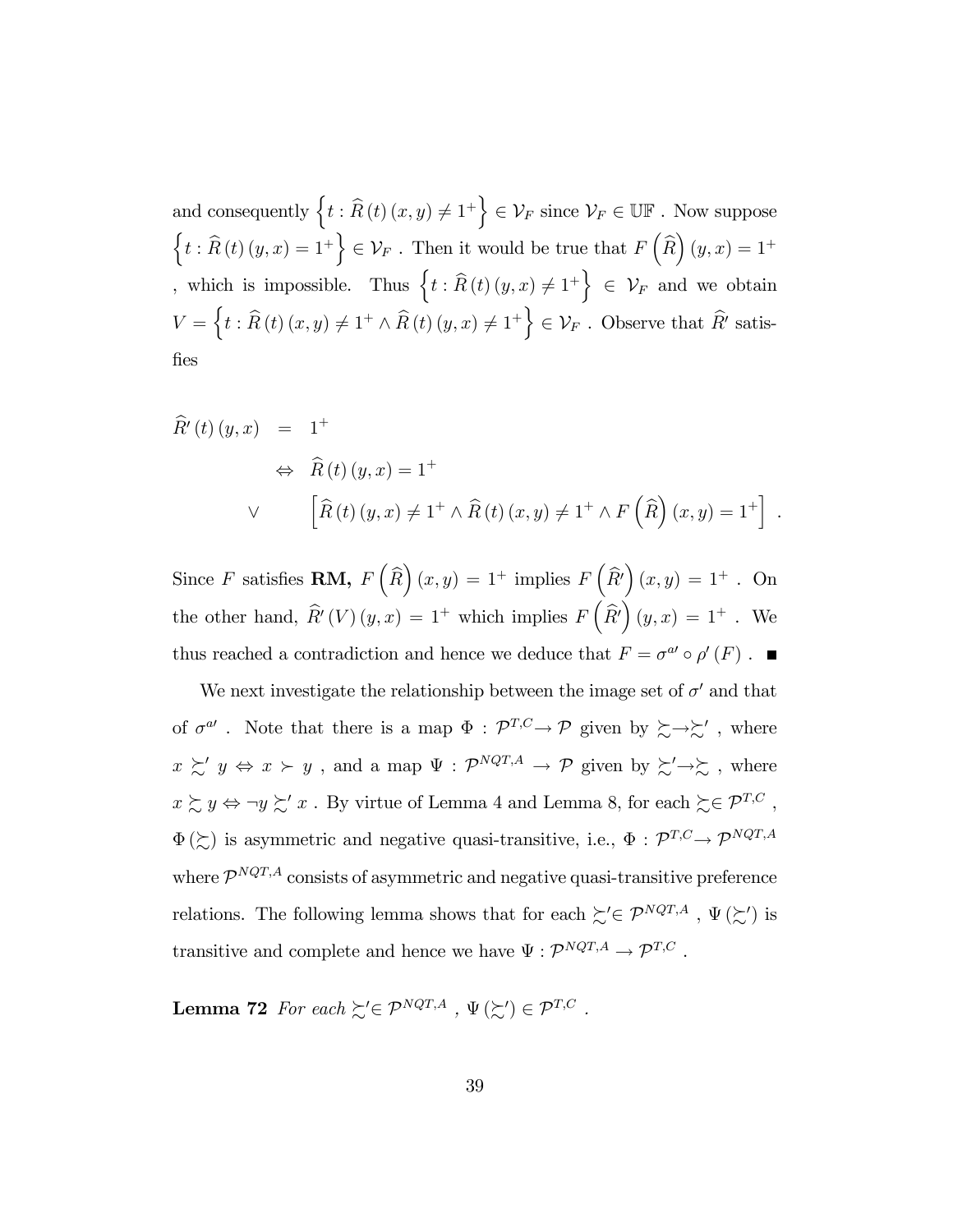and consequently $\left\{t : \widehat{R}(t)(x,y) \neq 1^+\right\} \in \mathcal{V}_F$ since $\mathcal{V}_F \in \mathbb{UF}$ . Now suppose $\left\{t : \widehat{R}(t)(y,x) = 1^+\right\} \in \mathcal{V}_F$ . Then it would be true that $F\left(\widehat{R}\right)(y,x) = 1^+$ , which is impossible. Thus $\left\{t : \widehat{R}(t)(y,x) \neq 1^+\right\} \in \mathcal{V}_F$ and we obtain $V = \left\{t : \widehat{R}(t)(x,y) \neq 1^+ \wedge \widehat{R}(t)(y,x) \neq 1^+\right\} \in \mathcal{V}_F$ . Observe that $\widehat{R}'$ satisfies

$$
\begin{aligned}
\widehat{R}'(t)(y,x) &= 1^+ \\
&\Leftrightarrow \ \widehat{R}(t)(y,x) = 1^+ \\
\vee \quad & \left[\widehat{R}(t)(y,x) \neq 1^+ \wedge \widehat{R}(t)(x,y) \neq 1^+ \wedge F\left(\widehat{R}\right)(x,y) = 1^+\right] .
\end{aligned}
$$

Since $F$ satisfies **RM,** $F\left(\widehat{R}\right)(x,y) = 1^+$ implies $F\left(\widehat{R}'\right)(x,y) = 1^+$ . On the other hand, $\widehat{R}'(V)(y,x) = 1^+$ which implies $F\left(\widehat{R}'\right)(y,x) = 1^+$ . We thus reached a contradiction and hence we deduce that $F = \sigma^{a\prime} \circ \rho'(F)$ . ■

We next investigate the relationship between the image set of $\sigma'$ and that of $\sigma^{a\prime}$ . Note that there is a map $\Phi : \mathcal{P}^{T,C} \rightarrow \mathcal{P}$ given by $\succsim \rightarrow \succsim'$ , where $x \succsim' y \Leftrightarrow x \succ y$ , and a map $\Psi : \mathcal{P}^{NQT,A} \rightarrow \mathcal{P}$ given by $\succsim' \rightarrow \succsim$ , where $x \succsim y \Leftrightarrow \neg y \succsim' x$ . By virtue of Lemma 4 and Lemma 8, for each $\succsim \in \mathcal{P}^{T,C}$ , $\Phi(\succsim)$ is asymmetric and negative quasi-transitive, i.e., $\Phi : \mathcal{P}^{T,C} \rightarrow \mathcal{P}^{NQT,A}$ where $\mathcal{P}^{NQT,A}$ consists of asymmetric and negative quasi-transitive preference relations. The following lemma shows that for each $\succsim' \in \mathcal{P}^{NQT,A}$ , $\Psi(\succsim')$ is transitive and complete and hence we have $\Psi : \mathcal{P}^{NQT,A} \rightarrow \mathcal{P}^{T,C}$ .

**Lemma 72** *For each* $\succsim' \in \mathcal{P}^{NQT,A}$ , $\Psi(\succsim') \in \mathcal{P}^{T,C}$ .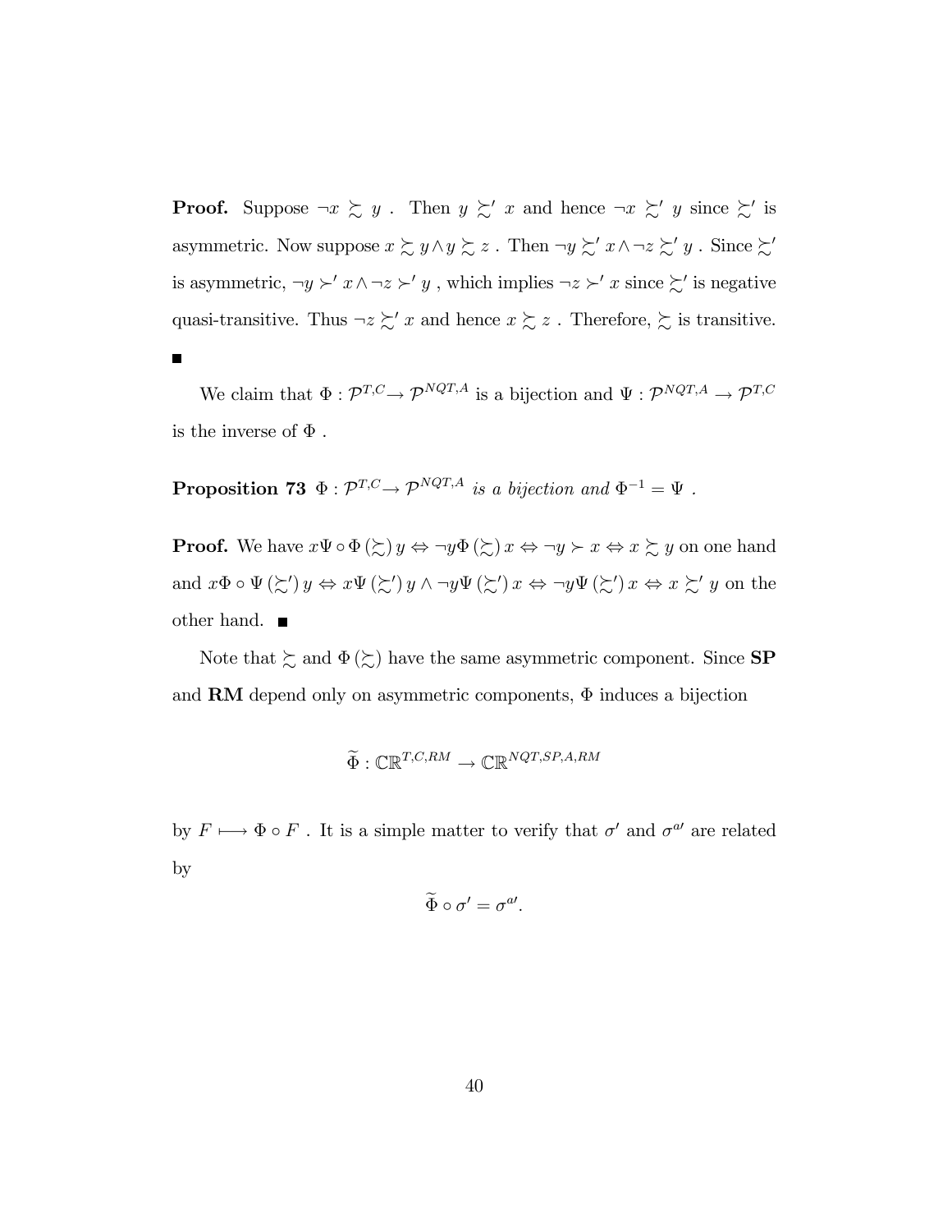**Proof.** Suppose $\neg x \succsim y$ . Then $y \succsim' x$ and hence $\neg x \succsim' y$ since $\succsim'$ is asymmetric. Now suppose $x \succsim y \wedge y \succsim z$ . Then $\neg y \succsim' x \wedge \neg z \succsim' y$ . Since $\succsim'$ is asymmetric, $\neg y \succ' x \wedge \neg z \succ' y$ , which implies $\neg z \succ' x$ since $\succsim'$ is negative quasi-transitive. Thus $\neg z \succsim' x$ and hence $x \succsim z$ . Therefore, $\succsim$ is transitive. ■

We claim that $\Phi : \mathcal{P}^{T,C} \rightarrow \mathcal{P}^{NQT,A}$ is a bijection and $\Psi : \mathcal{P}^{NQT,A} \rightarrow \mathcal{P}^{T,C}$ is the inverse of $\Phi$ .

**Proposition 73** *$\Phi : \mathcal{P}^{T,C} \rightarrow \mathcal{P}^{NQT,A}$ is a bijection and $\Phi^{-1} = \Psi$ .*

**Proof.** We have $x \Psi \circ \Phi (\succsim) y \Leftrightarrow \neg y \Phi (\succsim) x \Leftrightarrow \neg y \succ x \Leftrightarrow x \succsim y$ on one hand and $x \Phi \circ \Psi (\succsim') y \Leftrightarrow x \Psi (\succsim') y \wedge \neg y \Psi (\succsim') x \Leftrightarrow \neg y \Psi (\succsim') x \Leftrightarrow x \succsim' y$ on the other hand. ■

Note that $\succsim$ and $\Phi (\succsim)$ have the same asymmetric component. Since **SP** and **RM** depend only on asymmetric components, $\Phi$ induces a bijection

$$\widetilde{\Phi} : \mathbb{CR}^{T,C,RM} \rightarrow \mathbb{CR}^{NQT,SP,A,RM}$$

by $F \longmapsto \Phi \circ F$ . It is a simple matter to verify that $\sigma'$ and $\sigma^{a\prime}$ are related by

$$\widetilde{\Phi} \circ \sigma' = \sigma^{a\prime}.$$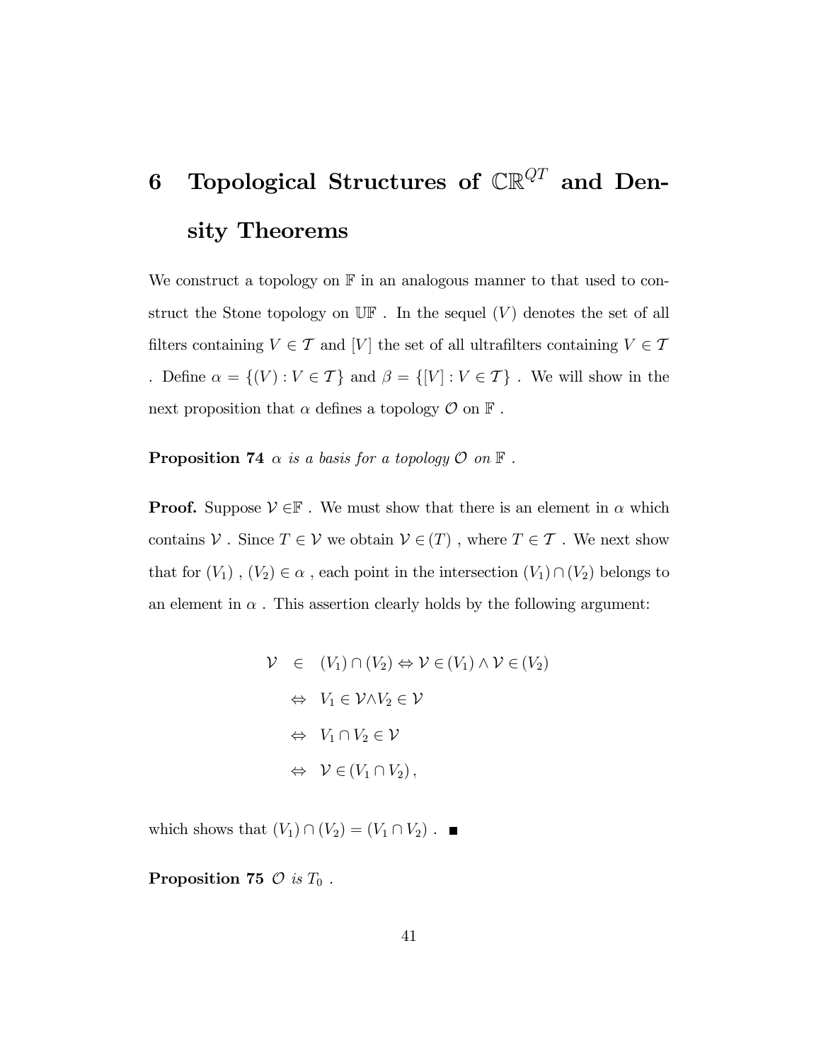# 6 Topological Structures of $\mathbb{CR}^{QT}$ and Density Theorems

We construct a topology on $\mathbb{F}$ in an analogous manner to that used to construct the Stone topology on $\mathbb{UF}$ . In the sequel $(V)$ denotes the set of all filters containing $V \in \mathcal{T}$ and $[V]$ the set of all ultrafilters containing $V \in \mathcal{T}$ . Define $\alpha = \{(V) : V \in \mathcal{T}\}$ and $\beta = \{[V] : V \in \mathcal{T}\}$ . We will show in the next proposition that $\alpha$ defines a topology $\mathcal{O}$ on $\mathbb{F}$ .

**Proposition 74** *$\alpha$ is a basis for a topology $\mathcal{O}$ on $\mathbb{F}$ .*

**Proof.** Suppose $\mathcal{V} \in \mathbb{F}$ . We must show that there is an element in $\alpha$ which contains $\mathcal{V}$ . Since $T \in \mathcal{V}$ we obtain $\mathcal{V} \in (T)$ , where $T \in \mathcal{T}$ . We next show that for $(V_1)$ , $(V_2) \in \alpha$ , each point in the intersection $(V_1) \cap (V_2)$ belongs to an element in $\alpha$ . This assertion clearly holds by the following argument:

$$
\begin{aligned}
\mathcal{V} &\in (V_1) \cap (V_2) \Leftrightarrow \mathcal{V} \in (V_1) \wedge \mathcal{V} \in (V_2) \\
&\Leftrightarrow V_1 \in \mathcal{V} \wedge V_2 \in \mathcal{V} \\
&\Leftrightarrow V_1 \cap V_2 \in \mathcal{V} \\
&\Leftrightarrow \mathcal{V} \in (V_1 \cap V_2),
\end{aligned}
$$

which shows that $(V_1) \cap (V_2) = (V_1 \cap V_2)$ . ■

**Proposition 75** *$\mathcal{O}$ is $T_0$ .*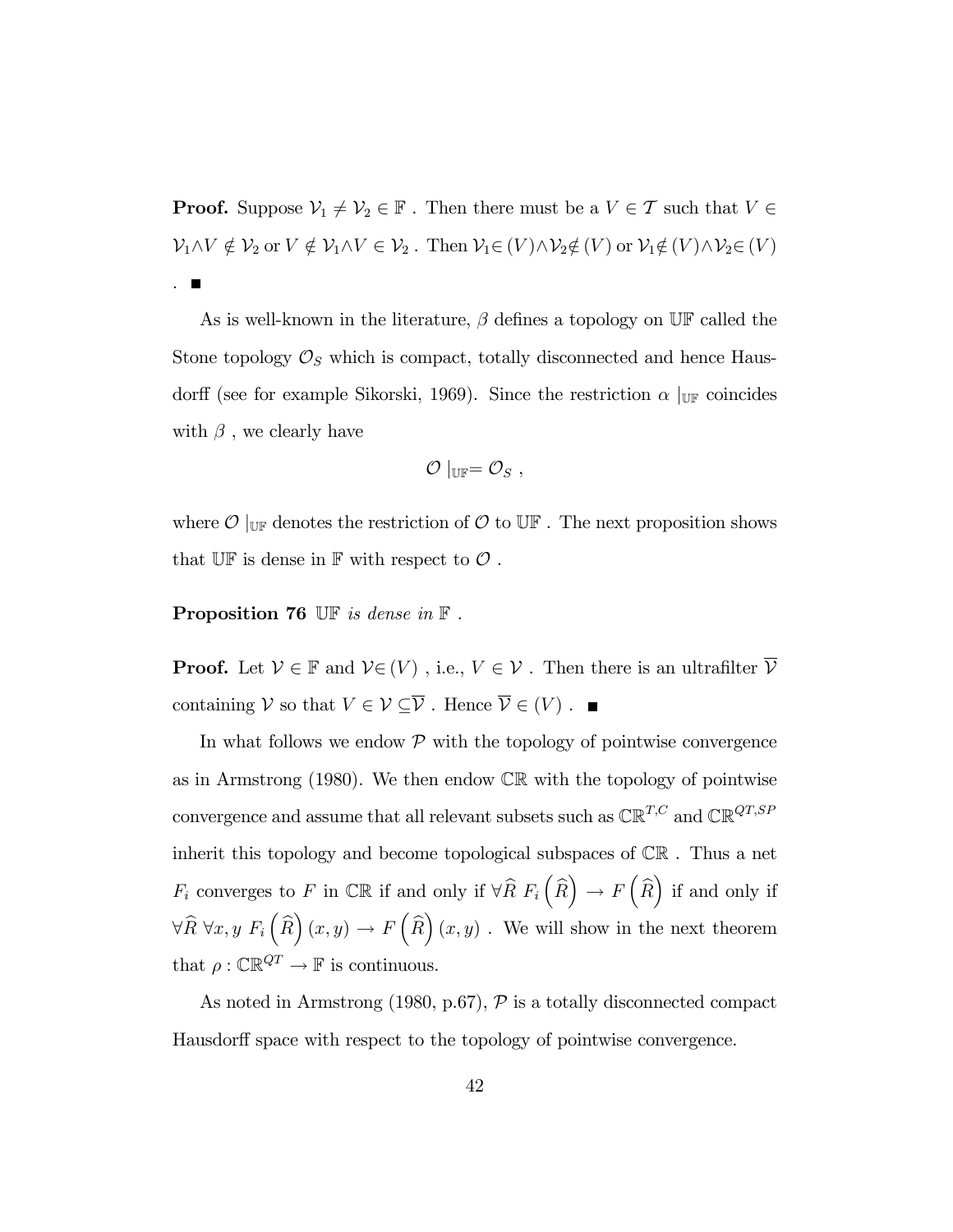**Proof.** Suppose $\mathcal{V}_1 \neq \mathcal{V}_2 \in \mathbb{F}$ . Then there must be a $V \in \mathcal{T}$ such that $V \in \mathcal{V}_1 \wedge V \notin \mathcal{V}_2$ or $V \notin \mathcal{V}_1 \wedge V \in \mathcal{V}_2$ . Then $\mathcal{V}_1 \in (V) \wedge \mathcal{V}_2 \notin (V)$ or $\mathcal{V}_1 \notin (V) \wedge \mathcal{V}_2 \in (V)$ . ■

As is well-known in the literature, $\beta$ defines a topology on $\mathbb{UF}$ called the Stone topology $\mathcal{O}_S$ which is compact, totally disconnected and hence Hausdorff (see for example Sikorski, 1969). Since the restriction $\alpha \mid_{\mathbb{UF}}$ coincides with $\beta$ , we clearly have

$$\mathcal{O} \mid_{\mathbb{UF}} = \mathcal{O}_S \ ,$$

where $\mathcal{O} \mid_{\mathbb{UF}}$ denotes the restriction of $\mathcal{O}$ to $\mathbb{UF}$ . The next proposition shows that $\mathbb{UF}$ is dense in $\mathbb{F}$ with respect to $\mathcal{O}$ .

**Proposition 76** *$\mathbb{UF}$ is dense in $\mathbb{F}$ .*

**Proof.** Let $\mathcal{V} \in \mathbb{F}$ and $\mathcal{V} \in (V)$ , i.e., $V \in \mathcal{V}$ . Then there is an ultrafilter $\overline{\mathcal{V}}$ containing $\mathcal{V}$ so that $V \in \mathcal{V} \subseteq \overline{\mathcal{V}}$ . Hence $\overline{\mathcal{V}} \in (V)$ . ■

In what follows we endow $\mathcal{P}$ with the topology of pointwise convergence as in Armstrong (1980). We then endow $\mathbb{CR}$ with the topology of pointwise convergence and assume that all relevant subsets such as $\mathbb{CR}^{T,C}$ and $\mathbb{CR}^{QT,SP}$ inherit this topology and become topological subspaces of $\mathbb{CR}$ . Thus a net $F_i$ converges to $F$ in $\mathbb{CR}$ if and only if $\forall \widehat{R} \ F_i\left(\widehat{R}\right) \to F\left(\widehat{R}\right)$ if and only if $\forall \widehat{R} \ \forall x, y \ F_i\left(\widehat{R}\right)(x, y) \to F\left(\widehat{R}\right)(x, y)$ . We will show in the next theorem that $\rho : \mathbb{CR}^{QT} \to \mathbb{F}$ is continuous.

As noted in Armstrong (1980, p.67), $\mathcal{P}$ is a totally disconnected compact Hausdorff space with respect to the topology of pointwise convergence.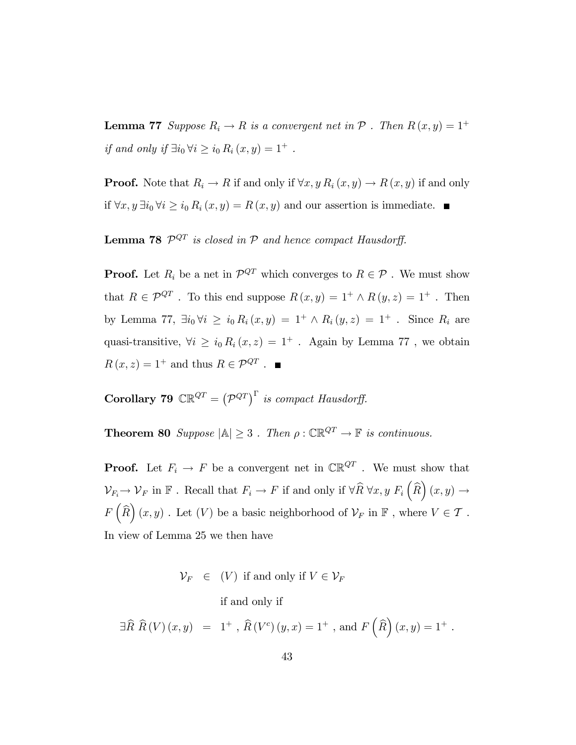**Lemma 77** *Suppose $R_i \to R$ is a convergent net in $\mathcal{P}$ . Then $R(x,y) = 1^+$ if and only if $\exists i_0 \, \forall i \geq i_0 \, R_i(x,y) = 1^+$ .*

**Proof.** Note that $R_i \to R$ if and only if $\forall x, y \, R_i(x,y) \to R(x,y)$ if and only if $\forall x, y \, \exists i_0 \, \forall i \geq i_0 \, R_i(x,y) = R(x,y)$ and our assertion is immediate. ∎

**Lemma 78** *$\mathcal{P}^{QT}$ is closed in $\mathcal{P}$ and hence compact Hausdorff.*

**Proof.** Let $R_i$ be a net in $\mathcal{P}^{QT}$ which converges to $R \in \mathcal{P}$ . We must show that $R \in \mathcal{P}^{QT}$ . To this end suppose $R(x,y) = 1^+ \wedge R(y,z) = 1^+$ . Then by Lemma 77, $\exists i_0 \, \forall i \geq i_0 \, R_i(x,y) = 1^+ \wedge R_i(y,z) = 1^+$ . Since $R_i$ are quasi-transitive, $\forall i \geq i_0 \, R_i(x,z) = 1^+$ . Again by Lemma 77 , we obtain $R(x,z) = 1^+$ and thus $R \in \mathcal{P}^{QT}$ . ∎

**Corollary 79** *$\mathbb{CR}^{QT} = \left(\mathcal{P}^{QT}\right)^{\Gamma}$ is compact Hausdorff.*

**Theorem 80** *Suppose $|\mathbb{A}| \geq 3$ . Then $\rho : \mathbb{CR}^{QT} \to \mathbb{F}$ is continuous.*

**Proof.** Let $F_i \to F$ be a convergent net in $\mathbb{CR}^{QT}$ . We must show that $\mathcal{V}_{F_i} \to \mathcal{V}_F$ in $\mathbb{F}$ . Recall that $F_i \to F$ if and only if $\forall \widehat{R} \, \forall x, y \; F_i\left(\widehat{R}\right)(x,y) \to F\left(\widehat{R}\right)(x,y)$ . Let $(V)$ be a basic neighborhood of $\mathcal{V}_F$ in $\mathbb{F}$ , where $V \in \mathcal{T}$ . In view of Lemma 25 we then have

$$
\begin{aligned}
\mathcal{V}_F \in (V) &\text{ if and only if } V \in \mathcal{V}_F \\
&\text{if and only if} \\
\exists \widehat{R} \; \widehat{R}(V)(x,y) = 1^+ &, \; \widehat{R}(V^c)(y,x) = 1^+ \text{ , and } F\left(\widehat{R}\right)(x,y) = 1^+ .
\end{aligned}
$$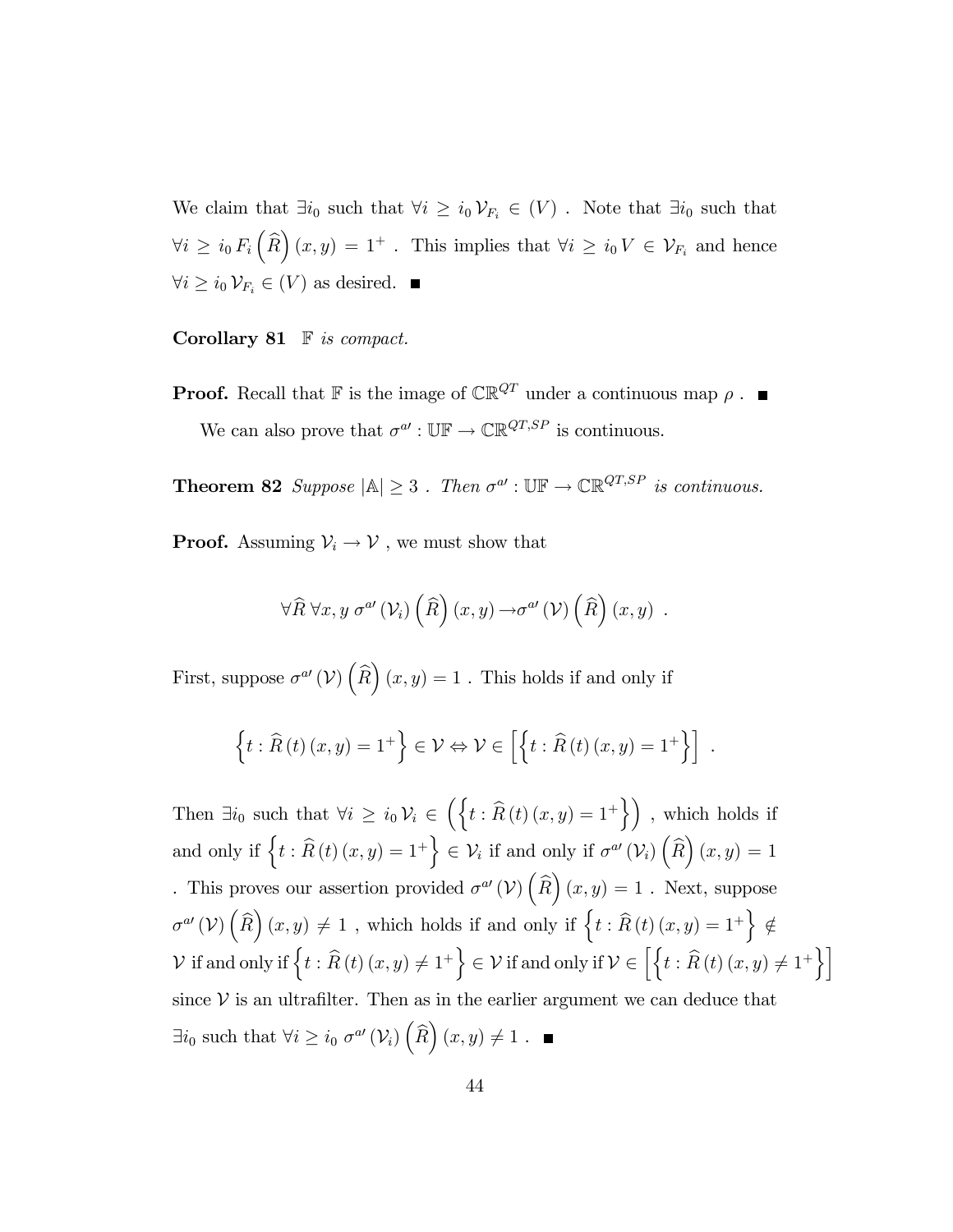We claim that $\exists i_0$ such that $\forall i \geq i_0 \, \mathcal{V}_{F_i} \in (V)$ . Note that $\exists i_0$ such that $\forall i \geq i_0 \, F_i\left(\widehat{R}\right)(x, y) = 1^+$ . This implies that $\forall i \geq i_0 \, V \in \mathcal{V}_{F_i}$ and hence $\forall i \geq i_0 \, \mathcal{V}_{F_i} \in (V)$ as desired. ■

**Corollary 81** *$\mathbb{F}$ is compact.*

**Proof.** Recall that $\mathbb{F}$ is the image of $\mathbb{CR}^{QT}$ under a continuous map $\rho$ . ■

We can also prove that $\sigma^{a\prime} : \mathbb{UF} \to \mathbb{CR}^{QT,SP}$ is continuous.

**Theorem 82** *Suppose $|\mathbb{A}| \geq 3$ . Then $\sigma^{a\prime} : \mathbb{UF} \to \mathbb{CR}^{QT,SP}$ is continuous.*

**Proof.** Assuming $\mathcal{V}_i \to \mathcal{V}$ , we must show that

$$\forall \widehat{R} \, \forall x, y \; \sigma^{a\prime}(\mathcal{V}_i)\left(\widehat{R}\right)(x, y) \to \sigma^{a\prime}(\mathcal{V})\left(\widehat{R}\right)(x, y) \; .$$

First, suppose $\sigma^{a\prime}(\mathcal{V})\left(\widehat{R}\right)(x, y) = 1$ . This holds if and only if

$$\left\{t : \widehat{R}(t)(x, y) = 1^+\right\} \in \mathcal{V} \Leftrightarrow \mathcal{V} \in \left[\left\{t : \widehat{R}(t)(x, y) = 1^+\right\}\right] \; .$$

Then $\exists i_0$ such that $\forall i \geq i_0 \, \mathcal{V}_i \in \left(\left\{t : \widehat{R}(t)(x, y) = 1^+\right\}\right)$ , which holds if and only if $\left\{t : \widehat{R}(t)(x, y) = 1^+\right\} \in \mathcal{V}_i$ if and only if $\sigma^{a\prime}(\mathcal{V}_i)\left(\widehat{R}\right)(x, y) = 1$ . This proves our assertion provided $\sigma^{a\prime}(\mathcal{V})\left(\widehat{R}\right)(x, y) = 1$ . Next, suppose $\sigma^{a\prime}(\mathcal{V})\left(\widehat{R}\right)(x, y) \neq 1$ , which holds if and only if $\left\{t : \widehat{R}(t)(x, y) = 1^+\right\} \notin \mathcal{V}$ if and only if $\left\{t : \widehat{R}(t)(x, y) \neq 1^+\right\} \in \mathcal{V}$ if and only if $\mathcal{V} \in \left[\left\{t : \widehat{R}(t)(x, y) \neq 1^+\right\}\right]$ since $\mathcal{V}$ is an ultrafilter. Then as in the earlier argument we can deduce that $\exists i_0$ such that $\forall i \geq i_0 \; \sigma^{a\prime}(\mathcal{V}_i)\left(\widehat{R}\right)(x, y) \neq 1$ . ■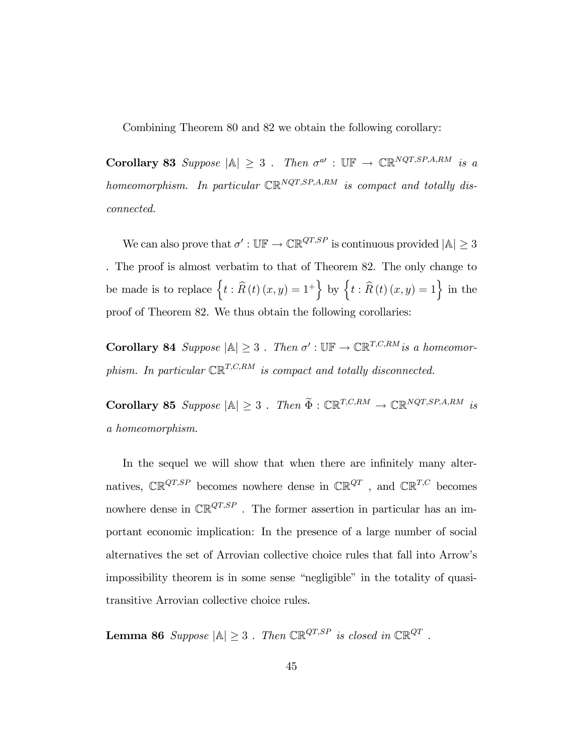Combining Theorem 80 and 82 we obtain the following corollary:

**Corollary 83** *Suppose* $|\mathbb{A}| \geq 3$ *. Then* $\sigma^{a\prime} : \mathbb{UF} \to \mathbb{CR}^{NQT,SP,A,RM}$ *is a homeomorphism. In particular* $\mathbb{CR}^{NQT,SP,A,RM}$ *is compact and totally disconnected.*

We can also prove that $\sigma' : \mathbb{UF} \to \mathbb{CR}^{QT,SP}$ is continuous provided $|\mathbb{A}| \geq 3$ . The proof is almost verbatim to that of Theorem 82. The only change to be made is to replace $\left\{t : \widehat{R}(t)(x,y) = 1^+\right\}$ by $\left\{t : \widehat{R}(t)(x,y) = 1\right\}$ in the proof of Theorem 82. We thus obtain the following corollaries:

**Corollary 84** *Suppose* $|\mathbb{A}| \geq 3$ *. Then* $\sigma' : \mathbb{UF} \to \mathbb{CR}^{T,C,RM}$ *is a homeomorphism. In particular* $\mathbb{CR}^{T,C,RM}$ *is compact and totally disconnected.*

**Corollary 85** *Suppose* $|\mathbb{A}| \geq 3$ *. Then* $\widetilde{\Phi} : \mathbb{CR}^{T,C,RM} \to \mathbb{CR}^{NQT,SP,A,RM}$ *is a homeomorphism.*

In the sequel we will show that when there are infinitely many alternatives, $\mathbb{CR}^{QT,SP}$ becomes nowhere dense in $\mathbb{CR}^{QT}$ , and $\mathbb{CR}^{T,C}$ becomes nowhere dense in $\mathbb{CR}^{QT,SP}$ . The former assertion in particular has an important economic implication: In the presence of a large number of social alternatives the set of Arrovian collective choice rules that fall into Arrow's impossibility theorem is in some sense "negligible" in the totality of quasi-transitive Arrovian collective choice rules.

**Lemma 86** *Suppose* $|\mathbb{A}| \geq 3$ *. Then* $\mathbb{CR}^{QT,SP}$ *is closed in* $\mathbb{CR}^{QT}$ *.*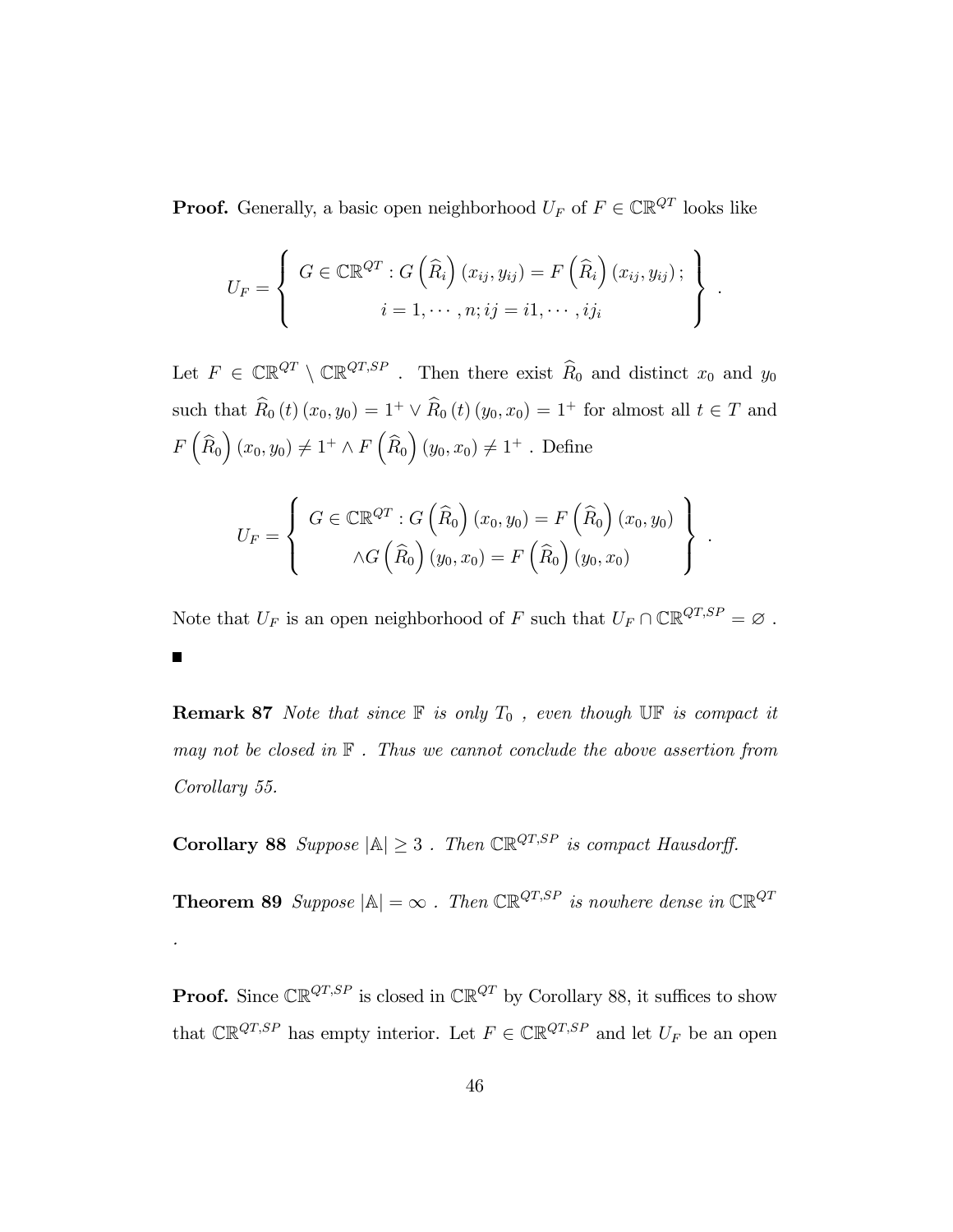**Proof.** Generally, a basic open neighborhood $U_F$ of $F \in \mathbb{CR}^{QT}$ looks like

$$U_F = \left\{ \begin{array}{c} G \in \mathbb{CR}^{QT} : G\left(\widehat{R}_i\right)(x_{ij}, y_{ij}) = F\left(\widehat{R}_i\right)(x_{ij}, y_{ij}); \\ i = 1, \cdots, n; ij = i1, \cdots, ij_i \end{array} \right\} .$$

Let $F \in \mathbb{CR}^{QT} \setminus \mathbb{CR}^{QT,SP}$ . Then there exist $\widehat{R}_0$ and distinct $x_0$ and $y_0$ such that $\widehat{R}_0(t)(x_0, y_0) = 1^+ \vee \widehat{R}_0(t)(y_0, x_0) = 1^+$ for almost all $t \in T$ and $F\left(\widehat{R}_0\right)(x_0, y_0) \neq 1^+ \wedge F\left(\widehat{R}_0\right)(y_0, x_0) \neq 1^+$ . Define

$$U_F = \left\{ \begin{array}{c} G \in \mathbb{CR}^{QT} : G\left(\widehat{R}_0\right)(x_0, y_0) = F\left(\widehat{R}_0\right)(x_0, y_0) \\ \wedge G\left(\widehat{R}_0\right)(y_0, x_0) = F\left(\widehat{R}_0\right)(y_0, x_0) \end{array} \right\} .$$

Note that $U_F$ is an open neighborhood of $F$ such that $U_F \cap \mathbb{CR}^{QT,SP} = \varnothing$ . ∎

**Remark 87** *Note that since $\mathbb{F}$ is only $T_0$ , even though $\mathbb{UF}$ is compact it may not be closed in $\mathbb{F}$ . Thus we cannot conclude the above assertion from Corollary 55.*

**Corollary 88** *Suppose $|\mathbb{A}| \geq 3$ . Then $\mathbb{CR}^{QT,SP}$ is compact Hausdorff.*

**Theorem 89** *Suppose $|\mathbb{A}| = \infty$ . Then $\mathbb{CR}^{QT,SP}$ is nowhere dense in $\mathbb{CR}^{QT}$ .*

**Proof.** Since $\mathbb{CR}^{QT,SP}$ is closed in $\mathbb{CR}^{QT}$ by Corollary 88, it suffices to show that $\mathbb{CR}^{QT,SP}$ has empty interior. Let $F \in \mathbb{CR}^{QT,SP}$ and let $U_F$ be an open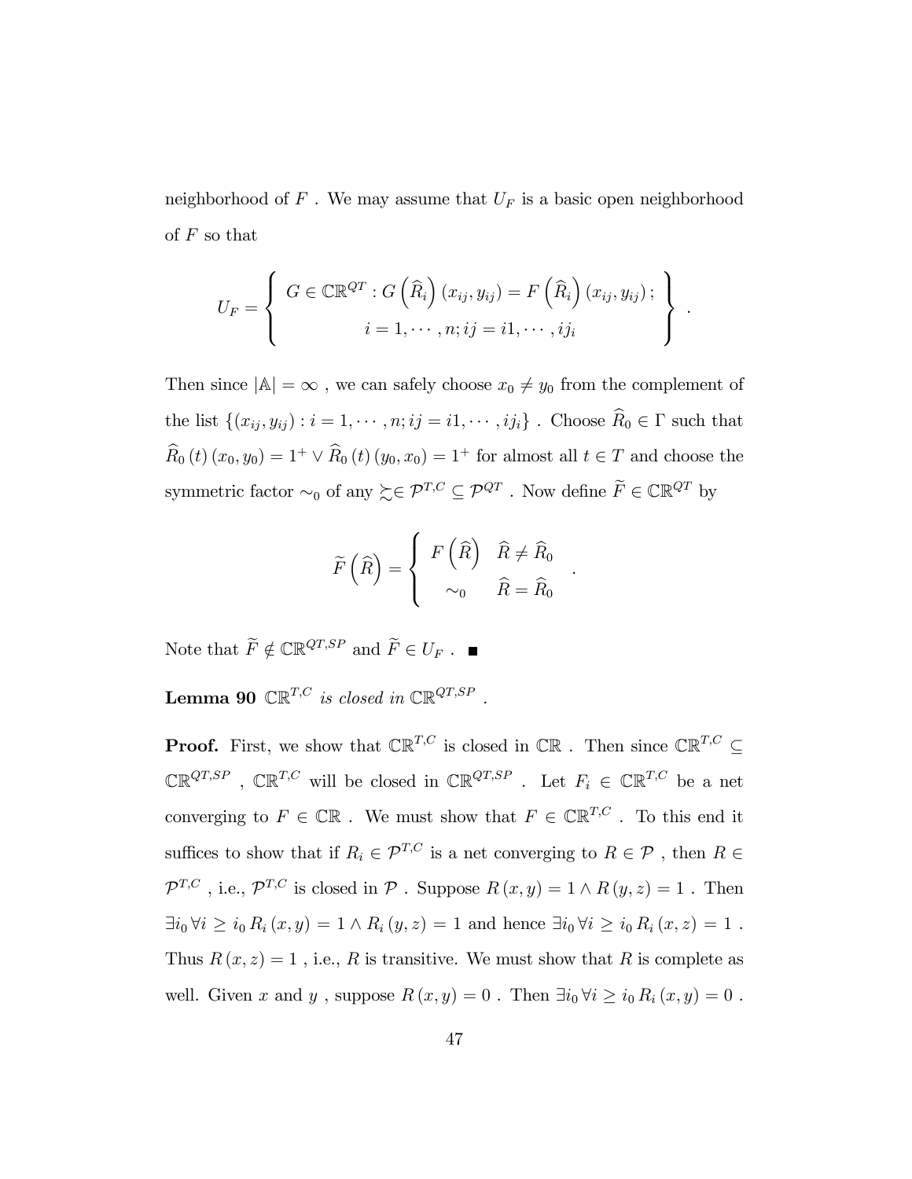neighborhood of $F$ . We may assume that $U_F$ is a basic open neighborhood of $F$ so that

$$U_F = \left\{ \begin{array}{c} G \in \mathbb{CR}^{QT} : G\left(\widehat{R}_i\right)(x_{ij}, y_{ij}) = F\left(\widehat{R}_i\right)(x_{ij}, y_{ij}) \, ; \\ i = 1, \cdots, n; ij = i1, \cdots, ij_i \end{array} \right\} .$$

Then since $|\mathbb{A}| = \infty$ , we can safely choose $x_0 \neq y_0$ from the complement of the list $\{(x_{ij}, y_{ij}) : i = 1, \cdots, n; ij = i1, \cdots, ij_i\}$ . Choose $\widehat{R}_0 \in \Gamma$ such that $\widehat{R}_0(t)(x_0, y_0) = 1^+ \vee \widehat{R}_0(t)(y_0, x_0) = 1^+$ for almost all $t \in T$ and choose the symmetric factor $\sim_0$ of any $\succsim \in \mathcal{P}^{T,C} \subseteq \mathcal{P}^{QT}$ . Now define $\widetilde{F} \in \mathbb{CR}^{QT}$ by

$$\widetilde{F}\left(\widehat{R}\right) = \left\{ \begin{array}{ll} F\left(\widehat{R}\right) & \widehat{R} \neq \widehat{R}_0 \\ \sim_0 & \widehat{R} = \widehat{R}_0 \end{array} \right. .$$

Note that $\widetilde{F} \notin \mathbb{CR}^{QT,SP}$ and $\widetilde{F} \in U_F$ . ∎

**Lemma 90** *$\mathbb{CR}^{T,C}$ is closed in $\mathbb{CR}^{QT,SP}$ .*

**Proof.** First, we show that $\mathbb{CR}^{T,C}$ is closed in $\mathbb{CR}$ . Then since $\mathbb{CR}^{T,C} \subseteq \mathbb{CR}^{QT,SP}$ , $\mathbb{CR}^{T,C}$ will be closed in $\mathbb{CR}^{QT,SP}$ . Let $F_i \in \mathbb{CR}^{T,C}$ be a net converging to $F \in \mathbb{CR}$ . We must show that $F \in \mathbb{CR}^{T,C}$ . To this end it suffices to show that if $R_i \in \mathcal{P}^{T,C}$ is a net converging to $R \in \mathcal{P}$ , then $R \in \mathcal{P}^{T,C}$ , i.e., $\mathcal{P}^{T,C}$ is closed in $\mathcal{P}$ . Suppose $R(x,y) = 1 \wedge R(y,z) = 1$ . Then $\exists i_0 \, \forall i \geq i_0 \, R_i(x,y) = 1 \wedge R_i(y,z) = 1$ and hence $\exists i_0 \, \forall i \geq i_0 \, R_i(x,z) = 1$ . Thus $R(x,z) = 1$ , i.e., $R$ is transitive. We must show that $R$ is complete as well. Given $x$ and $y$ , suppose $R(x,y) = 0$ . Then $\exists i_0 \, \forall i \geq i_0 \, R_i(x,y) = 0$ .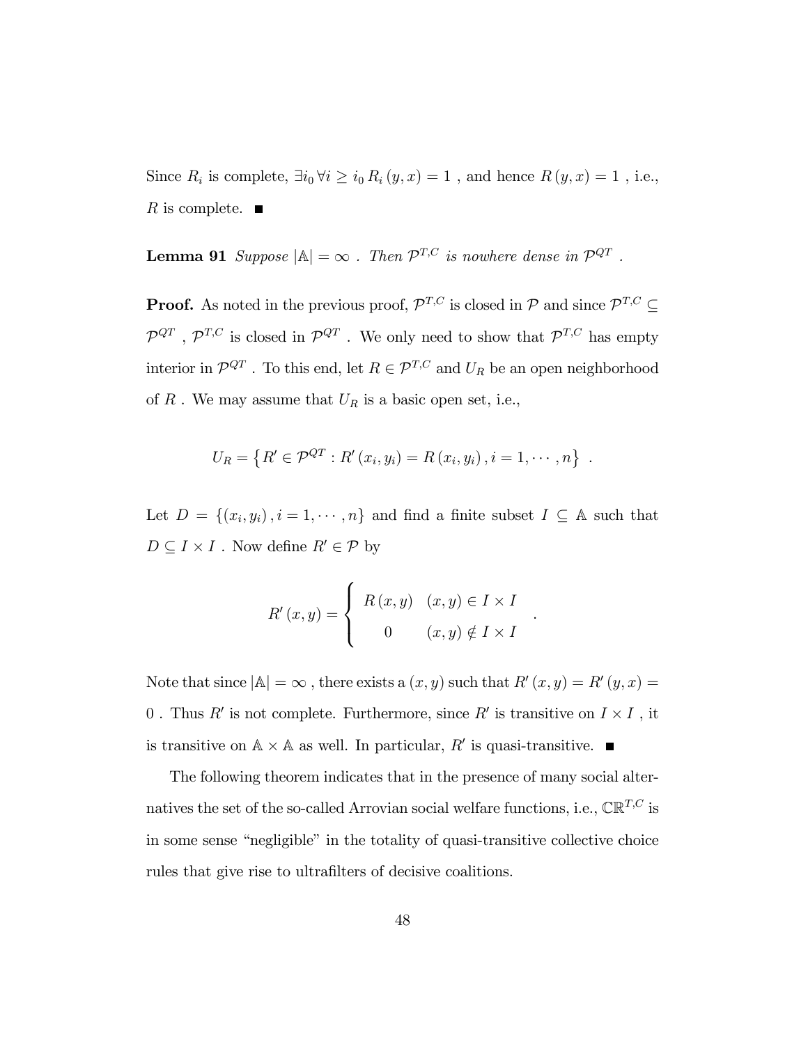Since $R_i$ is complete, $\exists i_0 \, \forall i \geq i_0 \, R_i(y, x) = 1$ , and hence $R(y, x) = 1$ , i.e., $R$ is complete. ■

**Lemma 91** *Suppose $|\mathbb{A}| = \infty$ . Then $\mathcal{P}^{T,C}$ is nowhere dense in $\mathcal{P}^{QT}$ .*

**Proof.** As noted in the previous proof, $\mathcal{P}^{T,C}$ is closed in $\mathcal{P}$ and since $\mathcal{P}^{T,C} \subseteq \mathcal{P}^{QT}$ , $\mathcal{P}^{T,C}$ is closed in $\mathcal{P}^{QT}$ . We only need to show that $\mathcal{P}^{T,C}$ has empty interior in $\mathcal{P}^{QT}$ . To this end, let $R \in \mathcal{P}^{T,C}$ and $U_R$ be an open neighborhood of $R$ . We may assume that $U_R$ is a basic open set, i.e.,

$$U_R = \left\{ R' \in \mathcal{P}^{QT} : R'(x_i, y_i) = R(x_i, y_i), i = 1, \cdots, n \right\} .$$

Let $D = \{(x_i, y_i), i = 1, \cdots, n\}$ and find a finite subset $I \subseteq \mathbb{A}$ such that $D \subseteq I \times I$ . Now define $R' \in \mathcal{P}$ by

$$R'(x, y) = \begin{cases} R(x, y) & (x, y) \in I \times I \\ 0 & (x, y) \notin I \times I \end{cases} .$$

Note that since $|\mathbb{A}| = \infty$ , there exists a $(x, y)$ such that $R'(x, y) = R'(y, x) = 0$ . Thus $R'$ is not complete. Furthermore, since $R'$ is transitive on $I \times I$ , it is transitive on $\mathbb{A} \times \mathbb{A}$ as well. In particular, $R'$ is quasi-transitive. ■

The following theorem indicates that in the presence of many social alternatives the set of the so-called Arrovian social welfare functions, i.e., $\mathbb{CR}^{T,C}$ is in some sense "negligible" in the totality of quasi-transitive collective choice rules that give rise to ultrafilters of decisive coalitions.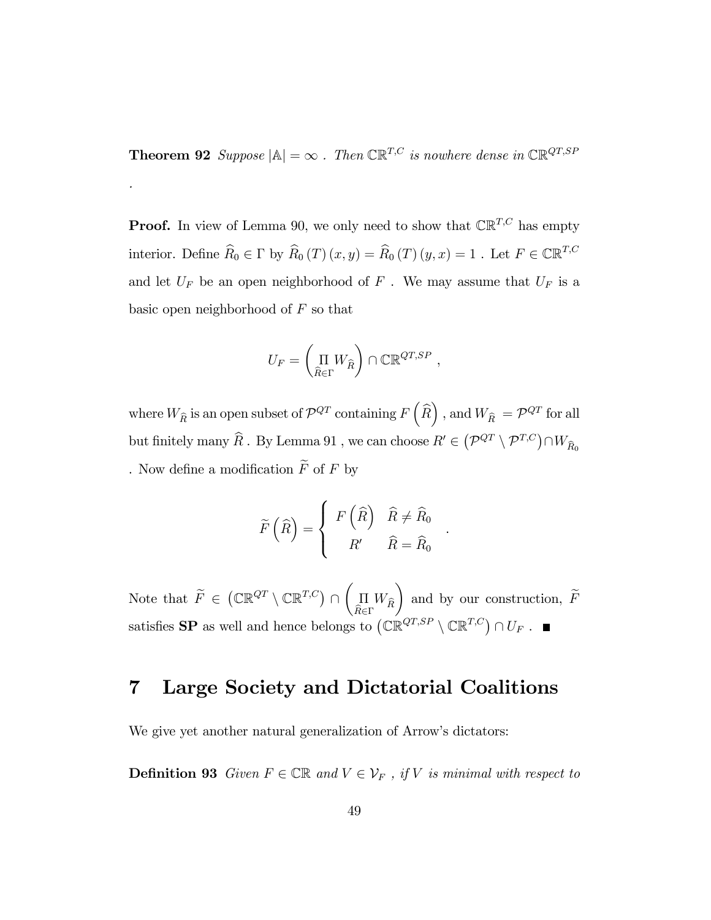**Theorem 92** *Suppose $|\mathbb{A}| = \infty$ . Then $\mathbb{CR}^{T,C}$ is nowhere dense in $\mathbb{CR}^{QT,SP}$*

*.*

**Proof.** In view of Lemma 90, we only need to show that $\mathbb{CR}^{T,C}$ has empty interior. Define $\widehat{R}_0 \in \Gamma$ by $\widehat{R}_0(T)(x,y) = \widehat{R}_0(T)(y,x) = 1$ . Let $F \in \mathbb{CR}^{T,C}$ and let $U_F$ be an open neighborhood of $F$ . We may assume that $U_F$ is a basic open neighborhood of $F$ so that

$$U_F = \left( \underset{\widehat{R} \in \Gamma}{\Pi} W_{\widehat{R}} \right) \cap \mathbb{CR}^{QT,SP} ,$$

where $W_{\widehat{R}}$ is an open subset of $\mathcal{P}^{QT}$ containing $F\left(\widehat{R}\right)$ , and $W_{\widehat{R}} = \mathcal{P}^{QT}$ for all but finitely many $\widehat{R}$ . By Lemma 91 , we can choose $R' \in \left(\mathcal{P}^{QT} \setminus \mathcal{P}^{T,C}\right) \cap W_{\widehat{R}_0}$ . Now define a modification $\widetilde{F}$ of $F$ by

$$\widetilde{F}\left(\widehat{R}\right) = \begin{cases} F\left(\widehat{R}\right) & \widehat{R} \neq \widehat{R}_0 \\ R' & \widehat{R} = \widehat{R}_0 \end{cases} .$$

Note that $\widetilde{F} \in \left(\mathbb{CR}^{QT} \setminus \mathbb{CR}^{T,C}\right) \cap \left( \underset{\widehat{R} \in \Gamma}{\Pi} W_{\widehat{R}} \right)$ and by our construction, $\widetilde{F}$ satisfies **SP** as well and hence belongs to $\left(\mathbb{CR}^{QT,SP} \setminus \mathbb{CR}^{T,C}\right) \cap U_F$ . ■

# 7 Large Society and Dictatorial Coalitions

We give yet another natural generalization of Arrow's dictators:

**Definition 93** *Given $F \in \mathbb{CR}$ and $V \in \mathcal{V}_F$ , if $V$ is minimal with respect to*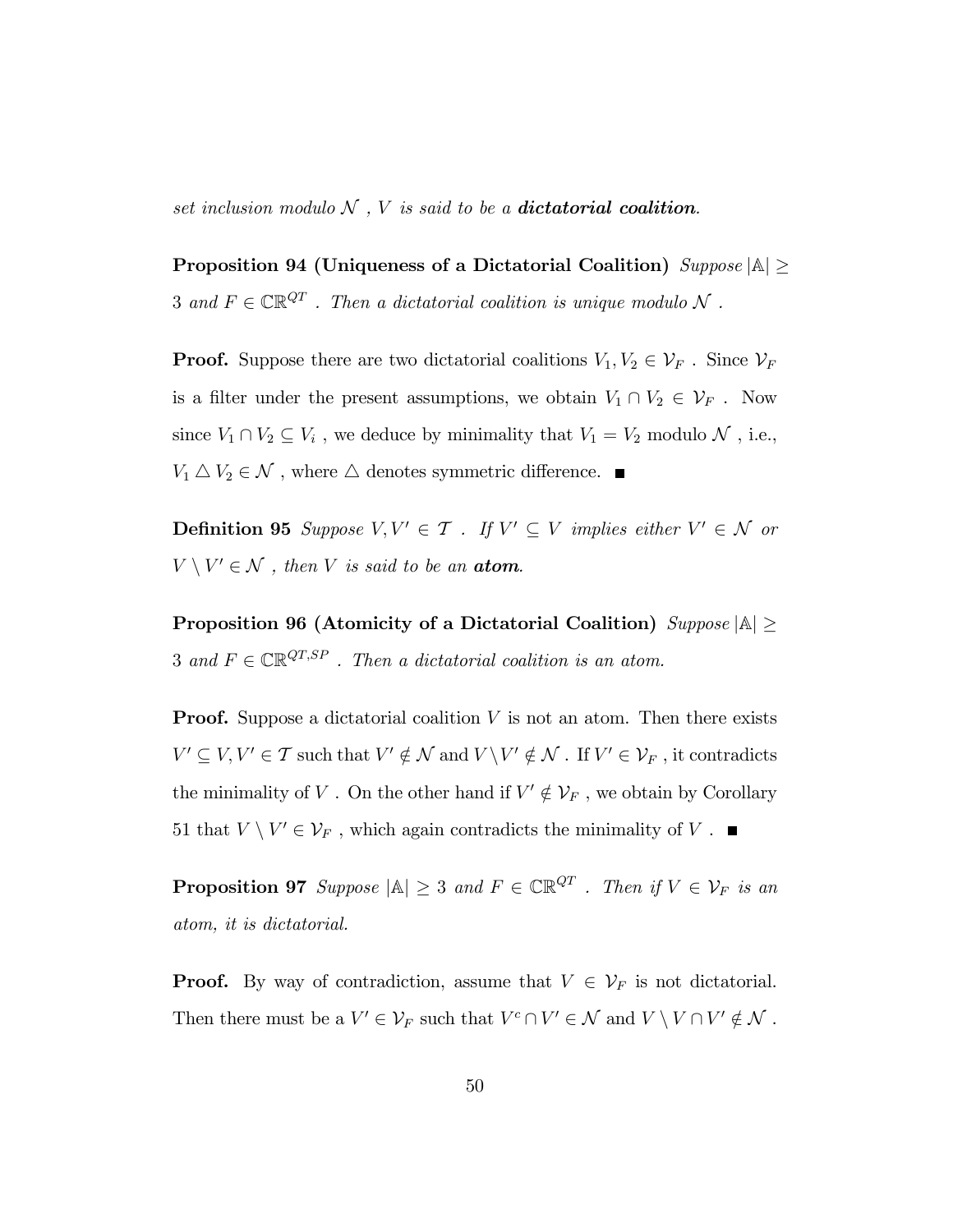*set inclusion modulo $\mathcal{N}$ , $V$ is said to be a **dictatorial coalition**.*

**Proposition 94 (Uniqueness of a Dictatorial Coalition)** *Suppose $|\mathbb{A}| \geq 3$ and $F \in \mathbb{CR}^{QT}$ . Then a dictatorial coalition is unique modulo $\mathcal{N}$ .*

**Proof.** Suppose there are two dictatorial coalitions $V_1, V_2 \in \mathcal{V}_F$ . Since $\mathcal{V}_F$ is a filter under the present assumptions, we obtain $V_1 \cap V_2 \in \mathcal{V}_F$ . Now since $V_1 \cap V_2 \subseteq V_i$ , we deduce by minimality that $V_1 = V_2$ modulo $\mathcal{N}$ , i.e., $V_1 \triangle V_2 \in \mathcal{N}$ , where $\triangle$ denotes symmetric difference. ■

**Definition 95** *Suppose $V, V' \in \mathcal{T}$ . If $V' \subseteq V$ implies either $V' \in \mathcal{N}$ or $V \setminus V' \in \mathcal{N}$ , then $V$ is said to be an **atom**.*

**Proposition 96 (Atomicity of a Dictatorial Coalition)** *Suppose $|\mathbb{A}| \geq 3$ and $F \in \mathbb{CR}^{QT,SP}$ . Then a dictatorial coalition is an atom.*

**Proof.** Suppose a dictatorial coalition $V$ is not an atom. Then there exists $V' \subseteq V, V' \in \mathcal{T}$ such that $V' \notin \mathcal{N}$ and $V \setminus V' \notin \mathcal{N}$ . If $V' \in \mathcal{V}_F$ , it contradicts the minimality of $V$ . On the other hand if $V' \notin \mathcal{V}_F$ , we obtain by Corollary 51 that $V \setminus V' \in \mathcal{V}_F$ , which again contradicts the minimality of $V$ . ■

**Proposition 97** *Suppose $|\mathbb{A}| \geq 3$ and $F \in \mathbb{CR}^{QT}$ . Then if $V \in \mathcal{V}_F$ is an atom, it is dictatorial.*

**Proof.** By way of contradiction, assume that $V \in \mathcal{V}_F$ is not dictatorial. Then there must be a $V' \in \mathcal{V}_F$ such that $V^c \cap V' \in \mathcal{N}$ and $V \setminus V \cap V' \notin \mathcal{N}$ .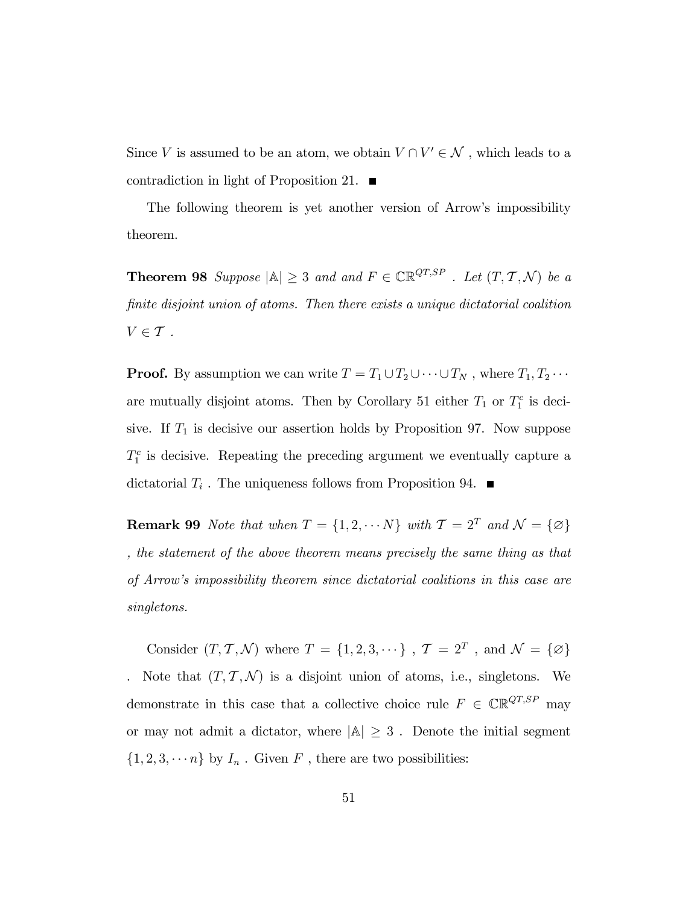Since $V$ is assumed to be an atom, we obtain $V \cap V' \in \mathcal{N}$ , which leads to a contradiction in light of Proposition 21. ■

The following theorem is yet another version of Arrow's impossibility theorem.

**Theorem 98** *Suppose* $|\mathbb{A}| \geq 3$ *and and* $F \in \mathbb{CR}^{QT,SP}$ *. Let* $(T, \mathcal{T}, \mathcal{N})$ *be a finite disjoint union of atoms. Then there exists a unique dictatorial coalition* $V \in \mathcal{T}$ *.*

**Proof.** By assumption we can write $T = T_1 \cup T_2 \cup \cdots \cup T_N$ , where $T_1, T_2 \cdots$ are mutually disjoint atoms. Then by Corollary 51 either $T_1$ or $T_1^c$ is decisive. If $T_1$ is decisive our assertion holds by Proposition 97. Now suppose $T_1^c$ is decisive. Repeating the preceding argument we eventually capture a dictatorial $T_i$ . The uniqueness follows from Proposition 94. ■

**Remark 99** *Note that when* $T = \{1, 2, \cdots N\}$ *with* $\mathcal{T} = 2^T$ *and* $\mathcal{N} = \{\varnothing\}$ *, the statement of the above theorem means precisely the same thing as that of Arrow's impossibility theorem since dictatorial coalitions in this case are singletons.*

Consider $(T, \mathcal{T}, \mathcal{N})$ where $T = \{1, 2, 3, \cdots\}$ , $\mathcal{T} = 2^T$ , and $\mathcal{N} = \{\varnothing\}$ . Note that $(T, \mathcal{T}, \mathcal{N})$ is a disjoint union of atoms, i.e., singletons. We demonstrate in this case that a collective choice rule $F \in \mathbb{CR}^{QT,SP}$ may or may not admit a dictator, where $|\mathbb{A}| \geq 3$ . Denote the initial segment $\{1, 2, 3, \cdots n\}$ by $I_n$ . Given $F$ , there are two possibilities: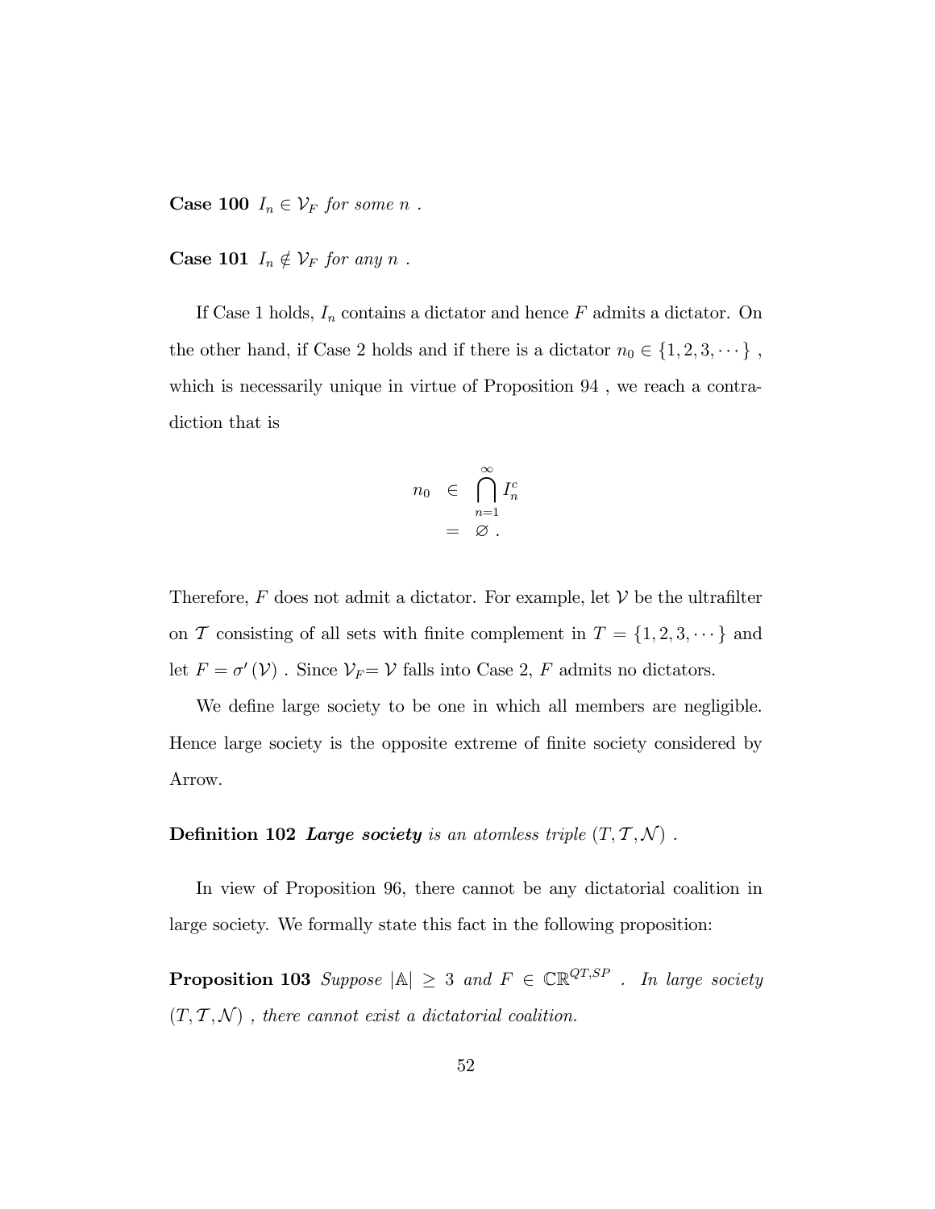**Case 100** $I_n \in \mathcal{V}_F$ *for some* $n$ *.*

**Case 101** $I_n \notin \mathcal{V}_F$ *for any* $n$ *.*

If Case 1 holds, $I_n$ contains a dictator and hence $F$ admits a dictator. On the other hand, if Case 2 holds and if there is a dictator $n_0 \in \{1, 2, 3, \cdots\}$ , which is necessarily unique in virtue of Proposition 94 , we reach a contradiction that is

$$
\begin{aligned}
n_0 &\in \bigcap_{n=1}^{\infty} I_n^c \\
&= \varnothing \ .
\end{aligned}
$$

Therefore, $F$ does not admit a dictator. For example, let $\mathcal{V}$ be the ultrafilter on $\mathcal{T}$ consisting of all sets with finite complement in $T = \{1, 2, 3, \cdots\}$ and let $F = \sigma'(\mathcal{V})$ . Since $\mathcal{V}_F = \mathcal{V}$ falls into Case 2, $F$ admits no dictators.

We define large society to be one in which all members are negligible. Hence large society is the opposite extreme of finite society considered by Arrow.

**Definition 102** ***Large society*** *is an atomless triple* $(T, \mathcal{T}, \mathcal{N})$ *.*

In view of Proposition 96, there cannot be any dictatorial coalition in large society. We formally state this fact in the following proposition:

**Proposition 103** *Suppose* $|\mathbb{A}| \geq 3$ *and* $F \in \mathbb{CR}^{QT,SP}$ *. In large society* $(T, \mathcal{T}, \mathcal{N})$ *, there cannot exist a dictatorial coalition.*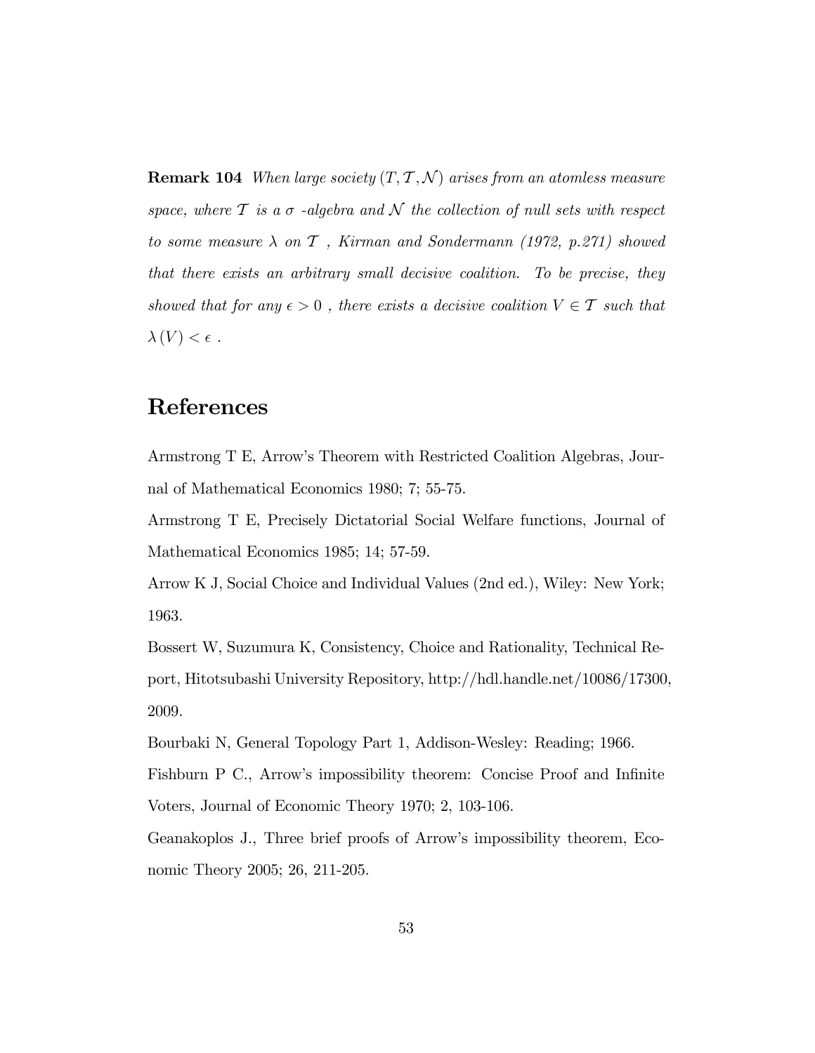**Remark 104** *When large society $(T, \mathcal{T}, \mathcal{N})$ arises from an atomless measure space, where $\mathcal{T}$ is a $\sigma$ -algebra and $\mathcal{N}$ the collection of null sets with respect to some measure $\lambda$ on $\mathcal{T}$ , Kirman and Sondermann (1972, p.271) showed that there exists an arbitrary small decisive coalition. To be precise, they showed that for any $\epsilon > 0$ , there exists a decisive coalition $V \in \mathcal{T}$ such that $\lambda(V) < \epsilon$ .*

# References

Armstrong T E, Arrow's Theorem with Restricted Coalition Algebras, Journal of Mathematical Economics 1980; 7; 55-75.

Armstrong T E, Precisely Dictatorial Social Welfare functions, Journal of Mathematical Economics 1985; 14; 57-59.

Arrow K J, Social Choice and Individual Values (2nd ed.), Wiley: New York; 1963.

Bossert W, Suzumura K, Consistency, Choice and Rationality, Technical Report, Hitotsubashi University Repository, http://hdl.handle.net/10086/17300, 2009.

Bourbaki N, General Topology Part 1, Addison-Wesley: Reading; 1966.

Fishburn P C., Arrow's impossibility theorem: Concise Proof and Infinite Voters, Journal of Economic Theory 1970; 2, 103-106.

Geanakoplos J., Three brief proofs of Arrow's impossibility theorem, Economic Theory 2005; 26, 211-205.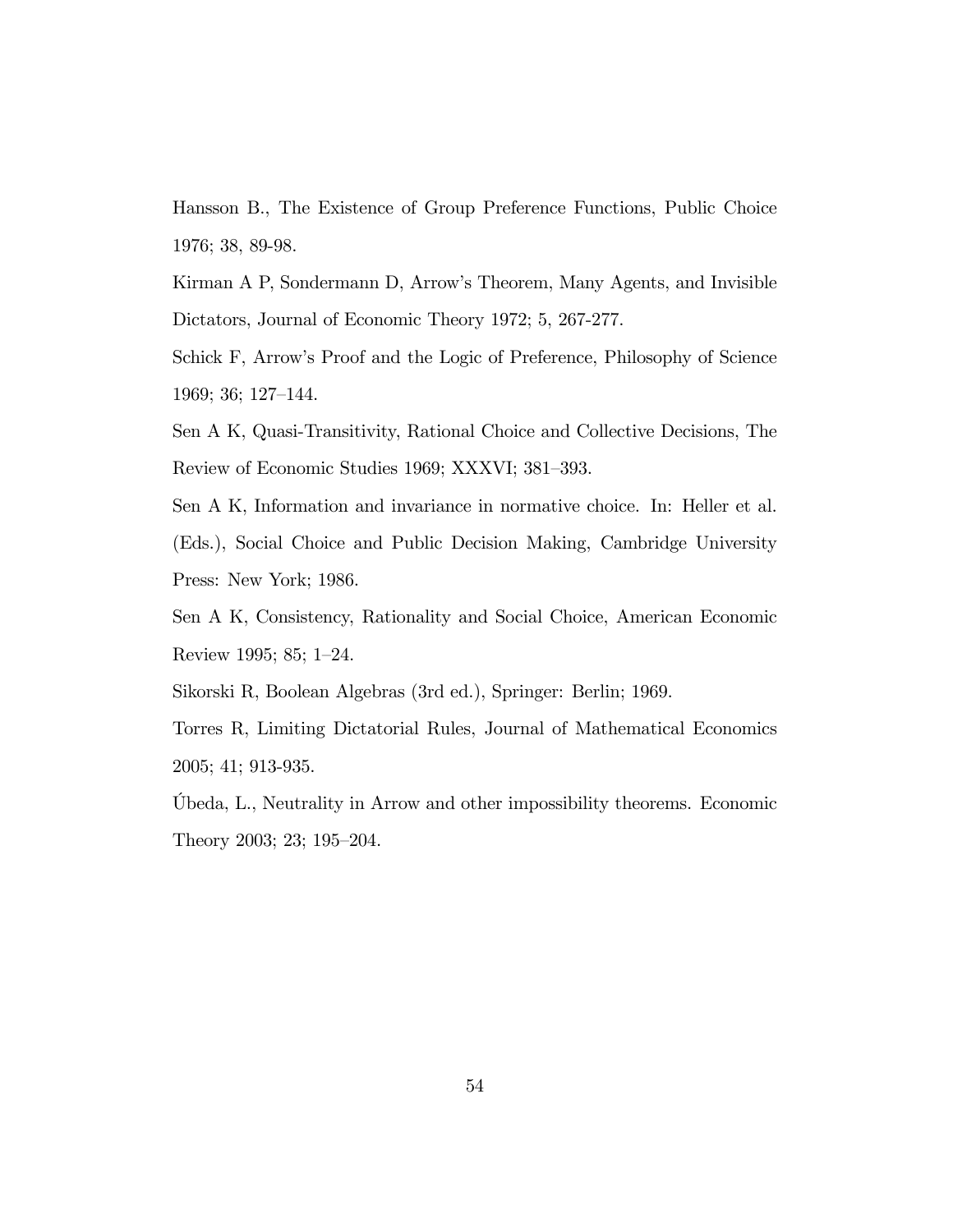Hansson B., The Existence of Group Preference Functions, Public Choice 1976; 38, 89-98.

Kirman A P, Sondermann D, Arrow's Theorem, Many Agents, and Invisible Dictators, Journal of Economic Theory 1972; 5, 267-277.

Schick F, Arrow's Proof and the Logic of Preference, Philosophy of Science 1969; 36; 127–144.

Sen A K, Quasi-Transitivity, Rational Choice and Collective Decisions, The Review of Economic Studies 1969; XXXVI; 381–393.

Sen A K, Information and invariance in normative choice. In: Heller et al. (Eds.), Social Choice and Public Decision Making, Cambridge University Press: New York; 1986.

Sen A K, Consistency, Rationality and Social Choice, American Economic Review 1995; 85; 1–24.

Sikorski R, Boolean Algebras (3rd ed.), Springer: Berlin; 1969.

Torres R, Limiting Dictatorial Rules, Journal of Mathematical Economics 2005; 41; 913-935.

Úbeda, L., Neutrality in Arrow and other impossibility theorems. Economic Theory 2003; 23; 195–204.